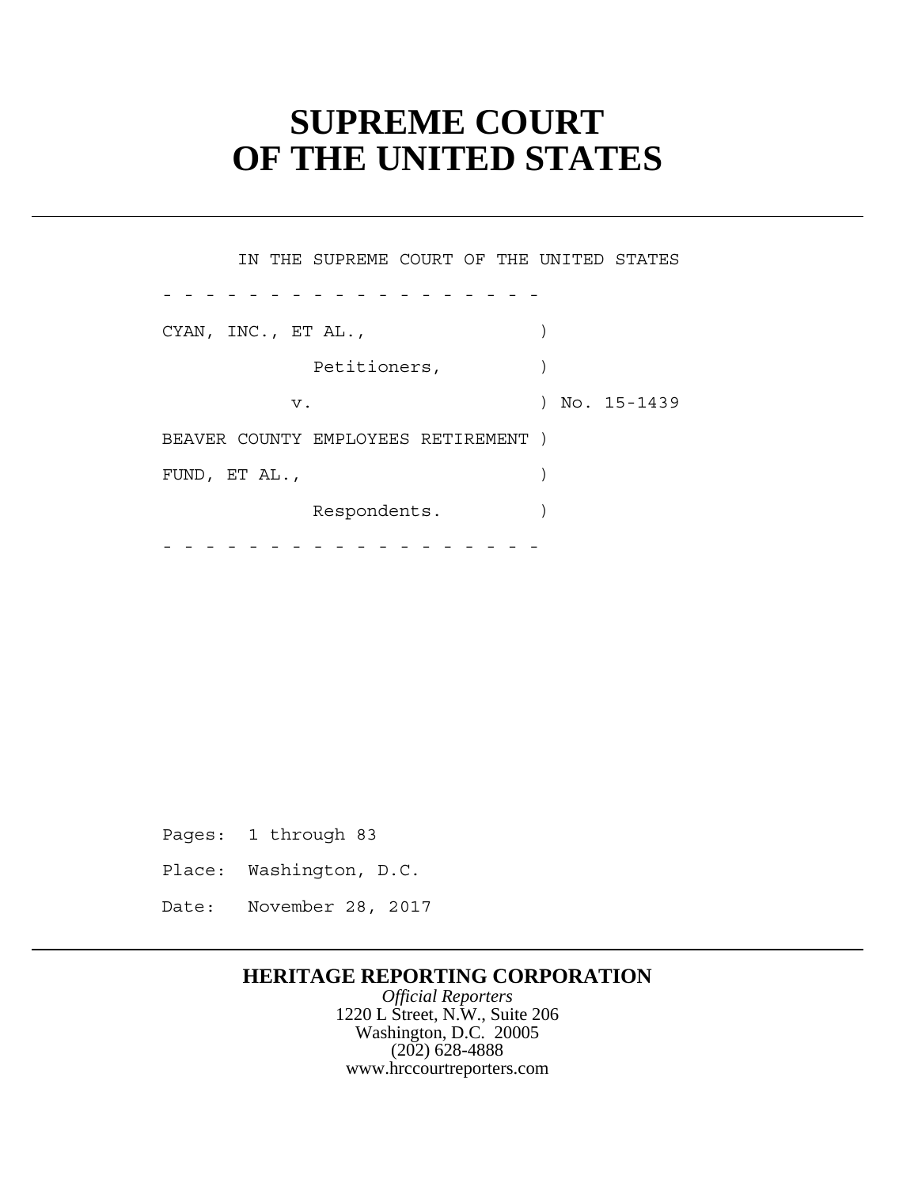# SUPREME COURT OF THE UNITED STATES

IN THE SUPREME COURT OF THE UNITED STATES

\- - - - - - - - - - - - - - - - - -

CYAN, INC., ET AL., )

Petitioners, )

v. ) No. 15-1439

BEAVER COUNTY EMPLOYEES RETIREMENT )

FUND, ET AL., )

Respondents. )

\- - - - - - - - - - - - - - - - - -

Pages: 1 through 83

Place: Washington, D.C.

Date: November 28, 2017

**HERITAGE REPORTING CORPORATION**

*Official Reporters*

1220 L Street, N.W., Suite 206

Washington, D.C. 20005

(202) 628-4888

www.hrccourtreporters.com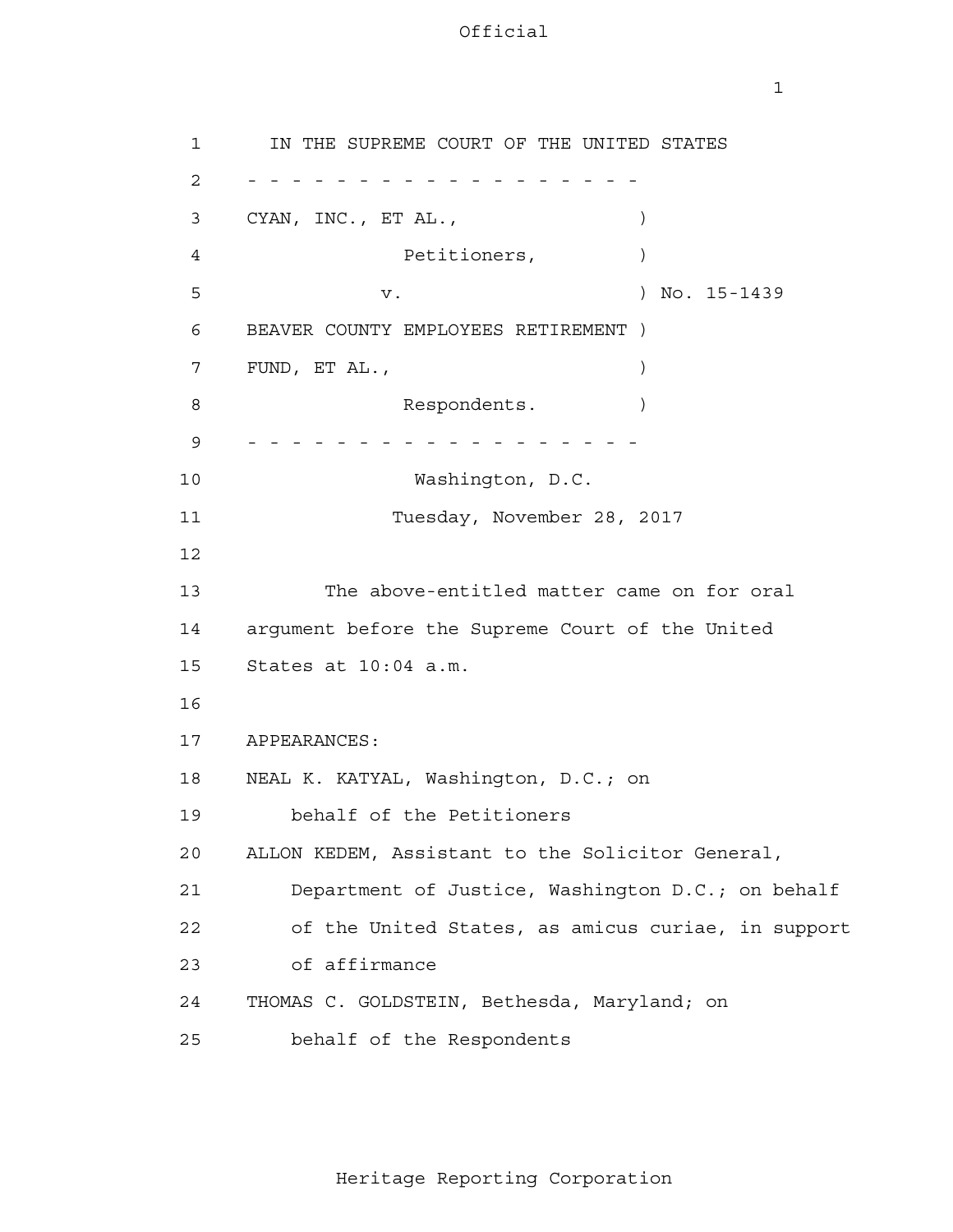IN THE SUPREME COURT OF THE UNITED STATES

\- - - - - - - - - - - - - - - - - - - -

CYAN, INC., ET AL., )

Petitioners, )

v. ) No. 15-1439

BEAVER COUNTY EMPLOYEES RETIREMENT )

FUND, ET AL., )

Respondents. )

\- - - - - - - - - - - - - - - - - - - -

Washington, D.C.

Tuesday, November 28, 2017

The above-entitled matter came on for oral argument before the Supreme Court of the United States at 10:04 a.m.

APPEARANCES:

NEAL K. KATYAL, Washington, D.C.; on behalf of the Petitioners

ALLON KEDEM, Assistant to the Solicitor General, Department of Justice, Washington D.C.; on behalf of the United States, as amicus curiae, in support of affirmance

THOMAS C. GOLDSTEIN, Bethesda, Maryland; on behalf of the Respondents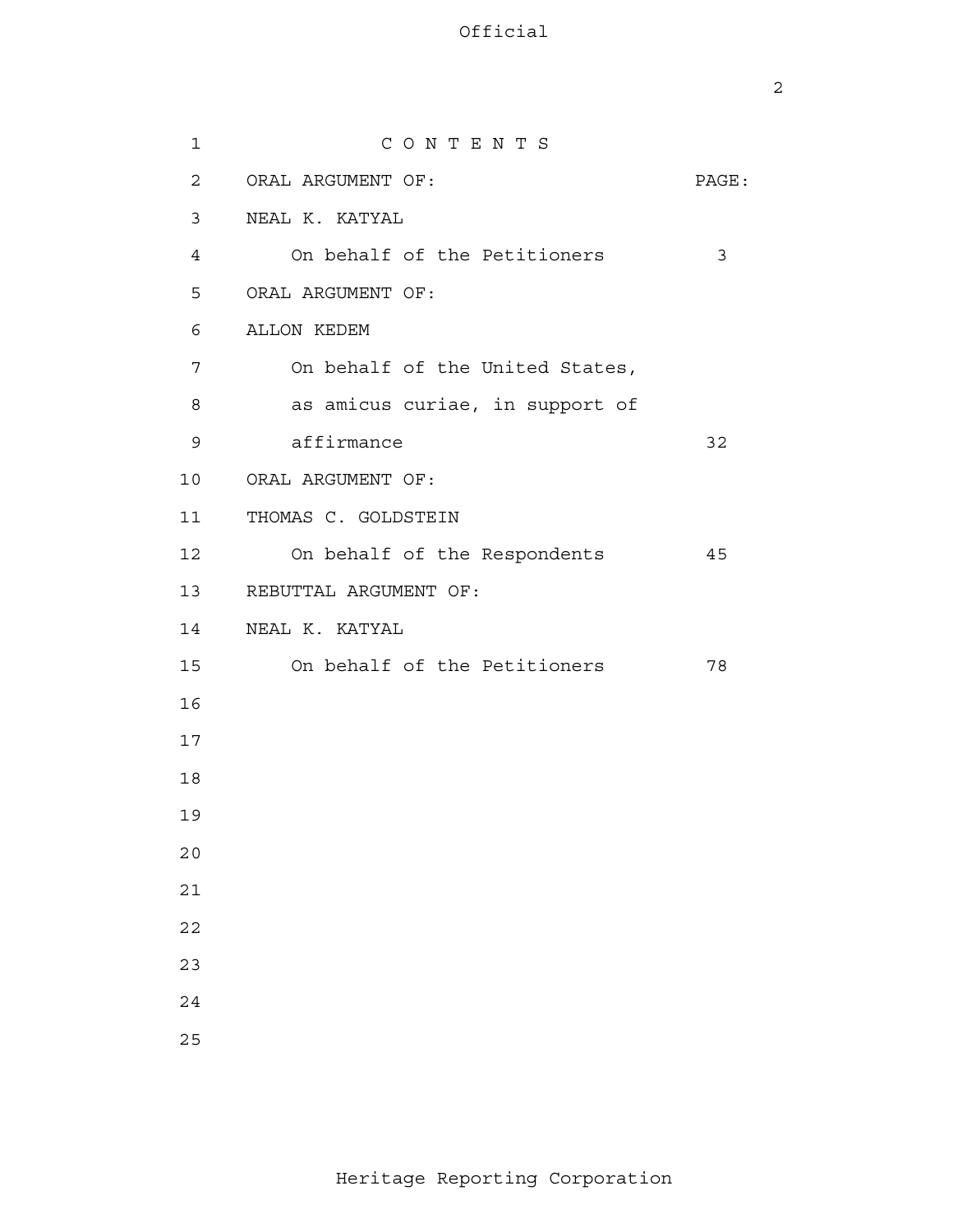C O N T E N T S

| ORAL ARGUMENT OF: | PAGE: |
|---|---|
| NEAL K. KATYAL | |
| On behalf of the Petitioners | 3 |
| ORAL ARGUMENT OF: | |
| ALLON KEDEM | |
| On behalf of the United States, as amicus curiae, in support of affirmance | 32 |
| ORAL ARGUMENT OF: | |
| THOMAS C. GOLDSTEIN | |
| On behalf of the Respondents | 45 |
| REBUTTAL ARGUMENT OF: | |
| NEAL K. KATYAL | |
| On behalf of the Petitioners | 78 |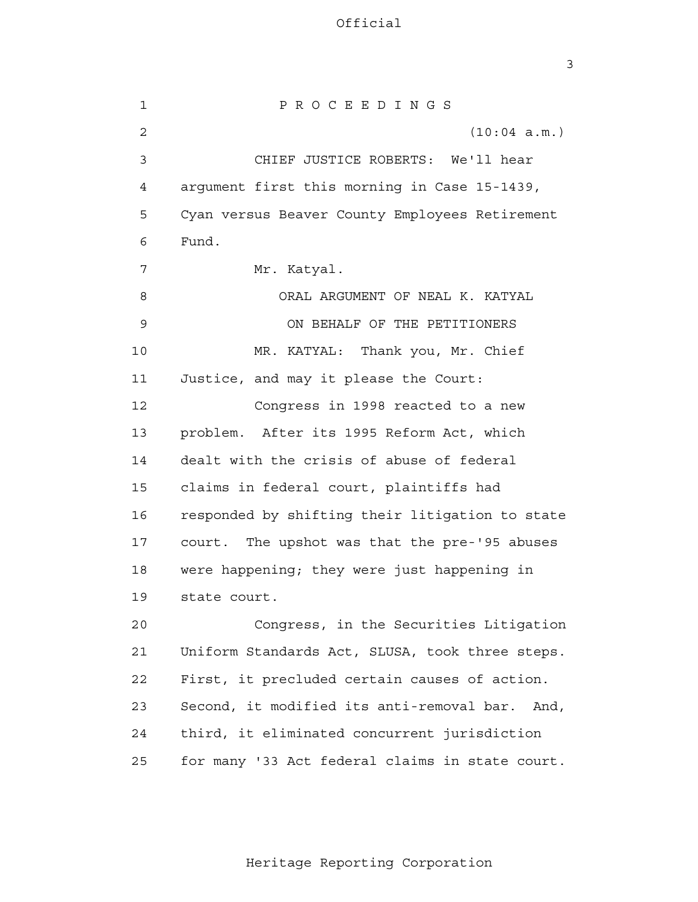P R O C E E D I N G S

(10:04 a.m.)

CHIEF JUSTICE ROBERTS: We'll hear argument first this morning in Case 15-1439, Cyan versus Beaver County Employees Retirement Fund.

Mr. Katyal.

ORAL ARGUMENT OF NEAL K. KATYAL

ON BEHALF OF THE PETITIONERS

MR. KATYAL: Thank you, Mr. Chief Justice, and may it please the Court:

Congress in 1998 reacted to a new problem. After its 1995 Reform Act, which dealt with the crisis of abuse of federal claims in federal court, plaintiffs had responded by shifting their litigation to state court. The upshot was that the pre-'95 abuses were happening; they were just happening in state court.

Congress, in the Securities Litigation Uniform Standards Act, SLUSA, took three steps. First, it precluded certain causes of action. Second, it modified its anti-removal bar. And, third, it eliminated concurrent jurisdiction for many '33 Act federal claims in state court.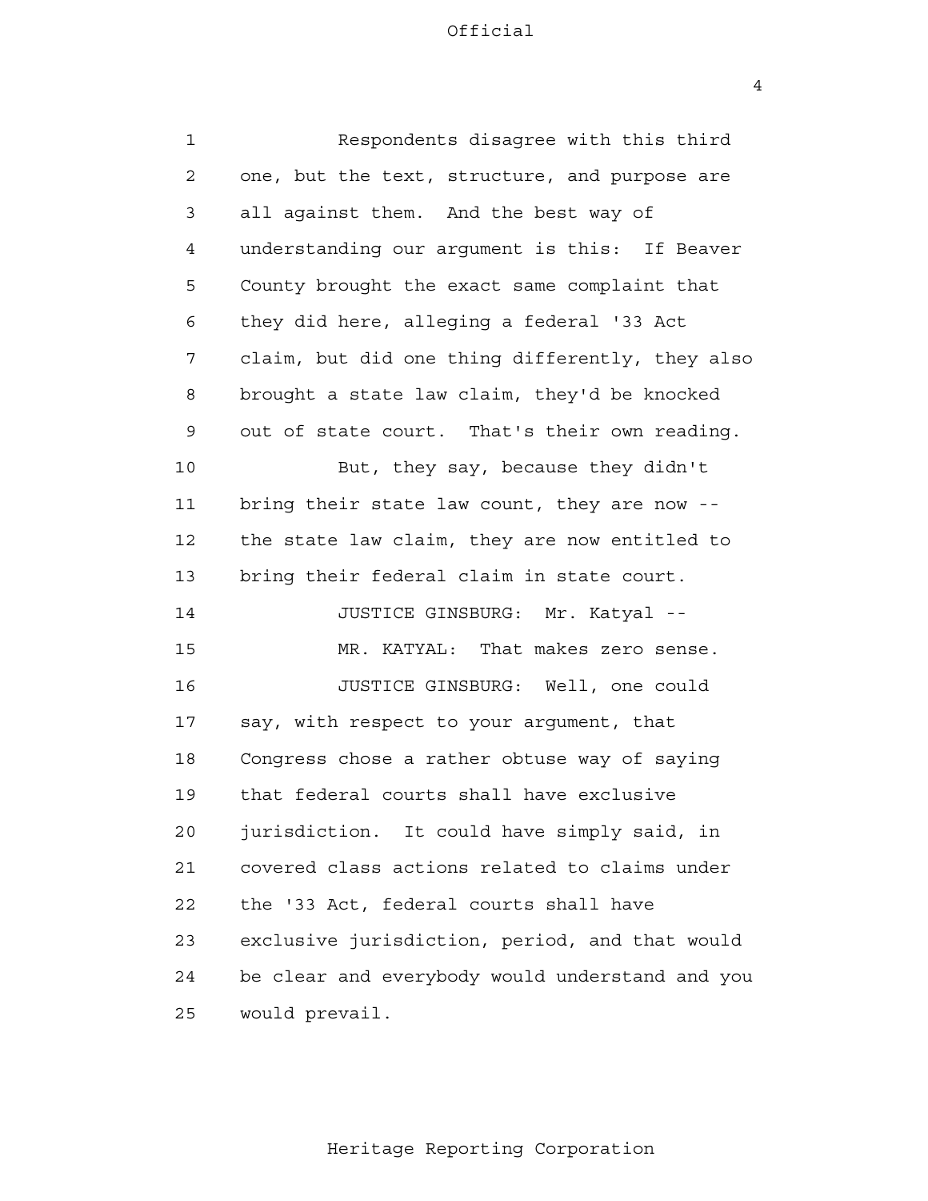Respondents disagree with this third one, but the text, structure, and purpose are all against them. And the best way of understanding our argument is this: If Beaver County brought the exact same complaint that they did here, alleging a federal '33 Act claim, but did one thing differently, they also brought a state law claim, they'd be knocked out of state court. That's their own reading.

But, they say, because they didn't bring their state law count, they are now -- the state law claim, they are now entitled to bring their federal claim in state court.

JUSTICE GINSBURG: Mr. Katyal --

MR. KATYAL: That makes zero sense.

JUSTICE GINSBURG: Well, one could say, with respect to your argument, that Congress chose a rather obtuse way of saying that federal courts shall have exclusive jurisdiction. It could have simply said, in covered class actions related to claims under the '33 Act, federal courts shall have exclusive jurisdiction, period, and that would be clear and everybody would understand and you would prevail.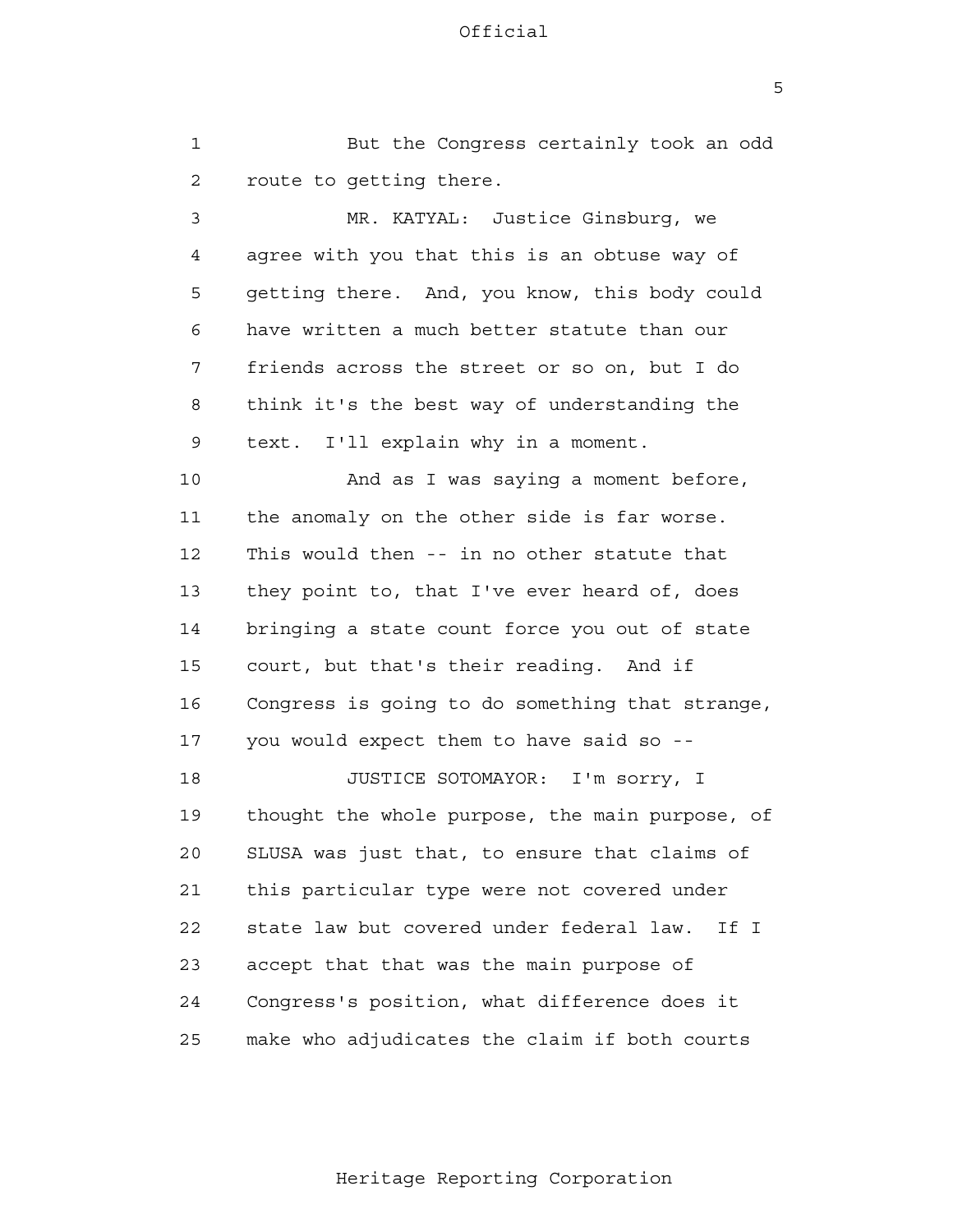But the Congress certainly took an odd route to getting there.

MR. KATYAL: Justice Ginsburg, we agree with you that this is an obtuse way of getting there. And, you know, this body could have written a much better statute than our friends across the street or so on, but I do think it's the best way of understanding the text. I'll explain why in a moment.

And as I was saying a moment before, the anomaly on the other side is far worse. This would then -- in no other statute that they point to, that I've ever heard of, does bringing a state count force you out of state court, but that's their reading. And if Congress is going to do something that strange, you would expect them to have said so --

JUSTICE SOTOMAYOR: I'm sorry, I thought the whole purpose, the main purpose, of SLUSA was just that, to ensure that claims of this particular type were not covered under state law but covered under federal law. If I accept that that was the main purpose of Congress's position, what difference does it make who adjudicates the claim if both courts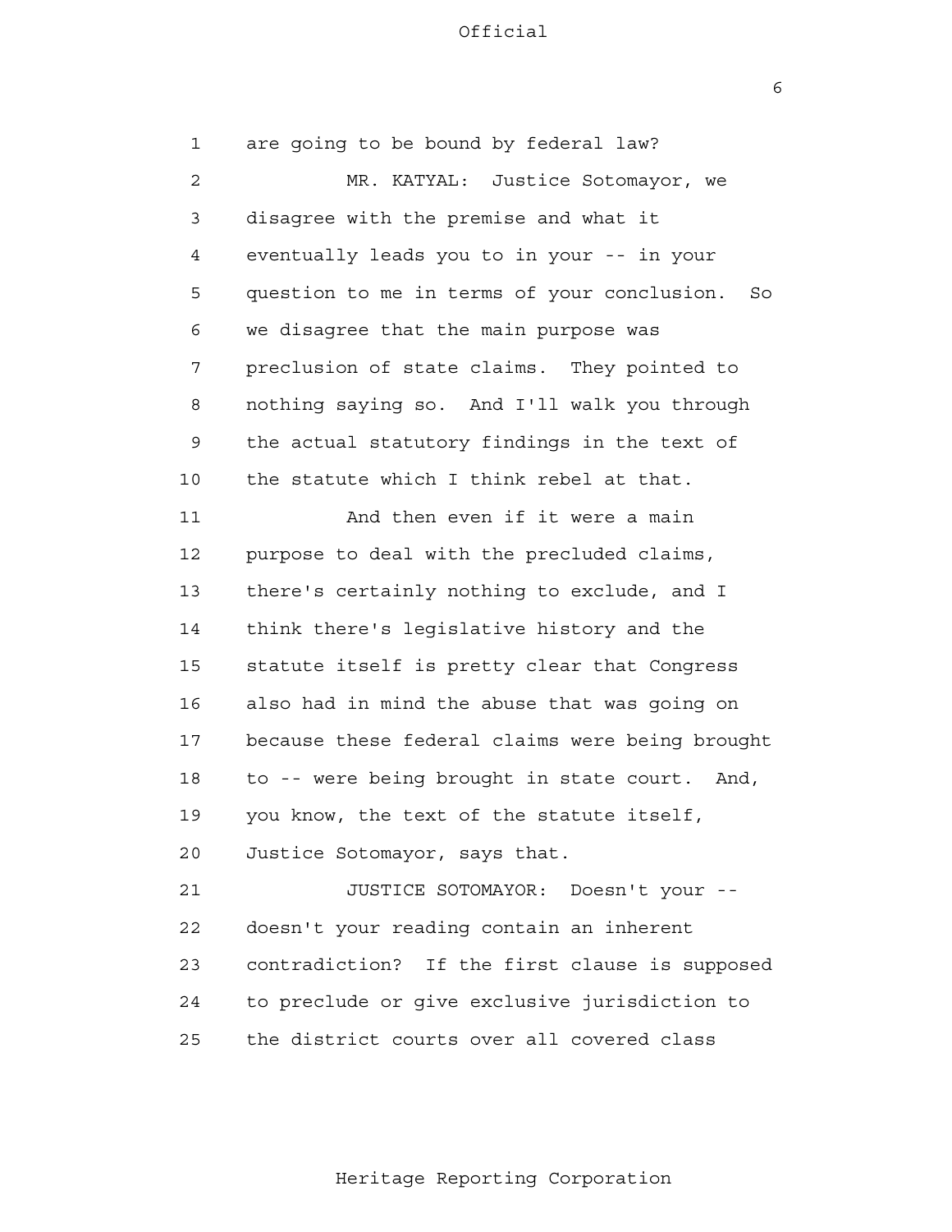1 are going to be bound by federal law?

2 MR. KATYAL: Justice Sotomayor, we

3 disagree with the premise and what it

4 eventually leads you to in your -- in your

5 question to me in terms of your conclusion. So

6 we disagree that the main purpose was

7 preclusion of state claims. They pointed to

8 nothing saying so. And I'll walk you through

9 the actual statutory findings in the text of

10 the statute which I think rebel at that.

11 And then even if it were a main

12 purpose to deal with the precluded claims,

13 there's certainly nothing to exclude, and I

14 think there's legislative history and the

15 statute itself is pretty clear that Congress

16 also had in mind the abuse that was going on

17 because these federal claims were being brought

18 to -- were being brought in state court. And,

19 you know, the text of the statute itself,

20 Justice Sotomayor, says that.

21 JUSTICE SOTOMAYOR: Doesn't your --

22 doesn't your reading contain an inherent

23 contradiction? If the first clause is supposed

24 to preclude or give exclusive jurisdiction to

25 the district courts over all covered class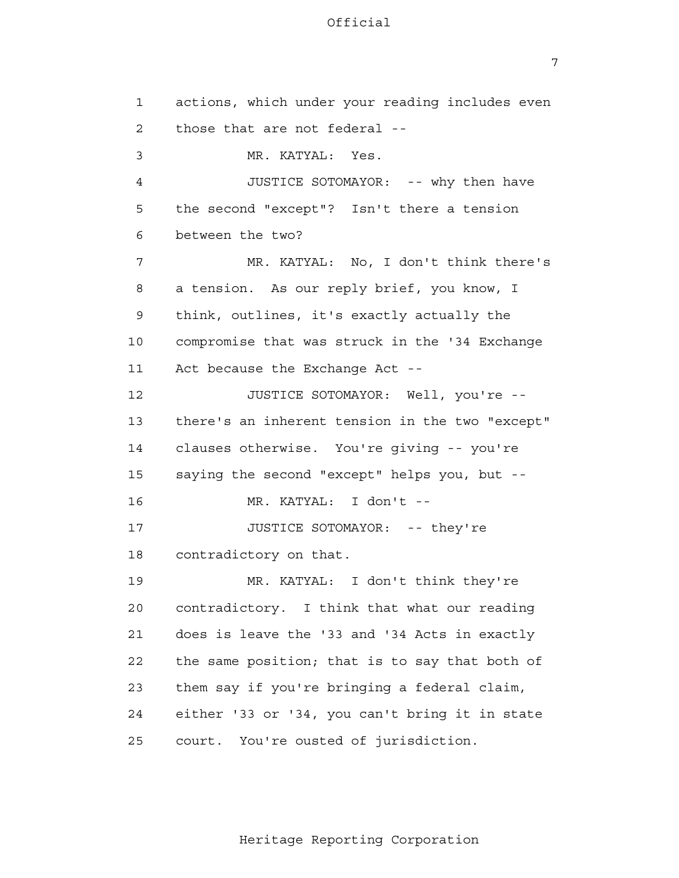actions, which under your reading includes even those that are not federal --

MR. KATYAL: Yes.

JUSTICE SOTOMAYOR: -- why then have the second "except"? Isn't there a tension between the two?

MR. KATYAL: No, I don't think there's a tension. As our reply brief, you know, I think, outlines, it's exactly actually the compromise that was struck in the '34 Exchange Act because the Exchange Act --

JUSTICE SOTOMAYOR: Well, you're -- there's an inherent tension in the two "except" clauses otherwise. You're giving -- you're saying the second "except" helps you, but --

MR. KATYAL: I don't --

JUSTICE SOTOMAYOR: -- they're contradictory on that.

MR. KATYAL: I don't think they're contradictory. I think that what our reading does is leave the '33 and '34 Acts in exactly the same position; that is to say that both of them say if you're bringing a federal claim, either '33 or '34, you can't bring it in state court. You're ousted of jurisdiction.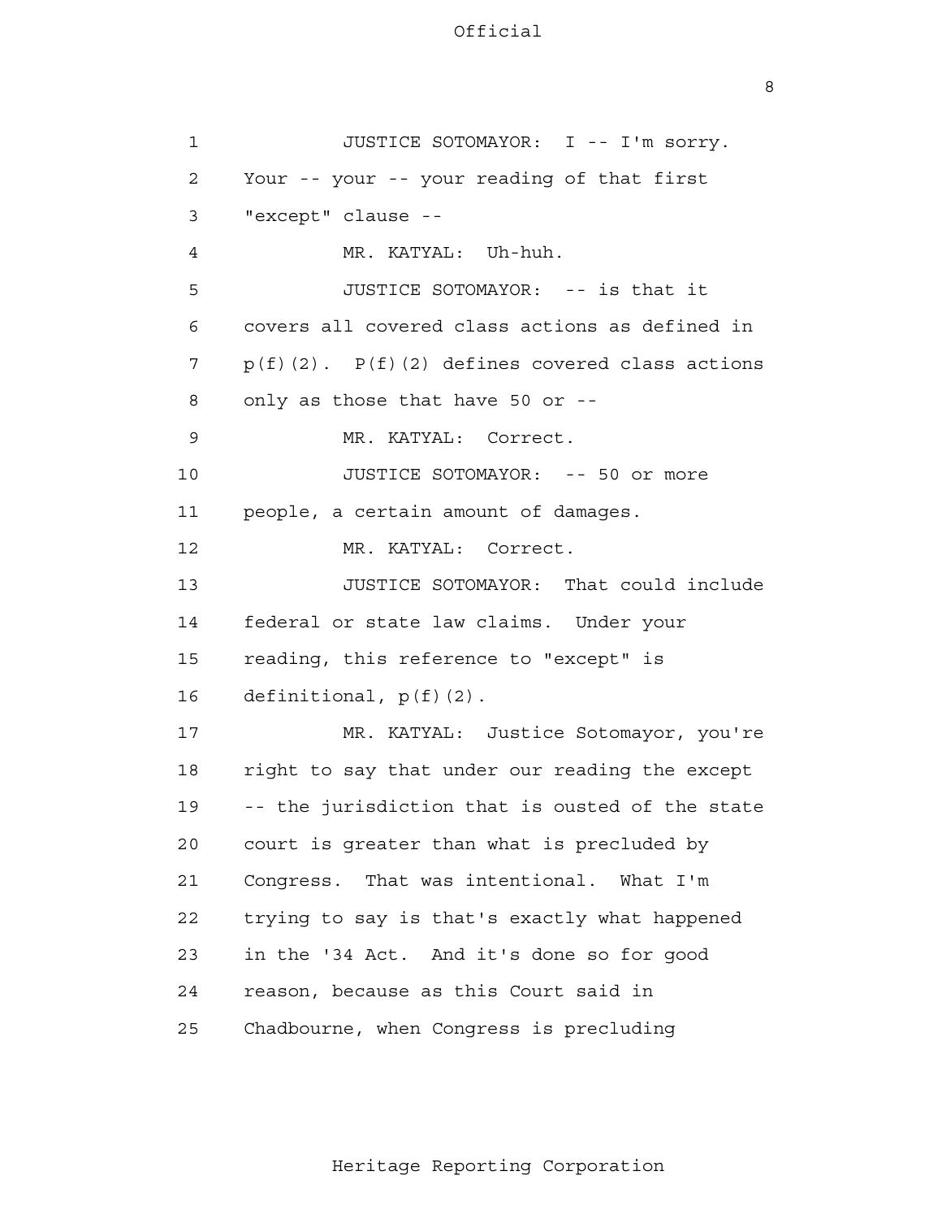JUSTICE SOTOMAYOR: I -- I'm sorry. Your -- your -- your reading of that first "except" clause --

MR. KATYAL: Uh-huh.

JUSTICE SOTOMAYOR: -- is that it covers all covered class actions as defined in p(f)(2). P(f)(2) defines covered class actions only as those that have 50 or --

MR. KATYAL: Correct.

JUSTICE SOTOMAYOR: -- 50 or more people, a certain amount of damages.

MR. KATYAL: Correct.

JUSTICE SOTOMAYOR: That could include federal or state law claims. Under your reading, this reference to "except" is definitional, p(f)(2).

MR. KATYAL: Justice Sotomayor, you're right to say that under our reading the except -- the jurisdiction that is ousted of the state court is greater than what is precluded by Congress. That was intentional. What I'm trying to say is that's exactly what happened in the '34 Act. And it's done so for good reason, because as this Court said in Chadbourne, when Congress is precluding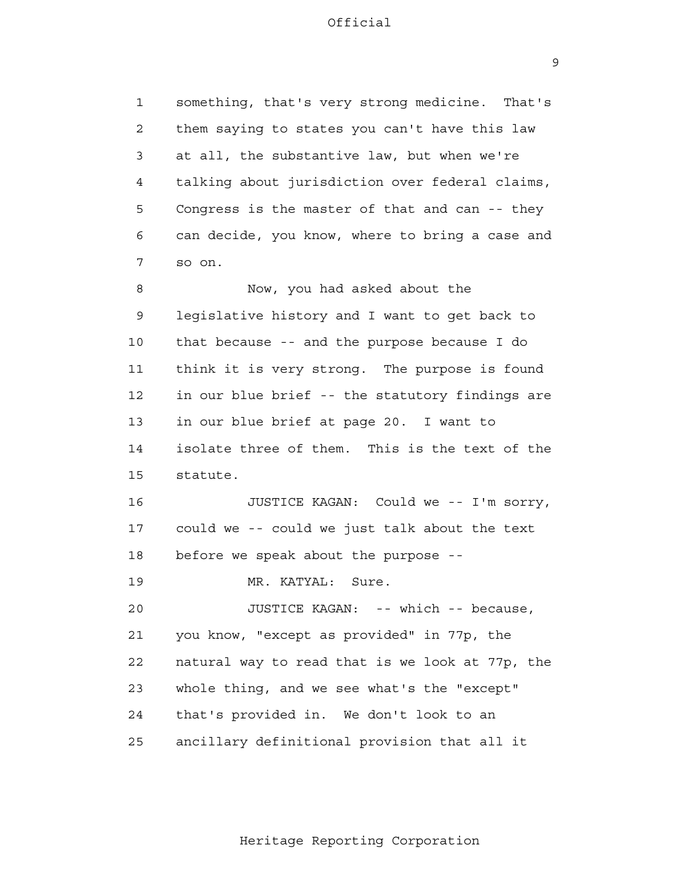something, that's very strong medicine. That's them saying to states you can't have this law at all, the substantive law, but when we're talking about jurisdiction over federal claims, Congress is the master of that and can -- they can decide, you know, where to bring a case and so on.

Now, you had asked about the legislative history and I want to get back to that because -- and the purpose because I do think it is very strong. The purpose is found in our blue brief -- the statutory findings are in our blue brief at page 20. I want to isolate three of them. This is the text of the statute.

JUSTICE KAGAN: Could we -- I'm sorry, could we -- could we just talk about the text before we speak about the purpose --

MR. KATYAL: Sure.

JUSTICE KAGAN: -- which -- because, you know, "except as provided" in 77p, the natural way to read that is we look at 77p, the whole thing, and we see what's the "except" that's provided in. We don't look to an ancillary definitional provision that all it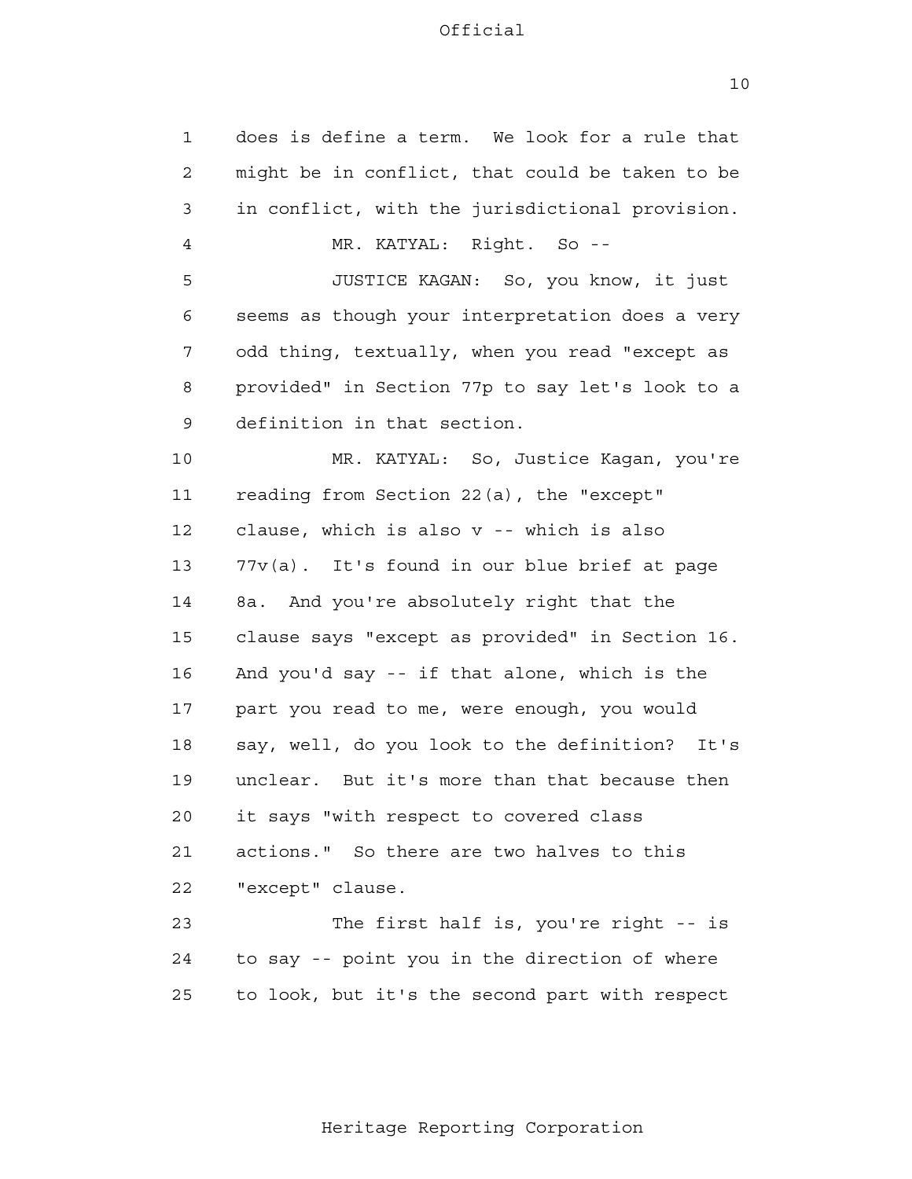does is define a term. We look for a rule that might be in conflict, that could be taken to be in conflict, with the jurisdictional provision.

MR. KATYAL: Right. So --

JUSTICE KAGAN: So, you know, it just seems as though your interpretation does a very odd thing, textually, when you read "except as provided" in Section 77p to say let's look to a definition in that section.

MR. KATYAL: So, Justice Kagan, you're reading from Section 22(a), the "except" clause, which is also v -- which is also 77v(a). It's found in our blue brief at page 8a. And you're absolutely right that the clause says "except as provided" in Section 16. And you'd say -- if that alone, which is the part you read to me, were enough, you would say, well, do you look to the definition? It's unclear. But it's more than that because then it says "with respect to covered class actions." So there are two halves to this "except" clause.

The first half is, you're right -- is to say -- point you in the direction of where to look, but it's the second part with respect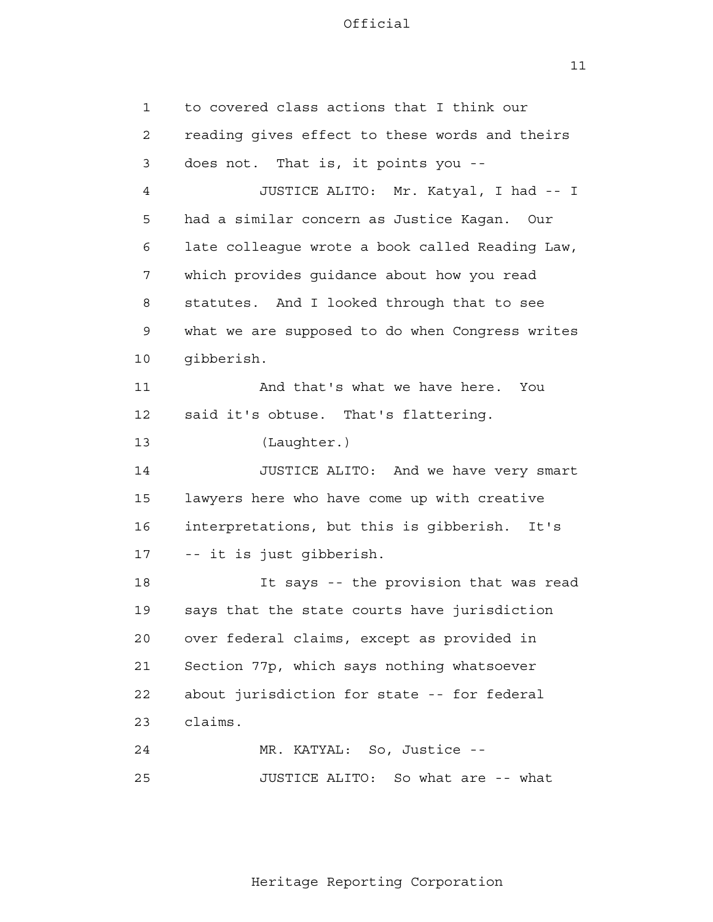to covered class actions that I think our reading gives effect to these words and theirs does not. That is, it points you --

JUSTICE ALITO: Mr. Katyal, I had -- I had a similar concern as Justice Kagan. Our late colleague wrote a book called Reading Law, which provides guidance about how you read statutes. And I looked through that to see what we are supposed to do when Congress writes gibberish.

And that's what we have here. You said it's obtuse. That's flattering.

(Laughter.)

JUSTICE ALITO: And we have very smart lawyers here who have come up with creative interpretations, but this is gibberish. It's -- it is just gibberish.

It says -- the provision that was read says that the state courts have jurisdiction over federal claims, except as provided in Section 77p, which says nothing whatsoever about jurisdiction for state -- for federal claims.

MR. KATYAL: So, Justice --

JUSTICE ALITO: So what are -- what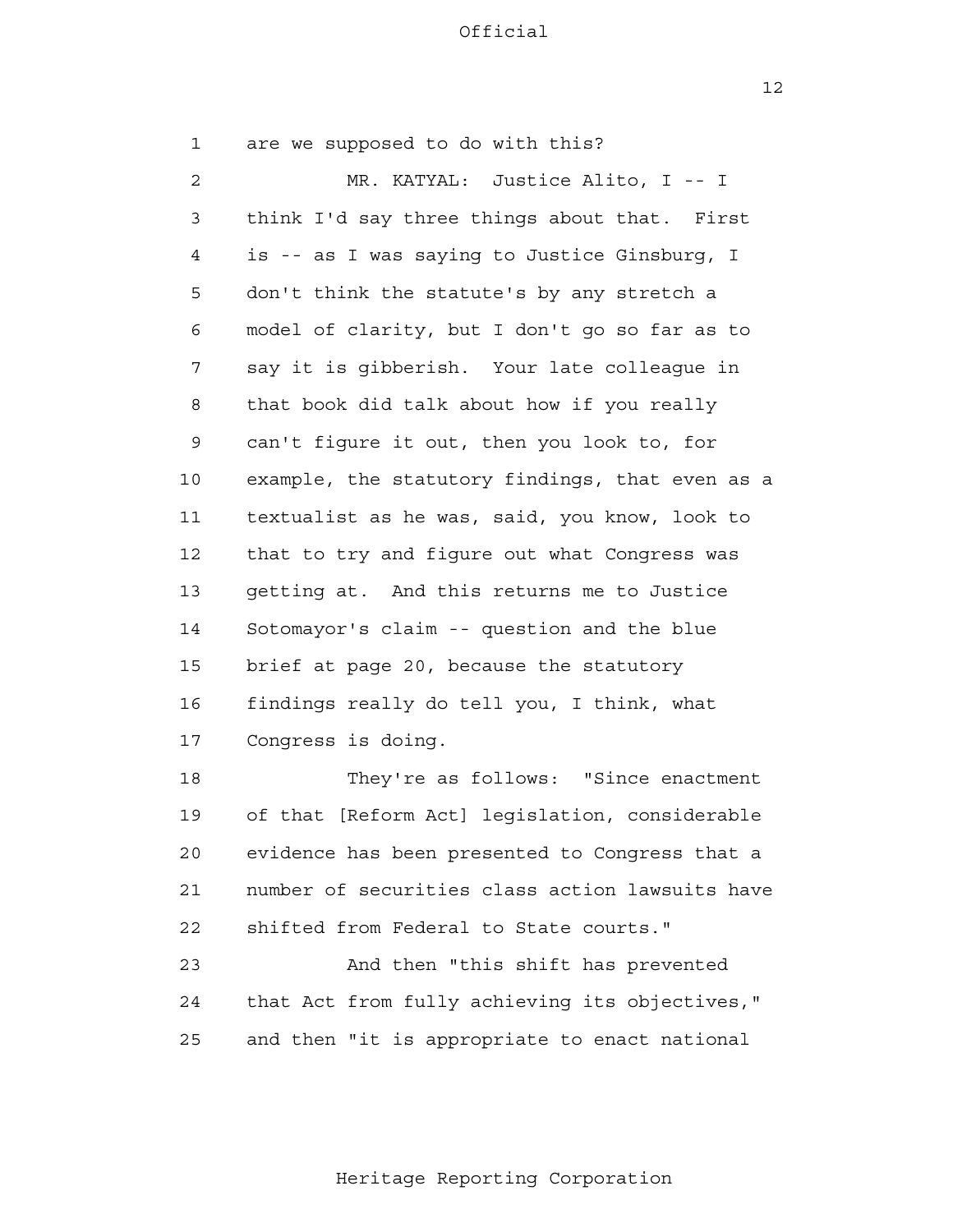are we supposed to do with this?

MR. KATYAL: Justice Alito, I -- I think I'd say three things about that. First is -- as I was saying to Justice Ginsburg, I don't think the statute's by any stretch a model of clarity, but I don't go so far as to say it is gibberish. Your late colleague in that book did talk about how if you really can't figure it out, then you look to, for example, the statutory findings, that even as a textualist as he was, said, you know, look to that to try and figure out what Congress was getting at. And this returns me to Justice Sotomayor's claim -- question and the blue brief at page 20, because the statutory findings really do tell you, I think, what Congress is doing.

They're as follows: "Since enactment of that [Reform Act] legislation, considerable evidence has been presented to Congress that a number of securities class action lawsuits have shifted from Federal to State courts."

And then "this shift has prevented that Act from fully achieving its objectives," and then "it is appropriate to enact national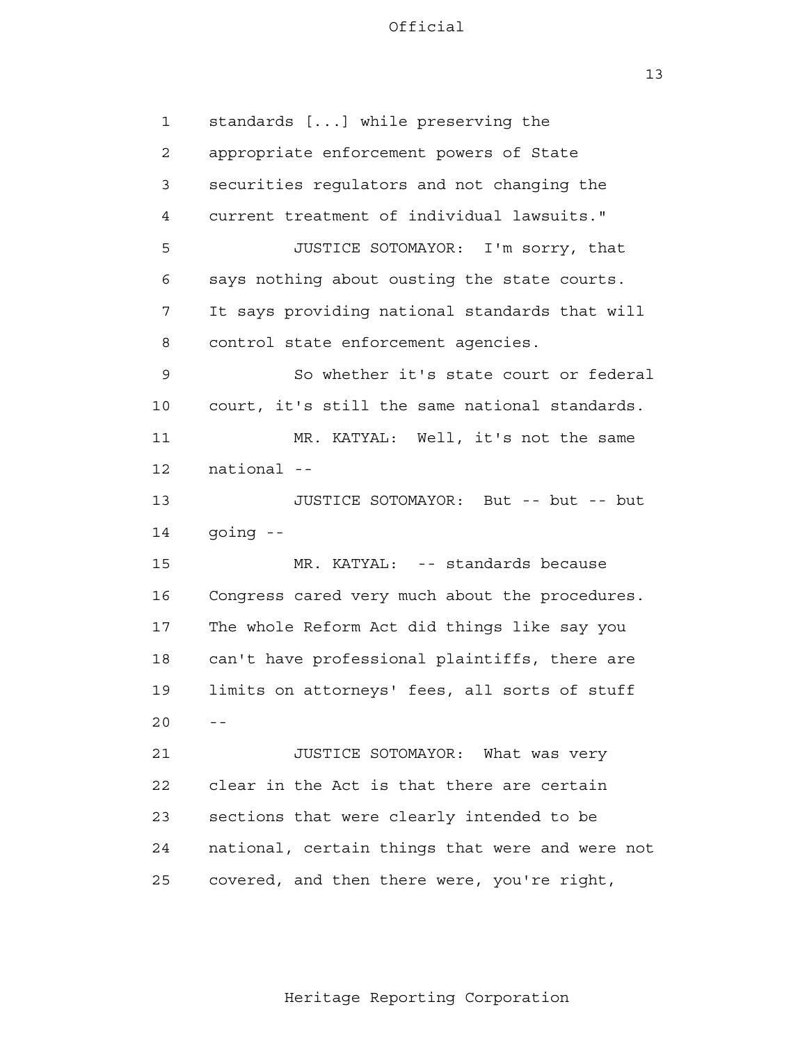standards [...] while preserving the appropriate enforcement powers of State securities regulators and not changing the current treatment of individual lawsuits."

JUSTICE SOTOMAYOR: I'm sorry, that says nothing about ousting the state courts. It says providing national standards that will control state enforcement agencies.

So whether it's state court or federal court, it's still the same national standards.

MR. KATYAL: Well, it's not the same national --

JUSTICE SOTOMAYOR: But -- but -- but going --

MR. KATYAL: -- standards because Congress cared very much about the procedures. The whole Reform Act did things like say you can't have professional plaintiffs, there are limits on attorneys' fees, all sorts of stuff --

JUSTICE SOTOMAYOR: What was very clear in the Act is that there are certain sections that were clearly intended to be national, certain things that were and were not covered, and then there were, you're right,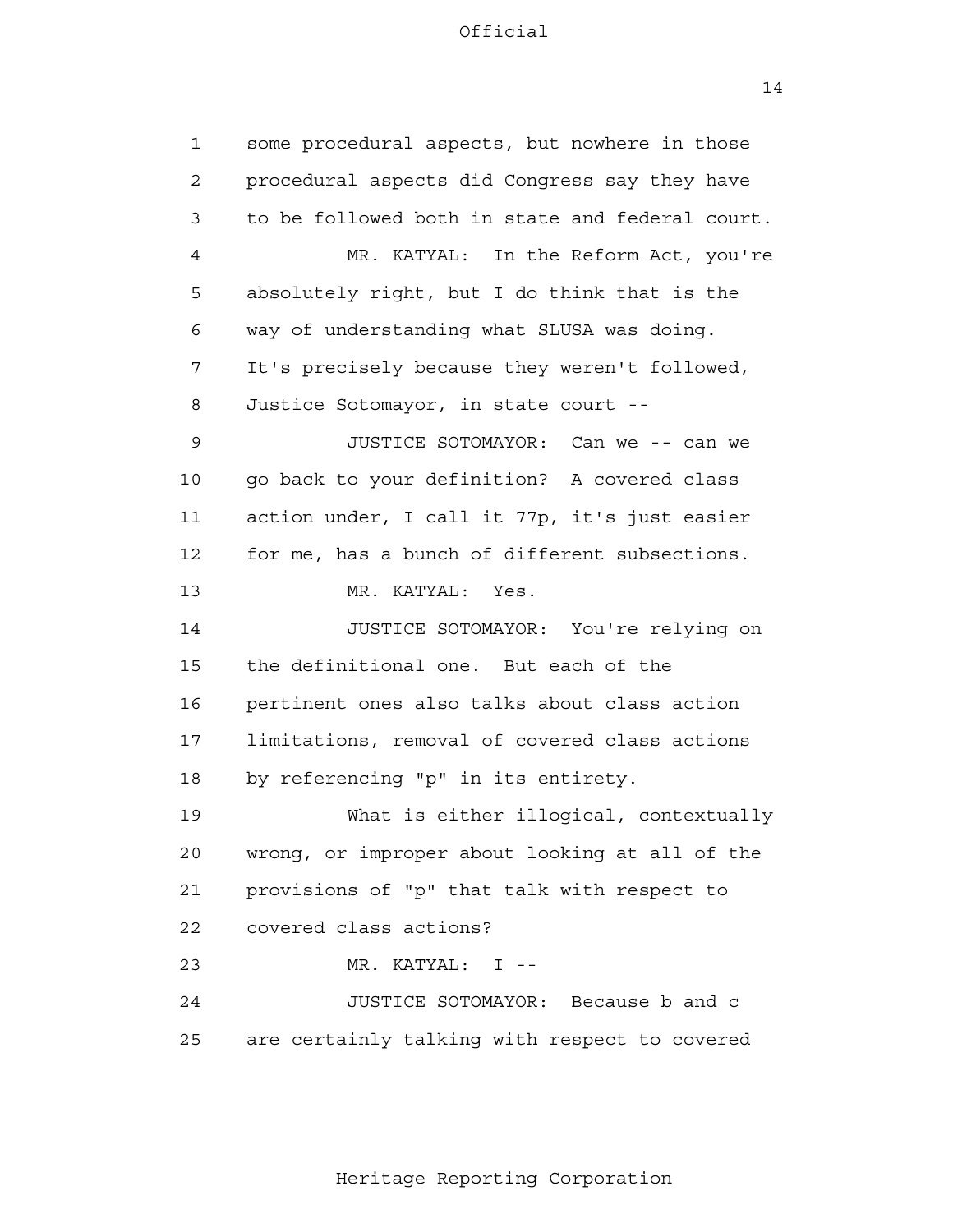some procedural aspects, but nowhere in those procedural aspects did Congress say they have to be followed both in state and federal court.

MR. KATYAL: In the Reform Act, you're absolutely right, but I do think that is the way of understanding what SLUSA was doing. It's precisely because they weren't followed, Justice Sotomayor, in state court --

JUSTICE SOTOMAYOR: Can we -- can we go back to your definition? A covered class action under, I call it 77p, it's just easier for me, has a bunch of different subsections.

MR. KATYAL: Yes.

JUSTICE SOTOMAYOR: You're relying on the definitional one. But each of the pertinent ones also talks about class action limitations, removal of covered class actions by referencing "p" in its entirety.

What is either illogical, contextually wrong, or improper about looking at all of the provisions of "p" that talk with respect to covered class actions?

MR. KATYAL: I --

JUSTICE SOTOMAYOR: Because b and c are certainly talking with respect to covered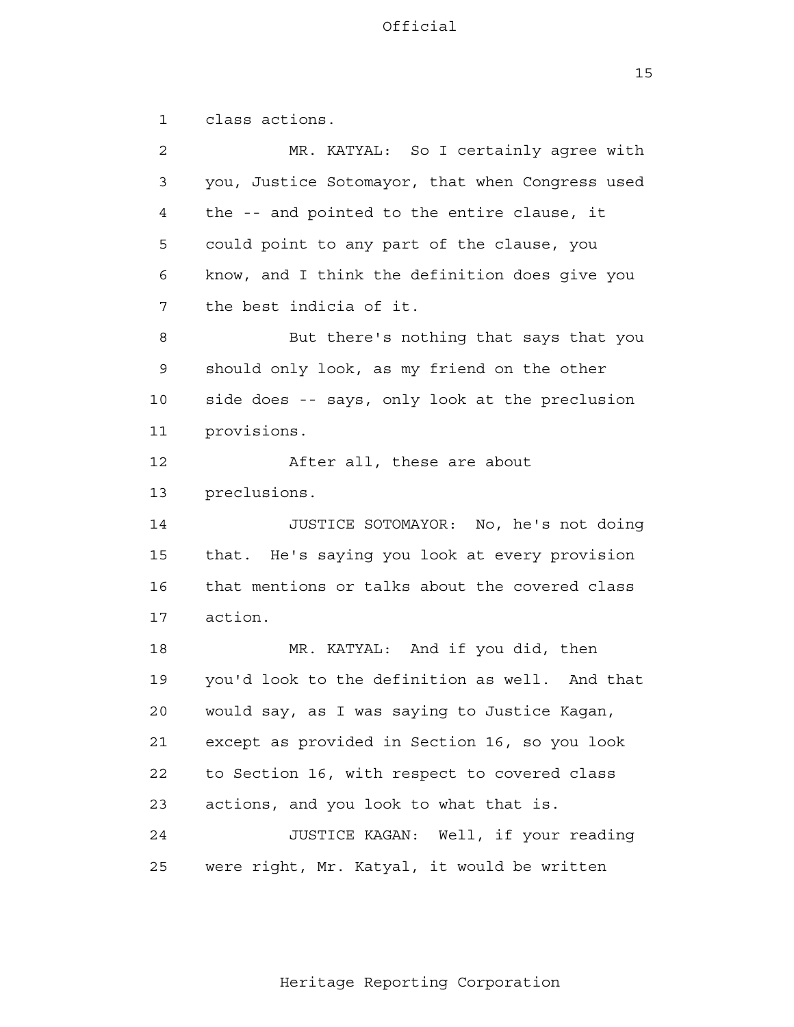class actions.

MR. KATYAL: So I certainly agree with you, Justice Sotomayor, that when Congress used the -- and pointed to the entire clause, it could point to any part of the clause, you know, and I think the definition does give you the best indicia of it.

But there's nothing that says that you should only look, as my friend on the other side does -- says, only look at the preclusion provisions.

After all, these are about preclusions.

JUSTICE SOTOMAYOR: No, he's not doing that. He's saying you look at every provision that mentions or talks about the covered class action.

MR. KATYAL: And if you did, then you'd look to the definition as well. And that would say, as I was saying to Justice Kagan, except as provided in Section 16, so you look to Section 16, with respect to covered class actions, and you look to what that is.

JUSTICE KAGAN: Well, if your reading were right, Mr. Katyal, it would be written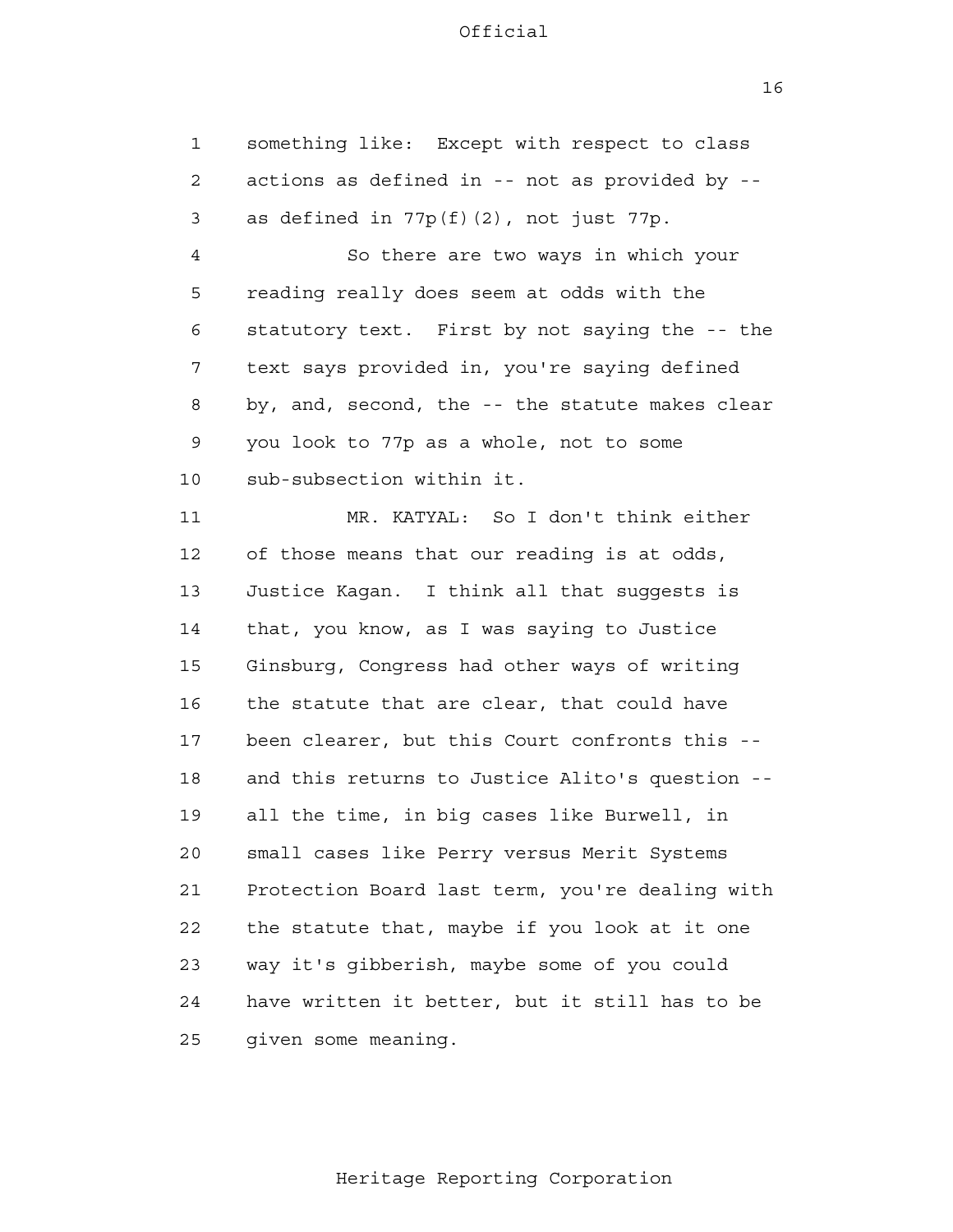something like: Except with respect to class actions as defined in -- not as provided by -- as defined in 77p(f)(2), not just 77p.

So there are two ways in which your reading really does seem at odds with the statutory text. First by not saying the -- the text says provided in, you're saying defined by, and, second, the -- the statute makes clear you look to 77p as a whole, not to some sub-subsection within it.

MR. KATYAL: So I don't think either of those means that our reading is at odds, Justice Kagan. I think all that suggests is that, you know, as I was saying to Justice Ginsburg, Congress had other ways of writing the statute that are clear, that could have been clearer, but this Court confronts this -- and this returns to Justice Alito's question -- all the time, in big cases like Burwell, in small cases like Perry versus Merit Systems Protection Board last term, you're dealing with the statute that, maybe if you look at it one way it's gibberish, maybe some of you could have written it better, but it still has to be given some meaning.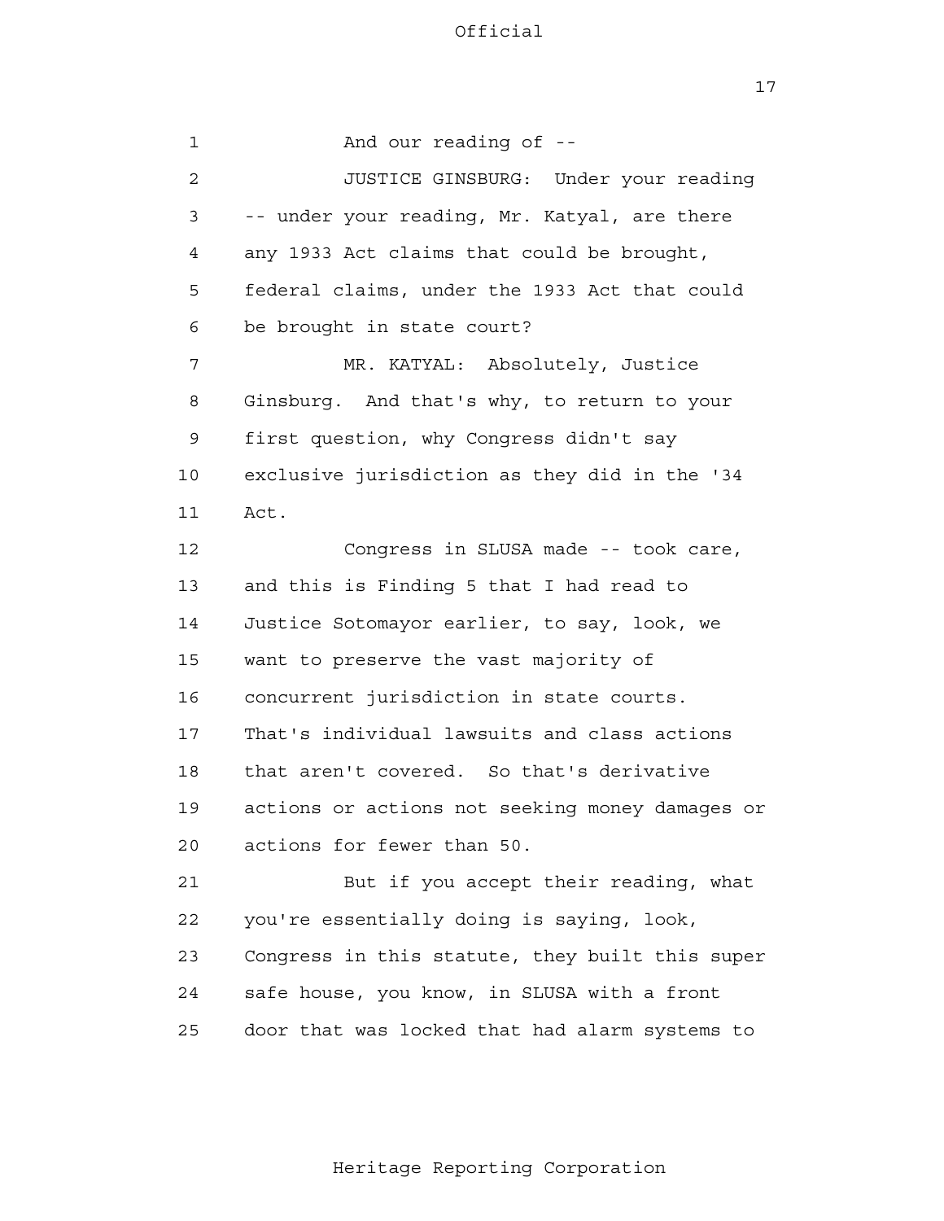And our reading of --

JUSTICE GINSBURG: Under your reading -- under your reading, Mr. Katyal, are there any 1933 Act claims that could be brought, federal claims, under the 1933 Act that could be brought in state court?

MR. KATYAL: Absolutely, Justice Ginsburg. And that's why, to return to your first question, why Congress didn't say exclusive jurisdiction as they did in the '34 Act.

Congress in SLUSA made -- took care, and this is Finding 5 that I had read to Justice Sotomayor earlier, to say, look, we want to preserve the vast majority of concurrent jurisdiction in state courts. That's individual lawsuits and class actions that aren't covered. So that's derivative actions or actions not seeking money damages or actions for fewer than 50.

But if you accept their reading, what you're essentially doing is saying, look, Congress in this statute, they built this super safe house, you know, in SLUSA with a front door that was locked that had alarm systems to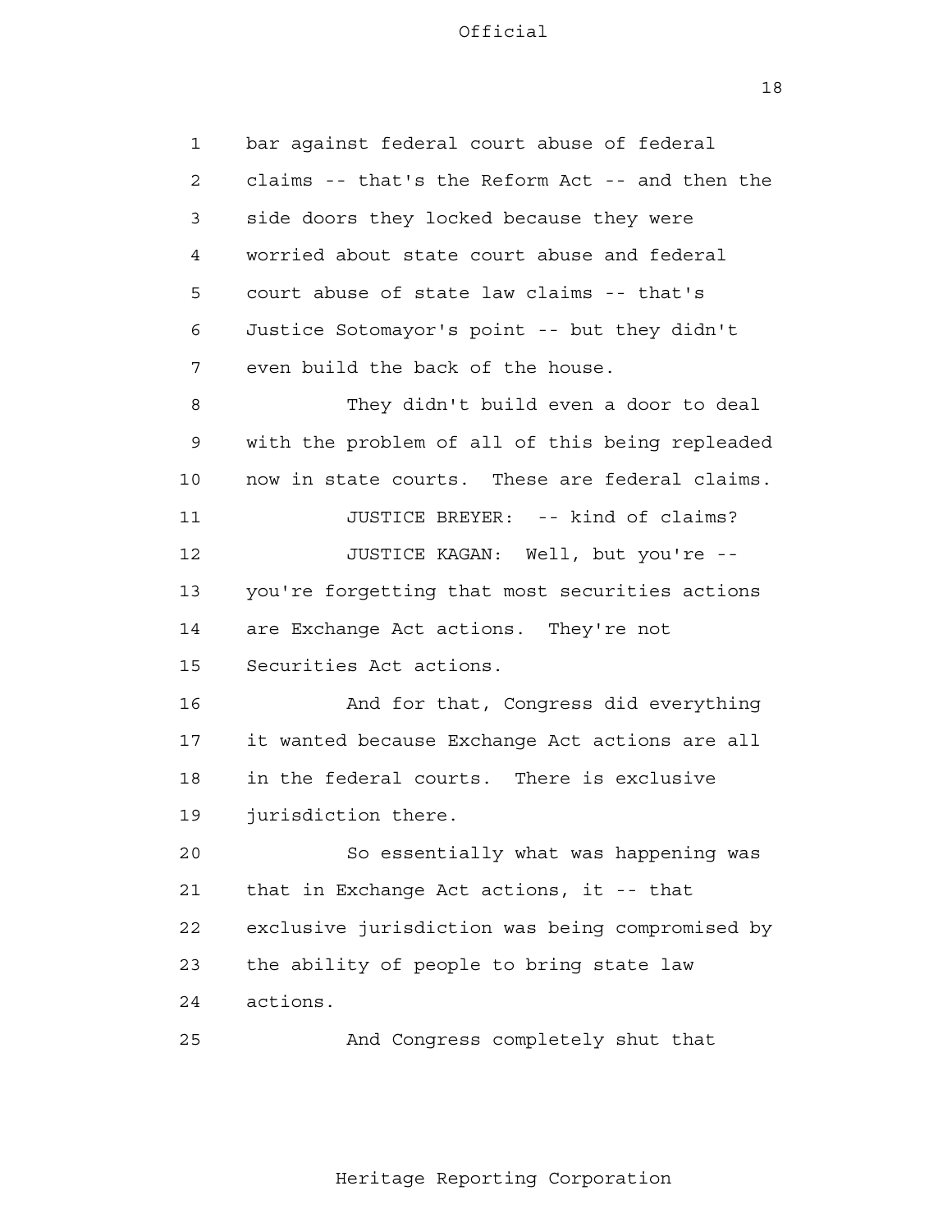bar against federal court abuse of federal claims -- that's the Reform Act -- and then the side doors they locked because they were worried about state court abuse and federal court abuse of state law claims -- that's Justice Sotomayor's point -- but they didn't even build the back of the house.

They didn't build even a door to deal with the problem of all of this being repleaded now in state courts. These are federal claims.

JUSTICE BREYER: -- kind of claims?

JUSTICE KAGAN: Well, but you're -- you're forgetting that most securities actions are Exchange Act actions. They're not Securities Act actions.

And for that, Congress did everything it wanted because Exchange Act actions are all in the federal courts. There is exclusive jurisdiction there.

So essentially what was happening was that in Exchange Act actions, it -- that exclusive jurisdiction was being compromised by the ability of people to bring state law actions.

And Congress completely shut that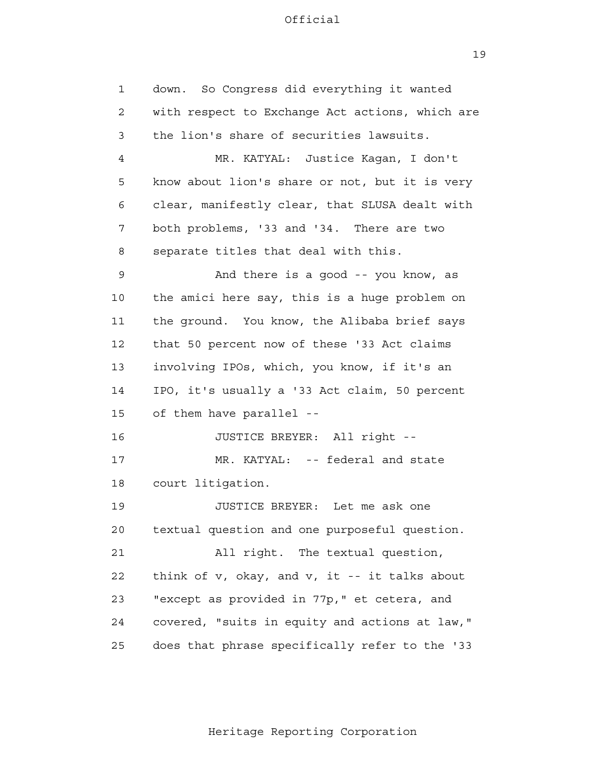down. So Congress did everything it wanted with respect to Exchange Act actions, which are the lion's share of securities lawsuits.

MR. KATYAL: Justice Kagan, I don't know about lion's share or not, but it is very clear, manifestly clear, that SLUSA dealt with both problems, '33 and '34. There are two separate titles that deal with this.

And there is a good -- you know, as the amici here say, this is a huge problem on the ground. You know, the Alibaba brief says that 50 percent now of these '33 Act claims involving IPOs, which, you know, if it's an IPO, it's usually a '33 Act claim, 50 percent of them have parallel --

JUSTICE BREYER: All right --

MR. KATYAL: -- federal and state court litigation.

JUSTICE BREYER: Let me ask one textual question and one purposeful question.

All right. The textual question, think of v, okay, and v, it -- it talks about "except as provided in 77p," et cetera, and covered, "suits in equity and actions at law," does that phrase specifically refer to the '33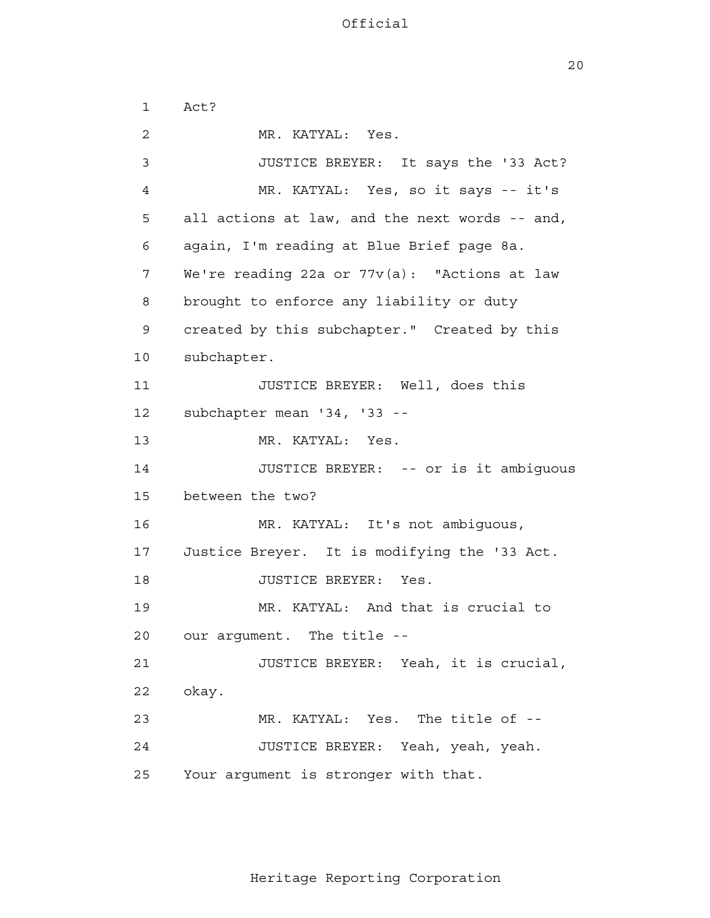1 Act?

2 MR. KATYAL: Yes.

3 JUSTICE BREYER: It says the '33 Act?

4 MR. KATYAL: Yes, so it says -- it's

5 all actions at law, and the next words -- and,

6 again, I'm reading at Blue Brief page 8a.

7 We're reading 22a or 77v(a): "Actions at law

8 brought to enforce any liability or duty

9 created by this subchapter." Created by this

10 subchapter.

11 JUSTICE BREYER: Well, does this

12 subchapter mean '34, '33 --

13 MR. KATYAL: Yes.

14 JUSTICE BREYER: -- or is it ambiguous

15 between the two?

16 MR. KATYAL: It's not ambiguous,

17 Justice Breyer. It is modifying the '33 Act.

18 JUSTICE BREYER: Yes.

19 MR. KATYAL: And that is crucial to

20 our argument. The title --

21 JUSTICE BREYER: Yeah, it is crucial,

22 okay.

23 MR. KATYAL: Yes. The title of --

24 JUSTICE BREYER: Yeah, yeah, yeah.

25 Your argument is stronger with that.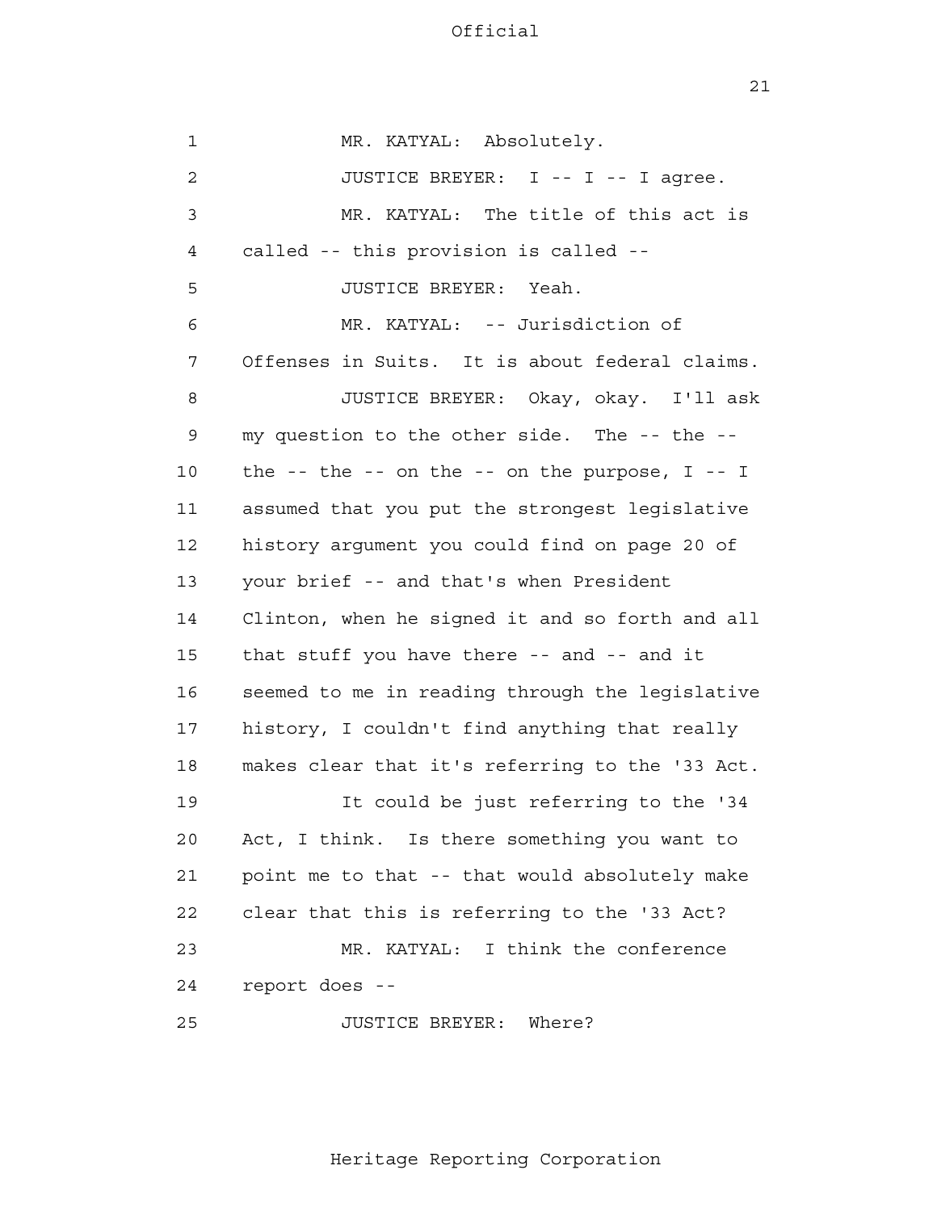MR. KATYAL: Absolutely.

JUSTICE BREYER: I -- I -- I agree.

MR. KATYAL: The title of this act is called -- this provision is called --

JUSTICE BREYER: Yeah.

MR. KATYAL: -- Jurisdiction of Offenses in Suits. It is about federal claims.

JUSTICE BREYER: Okay, okay. I'll ask my question to the other side. The -- the -- the -- the -- on the -- on the purpose, I -- I assumed that you put the strongest legislative history argument you could find on page 20 of your brief -- and that's when President Clinton, when he signed it and so forth and all that stuff you have there -- and -- and it seemed to me in reading through the legislative history, I couldn't find anything that really makes clear that it's referring to the '33 Act.

It could be just referring to the '34 Act, I think. Is there something you want to point me to that -- that would absolutely make clear that this is referring to the '33 Act?

MR. KATYAL: I think the conference report does --

JUSTICE BREYER: Where?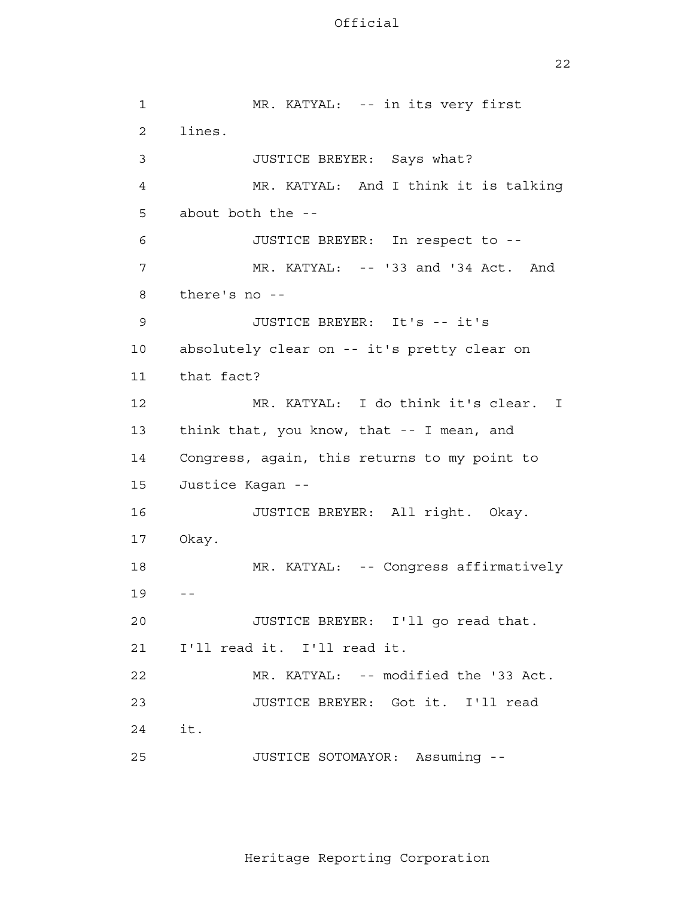MR. KATYAL: -- in its very first lines.

JUSTICE BREYER: Says what?

MR. KATYAL: And I think it is talking about both the --

JUSTICE BREYER: In respect to --

MR. KATYAL: -- '33 and '34 Act. And there's no --

JUSTICE BREYER: It's -- it's absolutely clear on -- it's pretty clear on that fact?

MR. KATYAL: I do think it's clear. I think that, you know, that -- I mean, and Congress, again, this returns to my point to Justice Kagan --

JUSTICE BREYER: All right. Okay. Okay.

MR. KATYAL: -- Congress affirmatively --

JUSTICE BREYER: I'll go read that. I'll read it. I'll read it.

MR. KATYAL: -- modified the '33 Act.

JUSTICE BREYER: Got it. I'll read it.

JUSTICE SOTOMAYOR: Assuming --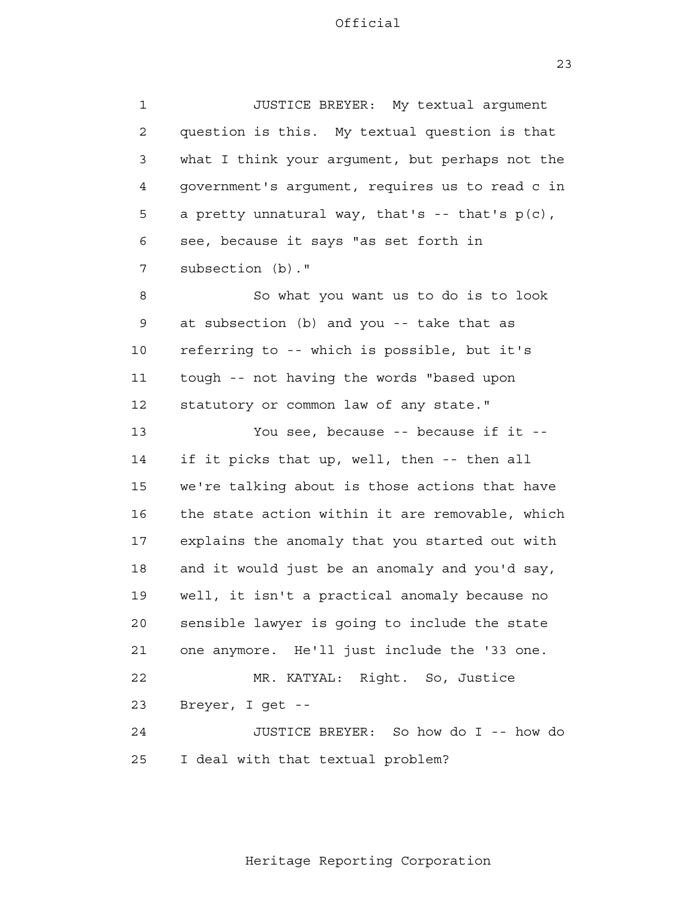JUSTICE BREYER: My textual argument question is this. My textual question is that what I think your argument, but perhaps not the government's argument, requires us to read c in a pretty unnatural way, that's -- that's p(c), see, because it says "as set forth in subsection (b)."

So what you want us to do is to look at subsection (b) and you -- take that as referring to -- which is possible, but it's tough -- not having the words "based upon statutory or common law of any state."

You see, because -- because if it -- if it picks that up, well, then -- then all we're talking about is those actions that have the state action within it are removable, which explains the anomaly that you started out with and it would just be an anomaly and you'd say, well, it isn't a practical anomaly because no sensible lawyer is going to include the state one anymore. He'll just include the '33 one.

MR. KATYAL: Right. So, Justice Breyer, I get --

JUSTICE BREYER: So how do I -- how do I deal with that textual problem?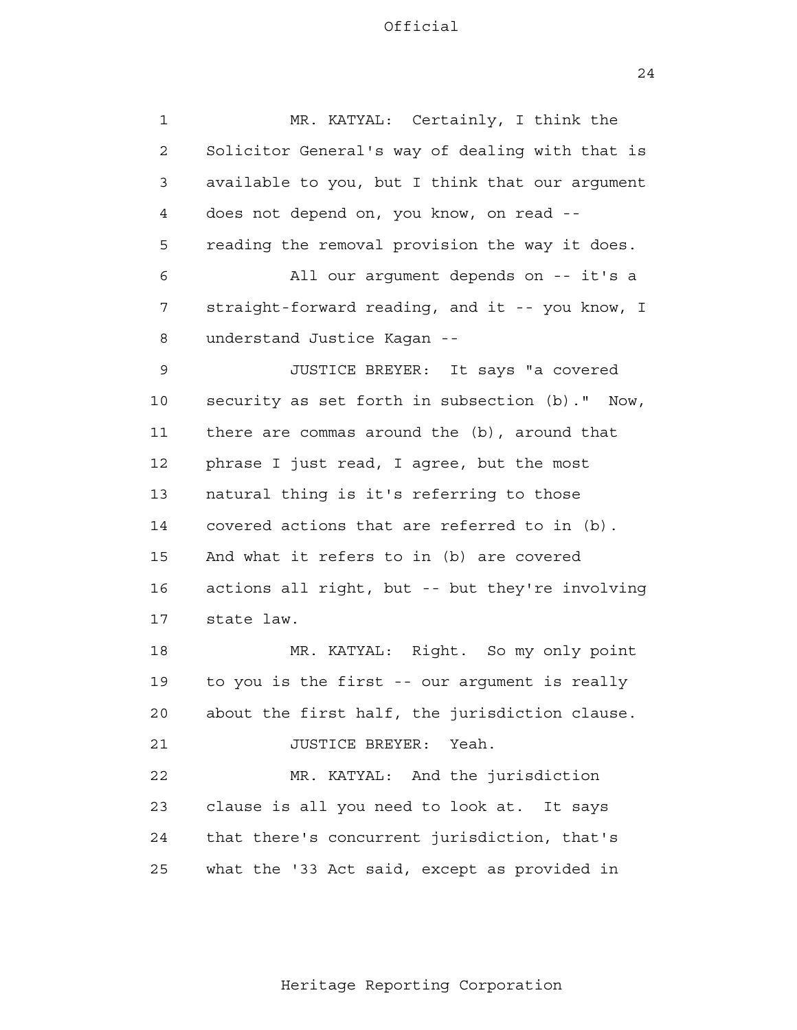MR. KATYAL: Certainly, I think the Solicitor General's way of dealing with that is available to you, but I think that our argument does not depend on, you know, on read -- reading the removal provision the way it does.

All our argument depends on -- it's a straight-forward reading, and it -- you know, I understand Justice Kagan --

JUSTICE BREYER: It says "a covered security as set forth in subsection (b)." Now, there are commas around the (b), around that phrase I just read, I agree, but the most natural thing is it's referring to those covered actions that are referred to in (b). And what it refers to in (b) are covered actions all right, but -- but they're involving state law.

MR. KATYAL: Right. So my only point to you is the first -- our argument is really about the first half, the jurisdiction clause.

JUSTICE BREYER: Yeah.

MR. KATYAL: And the jurisdiction clause is all you need to look at. It says that there's concurrent jurisdiction, that's what the '33 Act said, except as provided in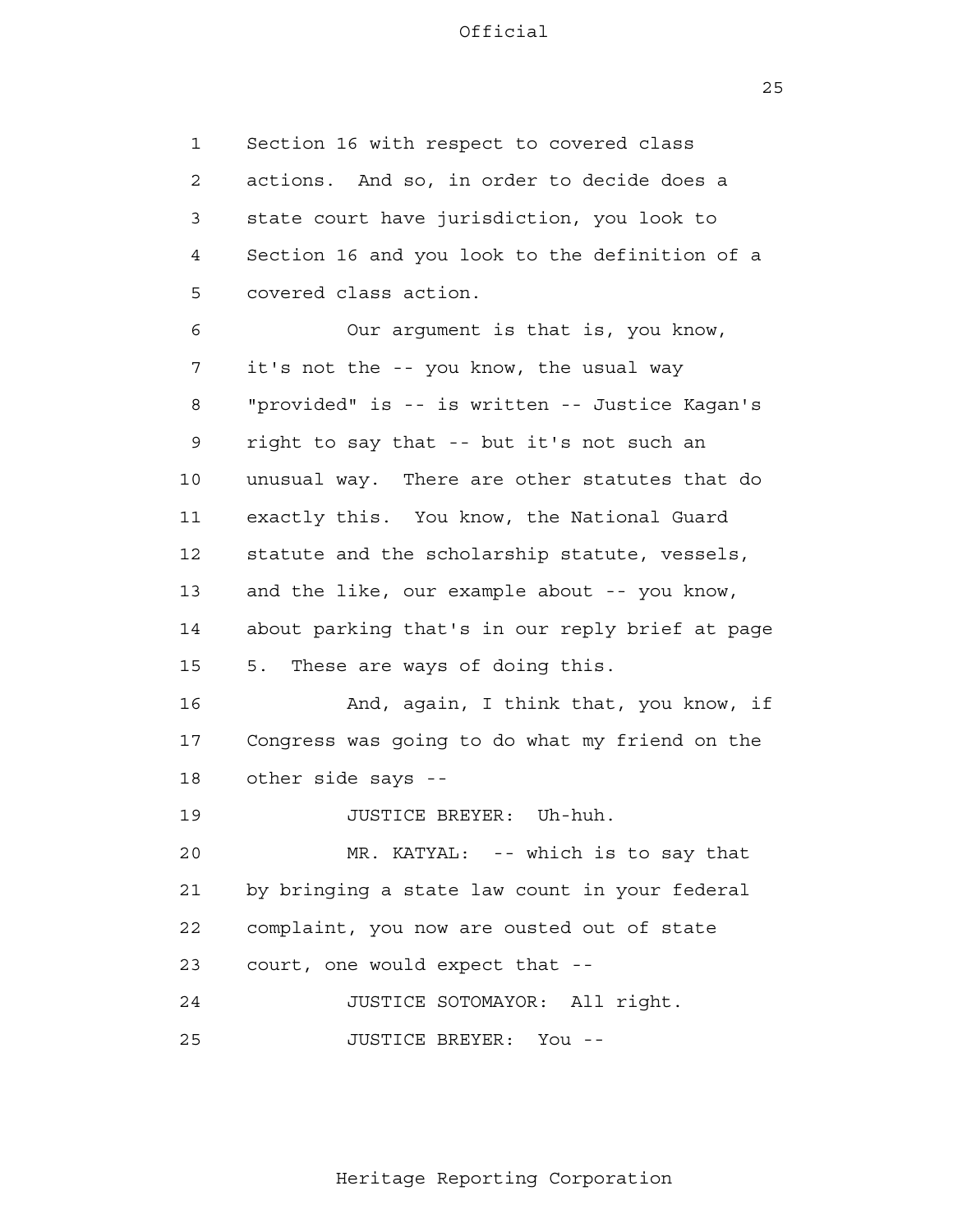Section 16 with respect to covered class actions. And so, in order to decide does a state court have jurisdiction, you look to Section 16 and you look to the definition of a covered class action.

Our argument is that is, you know, it's not the -- you know, the usual way "provided" is -- is written -- Justice Kagan's right to say that -- but it's not such an unusual way. There are other statutes that do exactly this. You know, the National Guard statute and the scholarship statute, vessels, and the like, our example about -- you know, about parking that's in our reply brief at page 5. These are ways of doing this.

And, again, I think that, you know, if Congress was going to do what my friend on the other side says --

JUSTICE BREYER: Uh-huh.

MR. KATYAL: -- which is to say that by bringing a state law count in your federal complaint, you now are ousted out of state court, one would expect that --

JUSTICE SOTOMAYOR: All right.

JUSTICE BREYER: You --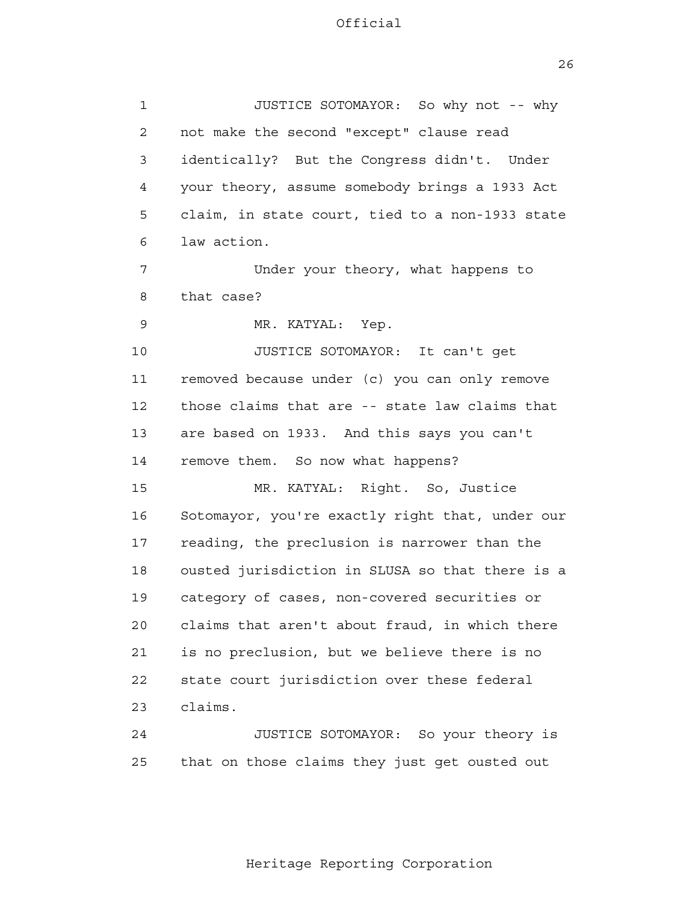JUSTICE SOTOMAYOR: So why not -- why not make the second "except" clause read identically? But the Congress didn't. Under your theory, assume somebody brings a 1933 Act claim, in state court, tied to a non-1933 state law action.

Under your theory, what happens to that case?

MR. KATYAL: Yep.

JUSTICE SOTOMAYOR: It can't get removed because under (c) you can only remove those claims that are -- state law claims that are based on 1933. And this says you can't remove them. So now what happens?

MR. KATYAL: Right. So, Justice Sotomayor, you're exactly right that, under our reading, the preclusion is narrower than the ousted jurisdiction in SLUSA so that there is a category of cases, non-covered securities or claims that aren't about fraud, in which there is no preclusion, but we believe there is no state court jurisdiction over these federal claims.

JUSTICE SOTOMAYOR: So your theory is that on those claims they just get ousted out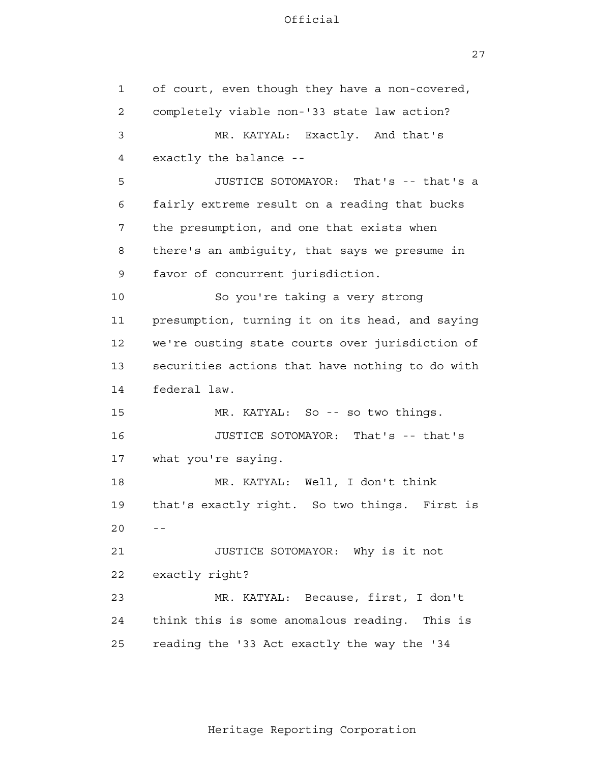of court, even though they have a non-covered, completely viable non-'33 state law action?

MR. KATYAL: Exactly. And that's exactly the balance --

JUSTICE SOTOMAYOR: That's -- that's a fairly extreme result on a reading that bucks the presumption, and one that exists when there's an ambiguity, that says we presume in favor of concurrent jurisdiction.

So you're taking a very strong presumption, turning it on its head, and saying we're ousting state courts over jurisdiction of securities actions that have nothing to do with federal law.

MR. KATYAL: So -- so two things.

JUSTICE SOTOMAYOR: That's -- that's what you're saying.

MR. KATYAL: Well, I don't think that's exactly right. So two things. First is --

JUSTICE SOTOMAYOR: Why is it not exactly right?

MR. KATYAL: Because, first, I don't think this is some anomalous reading. This is reading the '33 Act exactly the way the '34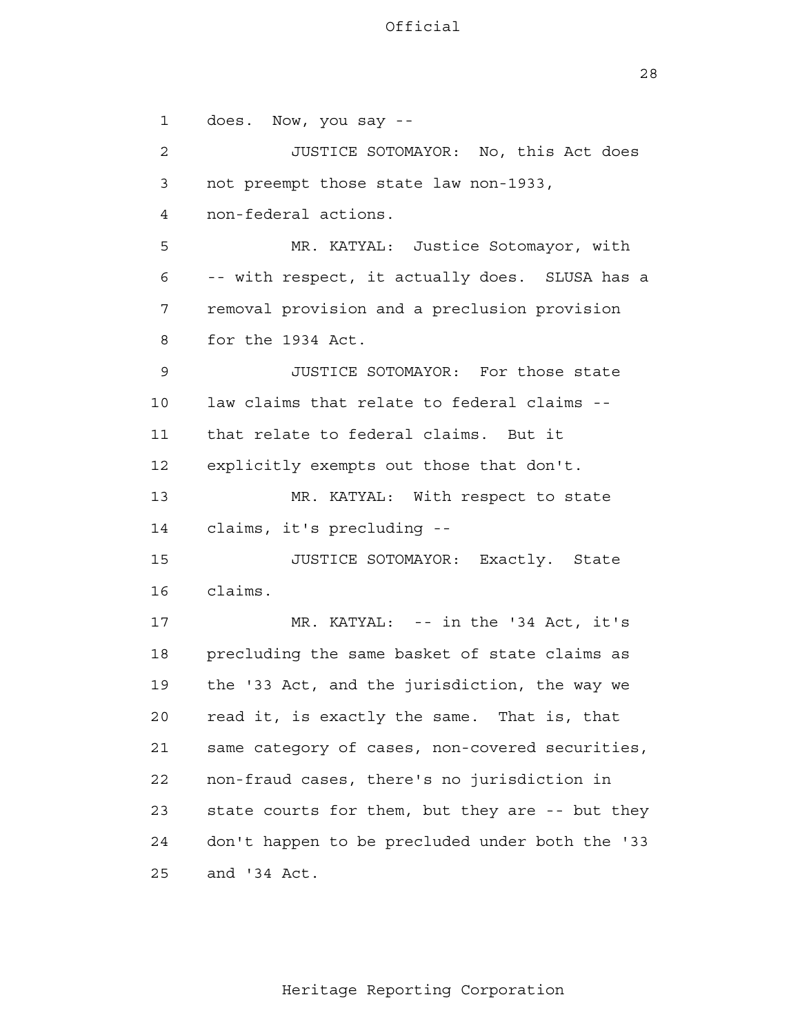does. Now, you say --

JUSTICE SOTOMAYOR: No, this Act does not preempt those state law non-1933, non-federal actions.

MR. KATYAL: Justice Sotomayor, with -- with respect, it actually does. SLUSA has a removal provision and a preclusion provision for the 1934 Act.

JUSTICE SOTOMAYOR: For those state law claims that relate to federal claims -- that relate to federal claims. But it explicitly exempts out those that don't.

MR. KATYAL: With respect to state claims, it's precluding --

JUSTICE SOTOMAYOR: Exactly. State claims.

MR. KATYAL: -- in the '34 Act, it's precluding the same basket of state claims as the '33 Act, and the jurisdiction, the way we read it, is exactly the same. That is, that same category of cases, non-covered securities, non-fraud cases, there's no jurisdiction in state courts for them, but they are -- but they don't happen to be precluded under both the '33 and '34 Act.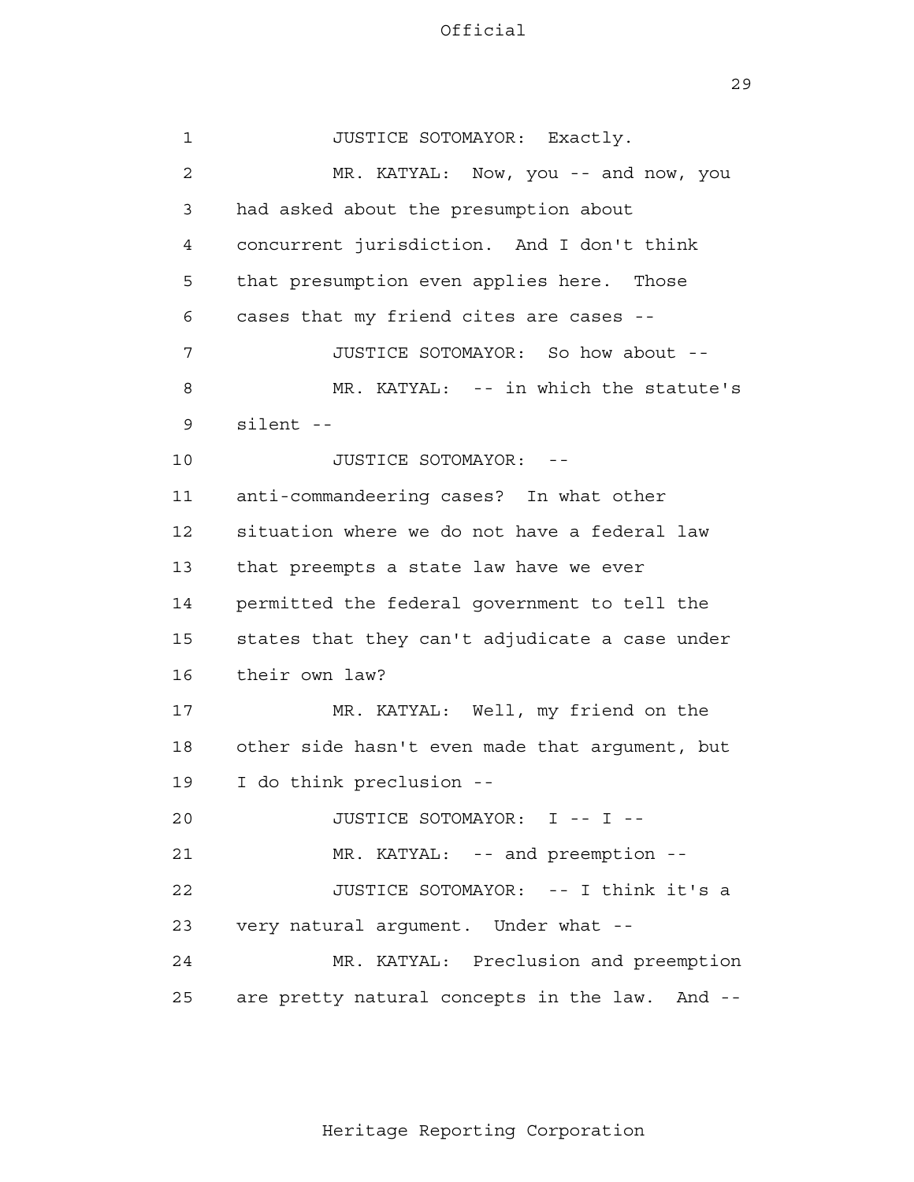JUSTICE SOTOMAYOR: Exactly.

MR. KATYAL: Now, you -- and now, you had asked about the presumption about concurrent jurisdiction. And I don't think that presumption even applies here. Those cases that my friend cites are cases --

JUSTICE SOTOMAYOR: So how about --

MR. KATYAL: -- in which the statute's silent --

JUSTICE SOTOMAYOR: -- anti-commandeering cases? In what other situation where we do not have a federal law that preempts a state law have we ever permitted the federal government to tell the states that they can't adjudicate a case under their own law?

MR. KATYAL: Well, my friend on the other side hasn't even made that argument, but I do think preclusion --

JUSTICE SOTOMAYOR: I -- I --

MR. KATYAL: -- and preemption --

JUSTICE SOTOMAYOR: -- I think it's a very natural argument. Under what --

MR. KATYAL: Preclusion and preemption are pretty natural concepts in the law. And --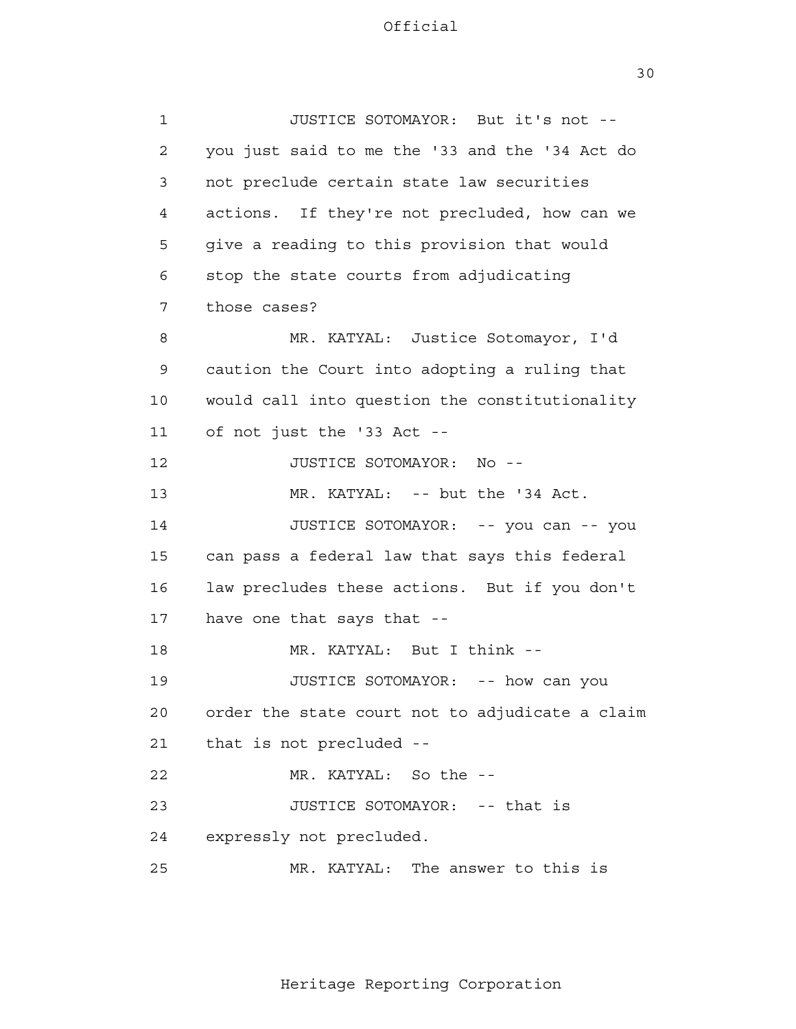JUSTICE SOTOMAYOR: But it's not -- you just said to me the '33 and the '34 Act do not preclude certain state law securities actions. If they're not precluded, how can we give a reading to this provision that would stop the state courts from adjudicating those cases?

MR. KATYAL: Justice Sotomayor, I'd caution the Court into adopting a ruling that would call into question the constitutionality of not just the '33 Act --

JUSTICE SOTOMAYOR: No --

MR. KATYAL: -- but the '34 Act.

JUSTICE SOTOMAYOR: -- you can -- you can pass a federal law that says this federal law precludes these actions. But if you don't have one that says that --

MR. KATYAL: But I think --

JUSTICE SOTOMAYOR: -- how can you order the state court not to adjudicate a claim that is not precluded --

MR. KATYAL: So the --

JUSTICE SOTOMAYOR: -- that is expressly not precluded.

MR. KATYAL: The answer to this is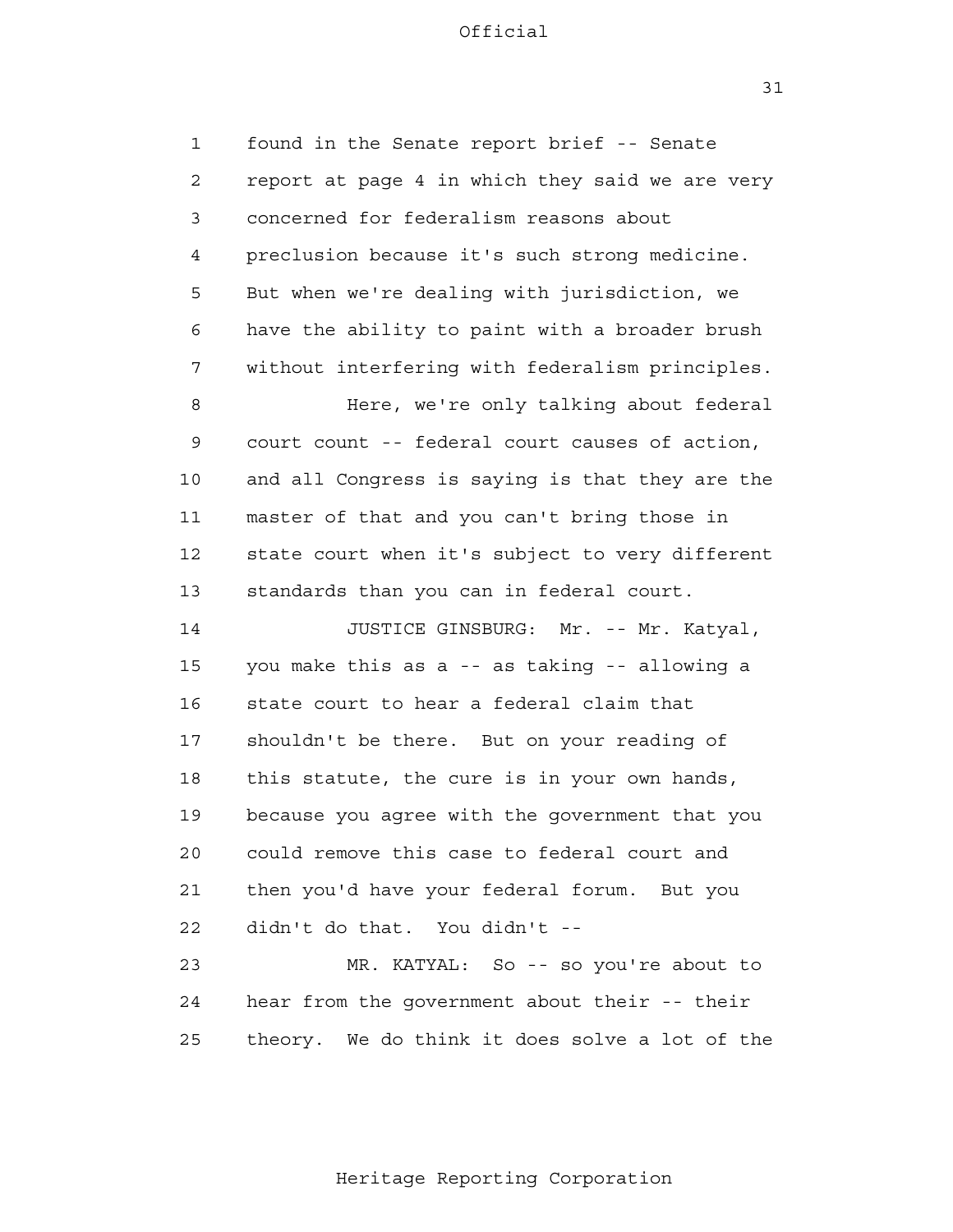found in the Senate report brief -- Senate report at page 4 in which they said we are very concerned for federalism reasons about preclusion because it's such strong medicine. But when we're dealing with jurisdiction, we have the ability to paint with a broader brush without interfering with federalism principles.

Here, we're only talking about federal court count -- federal court causes of action, and all Congress is saying is that they are the master of that and you can't bring those in state court when it's subject to very different standards than you can in federal court.

JUSTICE GINSBURG: Mr. -- Mr. Katyal, you make this as a -- as taking -- allowing a state court to hear a federal claim that shouldn't be there. But on your reading of this statute, the cure is in your own hands, because you agree with the government that you could remove this case to federal court and then you'd have your federal forum. But you didn't do that. You didn't --

MR. KATYAL: So -- so you're about to hear from the government about their -- their theory. We do think it does solve a lot of the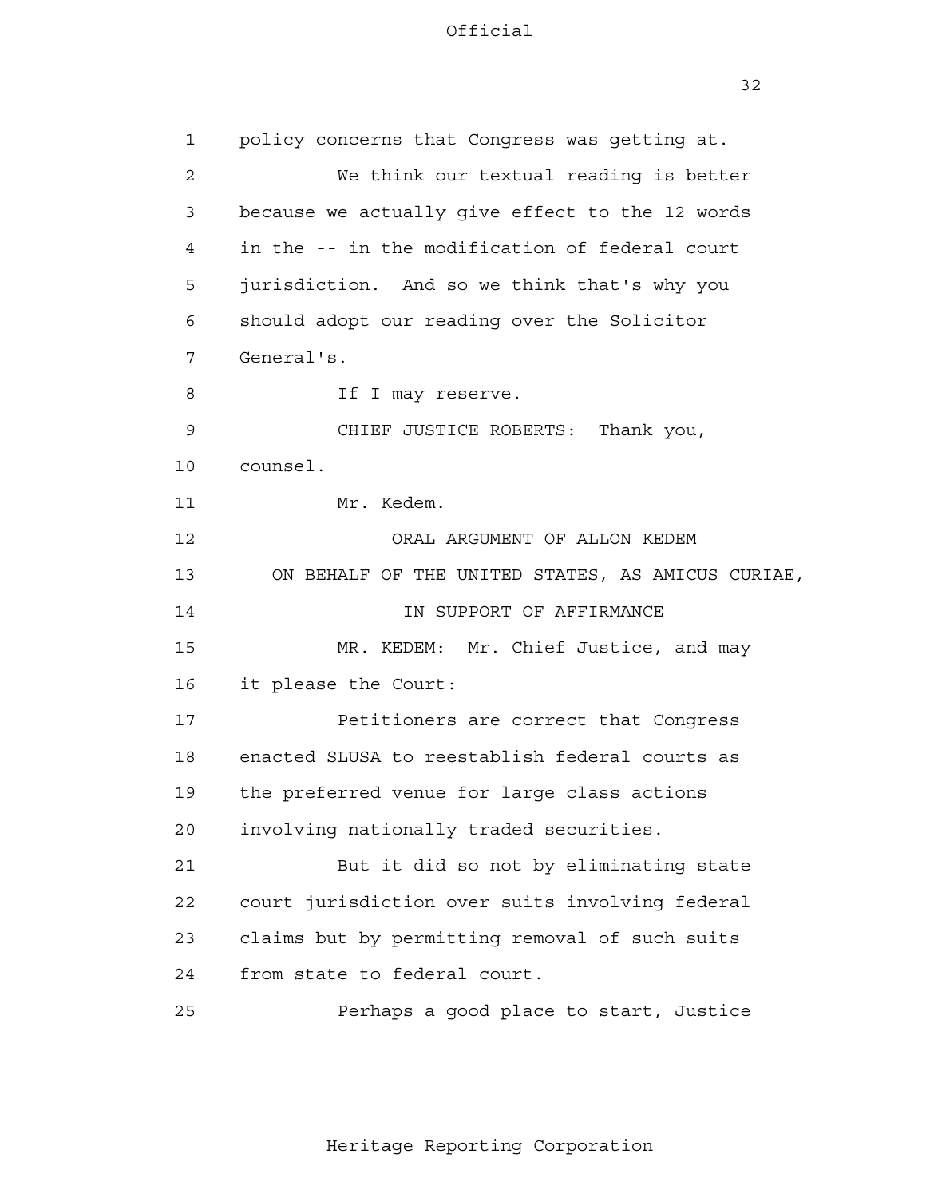policy concerns that Congress was getting at.

We think our textual reading is better because we actually give effect to the 12 words in the -- in the modification of federal court jurisdiction. And so we think that's why you should adopt our reading over the Solicitor General's.

If I may reserve.

CHIEF JUSTICE ROBERTS: Thank you, counsel.

Mr. Kedem.

ORAL ARGUMENT OF ALLON KEDEM

ON BEHALF OF THE UNITED STATES, AS AMICUS CURIAE,

IN SUPPORT OF AFFIRMANCE

MR. KEDEM: Mr. Chief Justice, and may it please the Court:

Petitioners are correct that Congress enacted SLUSA to reestablish federal courts as the preferred venue for large class actions involving nationally traded securities.

But it did so not by eliminating state court jurisdiction over suits involving federal claims but by permitting removal of such suits from state to federal court.

Perhaps a good place to start, Justice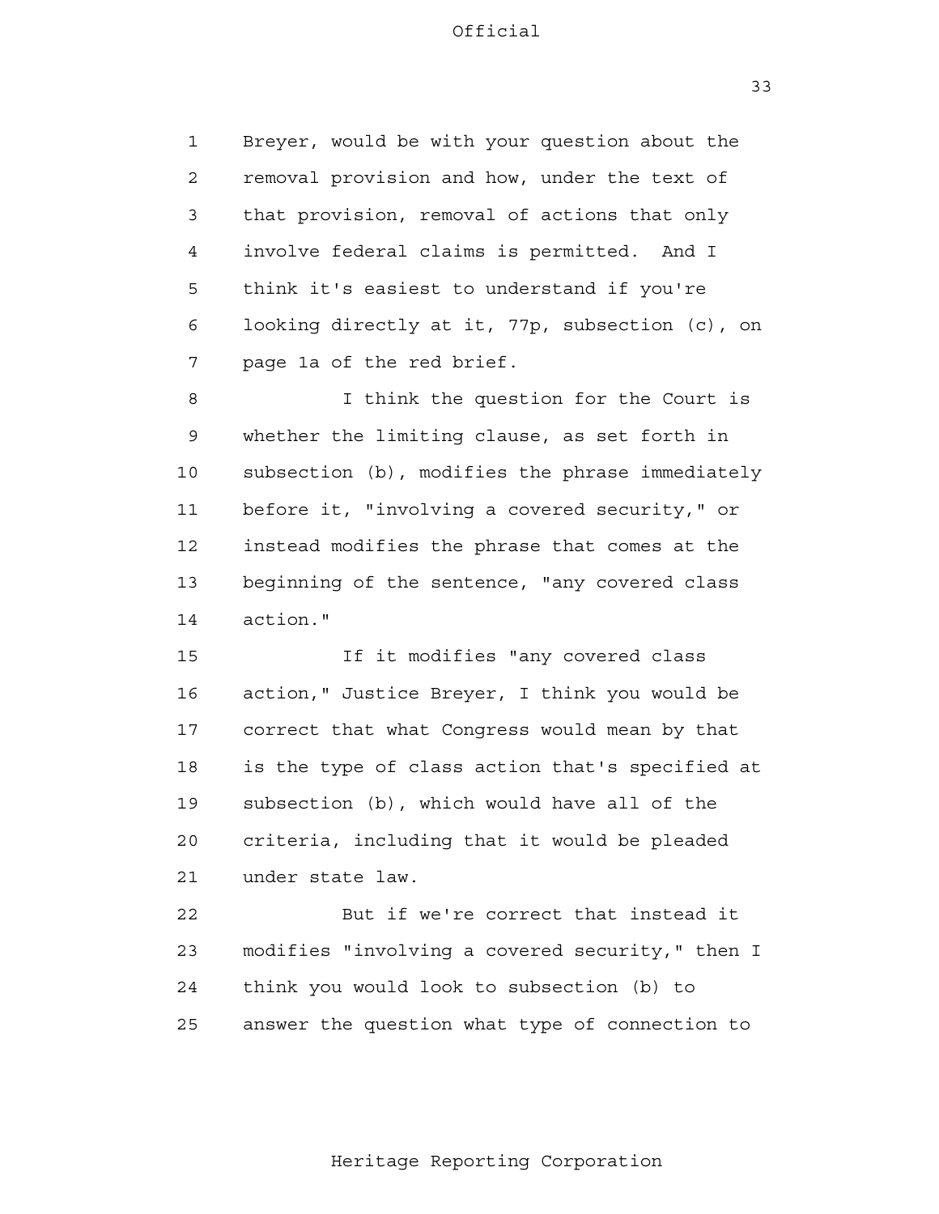Breyer, would be with your question about the removal provision and how, under the text of that provision, removal of actions that only involve federal claims is permitted. And I think it's easiest to understand if you're looking directly at it, 77p, subsection (c), on page 1a of the red brief.

I think the question for the Court is whether the limiting clause, as set forth in subsection (b), modifies the phrase immediately before it, "involving a covered security," or instead modifies the phrase that comes at the beginning of the sentence, "any covered class action."

If it modifies "any covered class action," Justice Breyer, I think you would be correct that what Congress would mean by that is the type of class action that's specified at subsection (b), which would have all of the criteria, including that it would be pleaded under state law.

But if we're correct that instead it modifies "involving a covered security," then I think you would look to subsection (b) to answer the question what type of connection to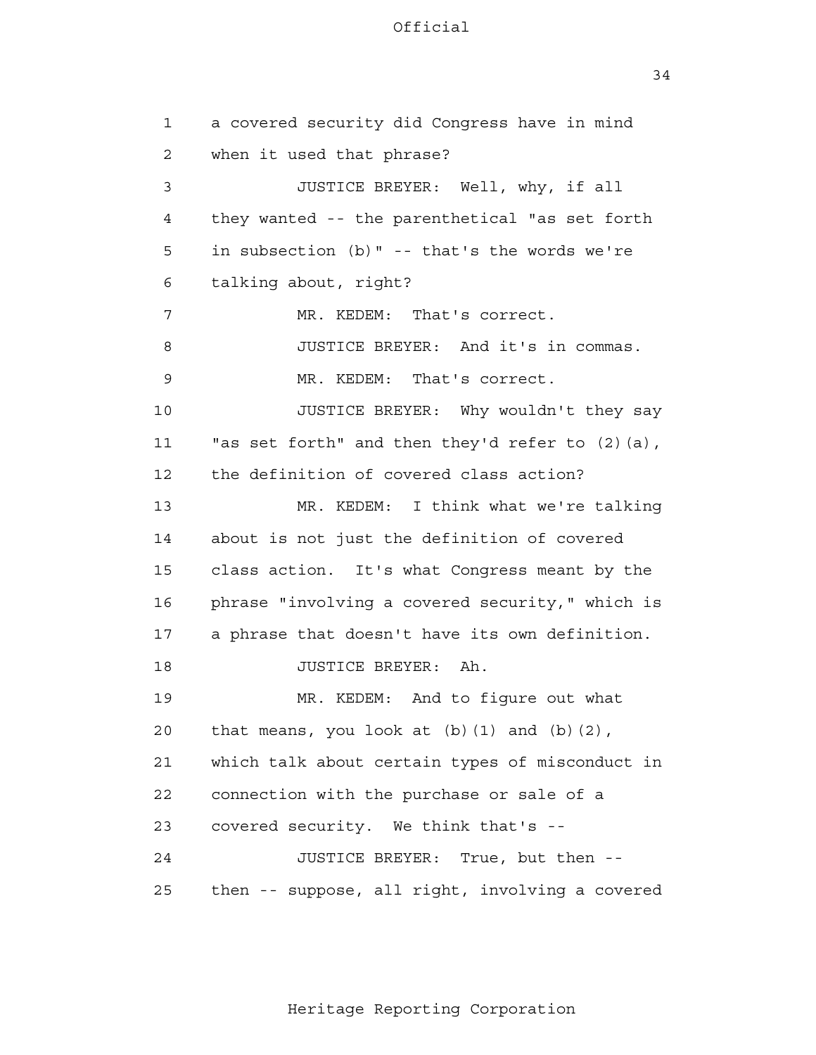a covered security did Congress have in mind when it used that phrase?

JUSTICE BREYER: Well, why, if all they wanted -- the parenthetical "as set forth in subsection (b)" -- that's the words we're talking about, right?

MR. KEDEM: That's correct.

JUSTICE BREYER: And it's in commas.

MR. KEDEM: That's correct.

JUSTICE BREYER: Why wouldn't they say "as set forth" and then they'd refer to (2)(a), the definition of covered class action?

MR. KEDEM: I think what we're talking about is not just the definition of covered class action. It's what Congress meant by the phrase "involving a covered security," which is a phrase that doesn't have its own definition.

JUSTICE BREYER: Ah.

MR. KEDEM: And to figure out what that means, you look at (b)(1) and (b)(2), which talk about certain types of misconduct in connection with the purchase or sale of a covered security. We think that's --

JUSTICE BREYER: True, but then -- then -- suppose, all right, involving a covered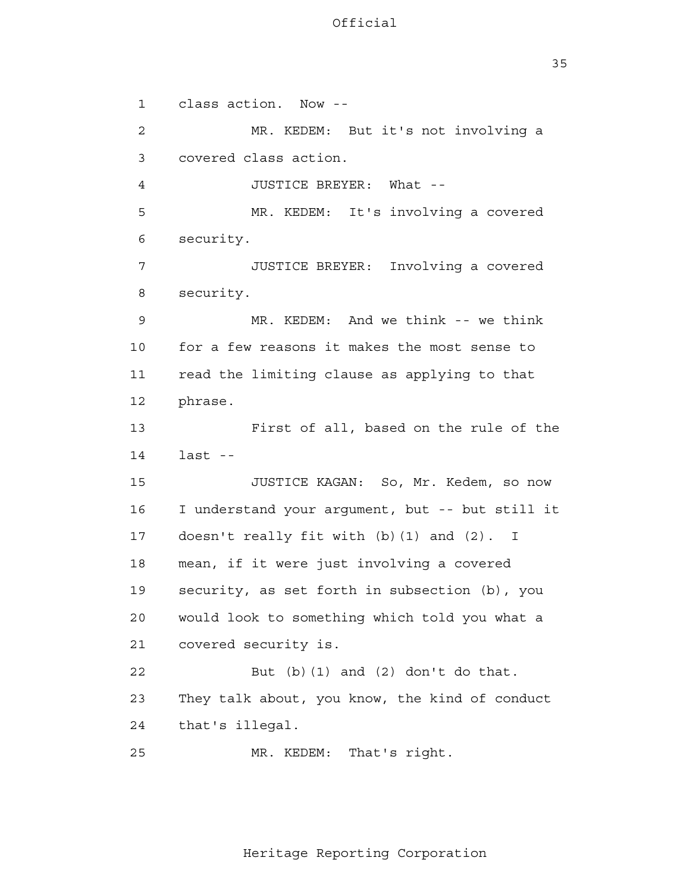class action. Now --

MR. KEDEM: But it's not involving a covered class action.

JUSTICE BREYER: What --

MR. KEDEM: It's involving a covered security.

JUSTICE BREYER: Involving a covered security.

MR. KEDEM: And we think -- we think for a few reasons it makes the most sense to read the limiting clause as applying to that phrase.

First of all, based on the rule of the last --

JUSTICE KAGAN: So, Mr. Kedem, so now I understand your argument, but -- but still it doesn't really fit with (b)(1) and (2). I mean, if it were just involving a covered security, as set forth in subsection (b), you would look to something which told you what a covered security is.

But (b)(1) and (2) don't do that. They talk about, you know, the kind of conduct that's illegal.

MR. KEDEM: That's right.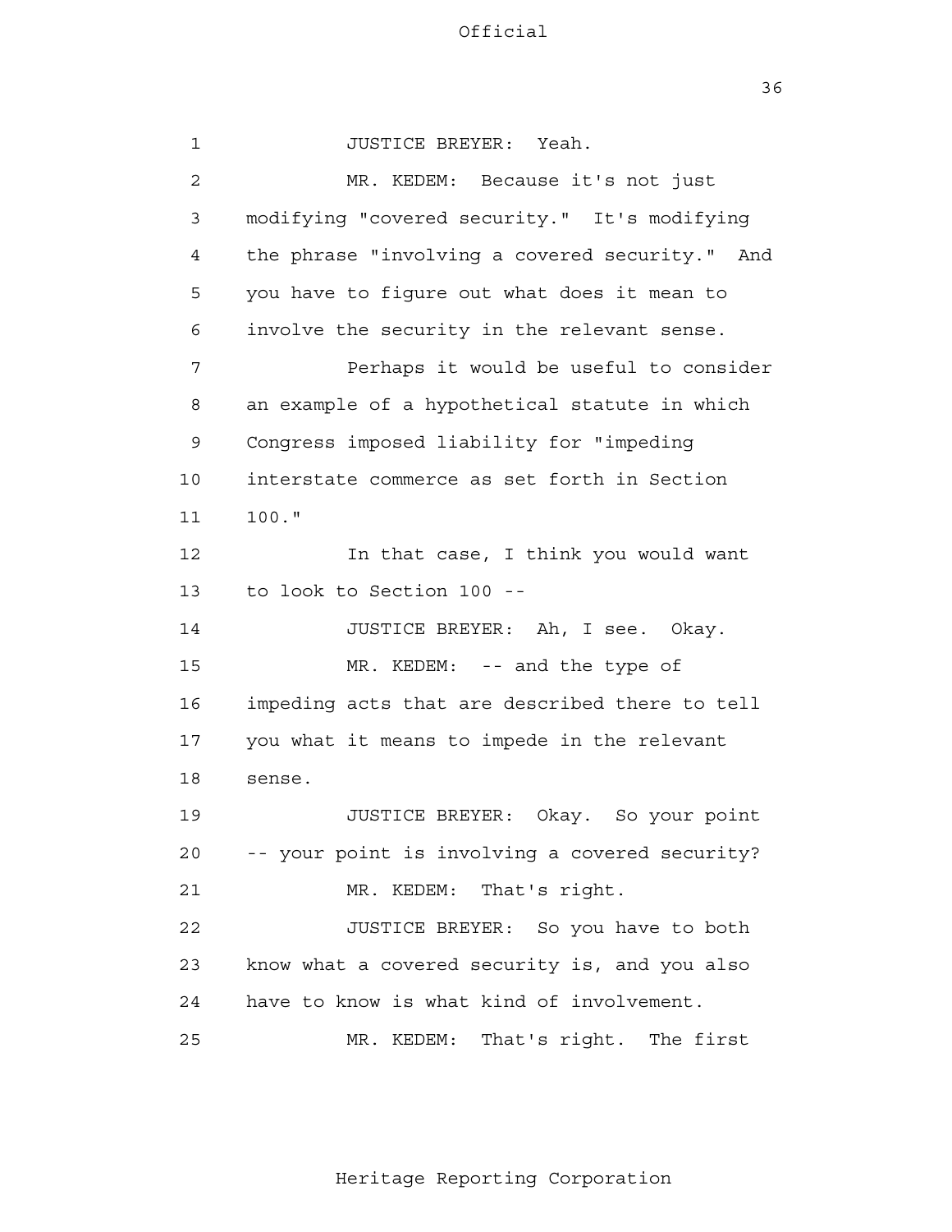JUSTICE BREYER: Yeah.

MR. KEDEM: Because it's not just modifying "covered security." It's modifying the phrase "involving a covered security." And you have to figure out what does it mean to involve the security in the relevant sense.

Perhaps it would be useful to consider an example of a hypothetical statute in which Congress imposed liability for "impeding interstate commerce as set forth in Section 100."

In that case, I think you would want to look to Section 100 --

JUSTICE BREYER: Ah, I see. Okay.

MR. KEDEM: -- and the type of impeding acts that are described there to tell you what it means to impede in the relevant sense.

JUSTICE BREYER: Okay. So your point -- your point is involving a covered security?

MR. KEDEM: That's right.

JUSTICE BREYER: So you have to both know what a covered security is, and you also have to know is what kind of involvement.

MR. KEDEM: That's right. The first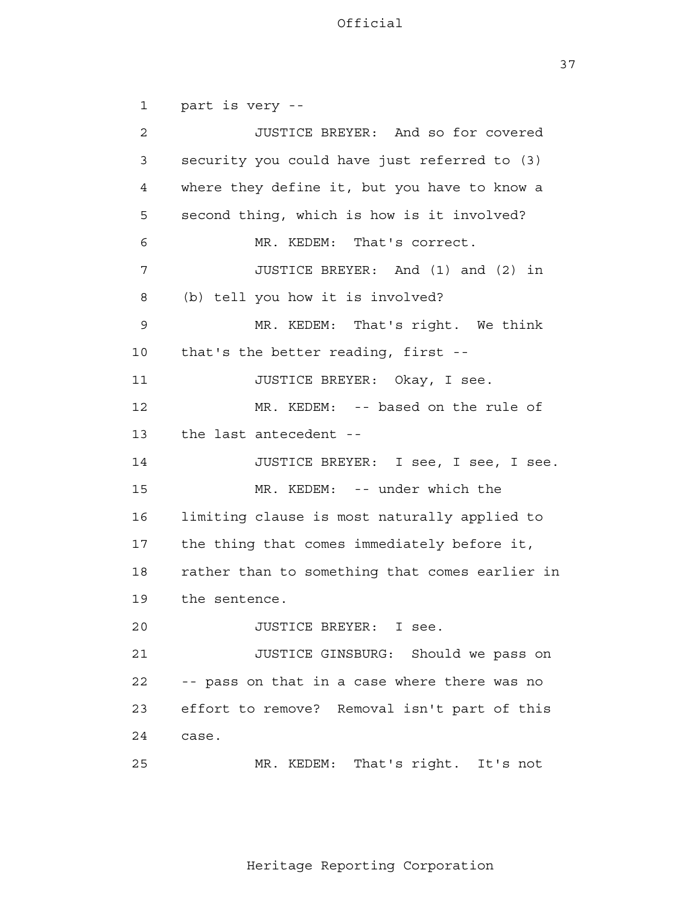1 part is very --

2 JUSTICE BREYER: And so for covered

3 security you could have just referred to (3)

4 where they define it, but you have to know a

5 second thing, which is how is it involved?

6 MR. KEDEM: That's correct.

7 JUSTICE BREYER: And (1) and (2) in

8 (b) tell you how it is involved?

9 MR. KEDEM: That's right. We think

10 that's the better reading, first --

11 JUSTICE BREYER: Okay, I see.

12 MR. KEDEM: -- based on the rule of

13 the last antecedent --

14 JUSTICE BREYER: I see, I see, I see.

15 MR. KEDEM: -- under which the

16 limiting clause is most naturally applied to

17 the thing that comes immediately before it,

18 rather than to something that comes earlier in

19 the sentence.

20 JUSTICE BREYER: I see.

21 JUSTICE GINSBURG: Should we pass on

22 -- pass on that in a case where there was no

23 effort to remove? Removal isn't part of this

24 case.

25 MR. KEDEM: That's right. It's not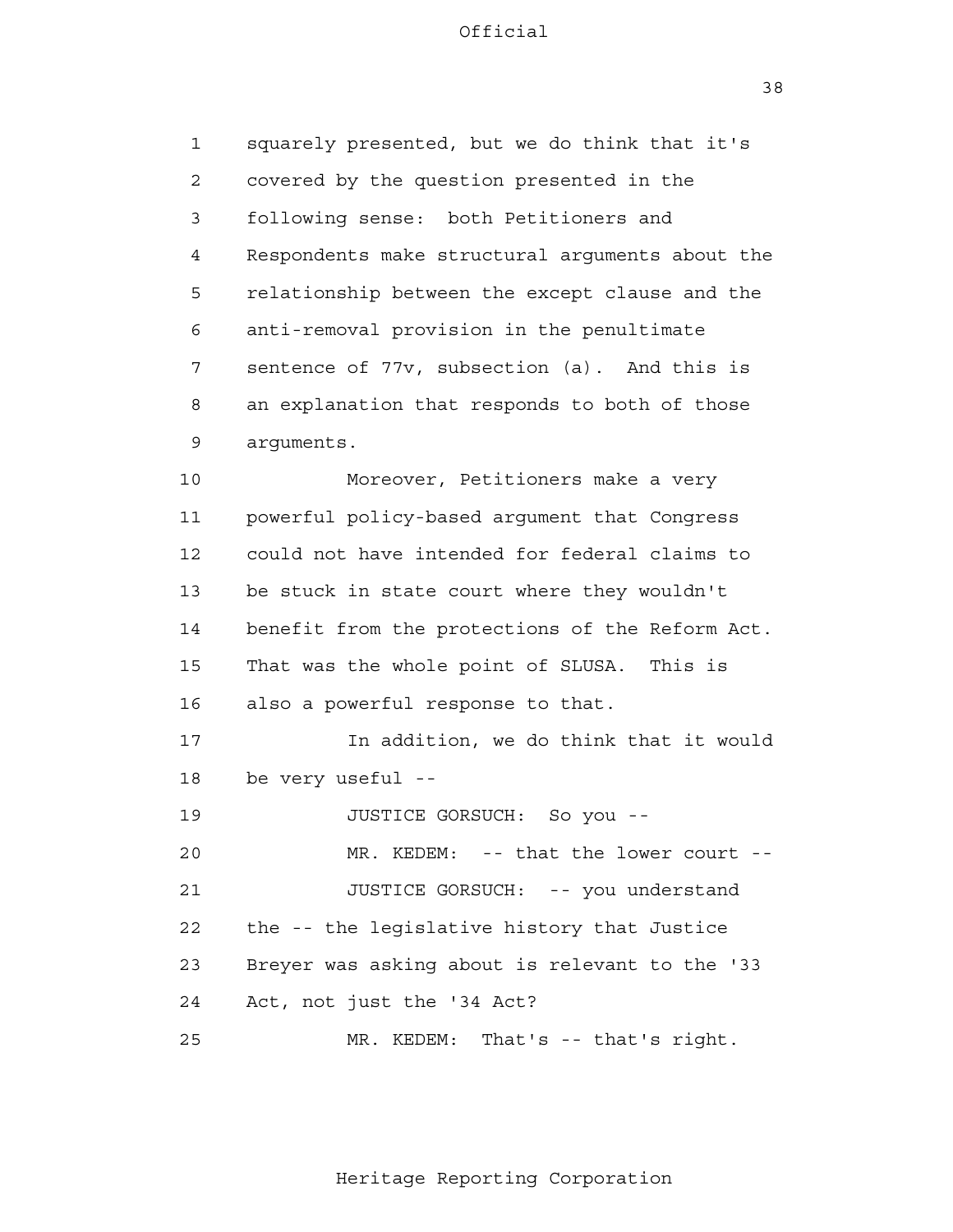squarely presented, but we do think that it's covered by the question presented in the following sense: both Petitioners and Respondents make structural arguments about the relationship between the except clause and the anti-removal provision in the penultimate sentence of 77v, subsection (a). And this is an explanation that responds to both of those arguments.

Moreover, Petitioners make a very powerful policy-based argument that Congress could not have intended for federal claims to be stuck in state court where they wouldn't benefit from the protections of the Reform Act. That was the whole point of SLUSA. This is also a powerful response to that.

In addition, we do think that it would be very useful --

JUSTICE GORSUCH: So you --

MR. KEDEM: -- that the lower court --

JUSTICE GORSUCH: -- you understand the -- the legislative history that Justice Breyer was asking about is relevant to the '33 Act, not just the '34 Act?

MR. KEDEM: That's -- that's right.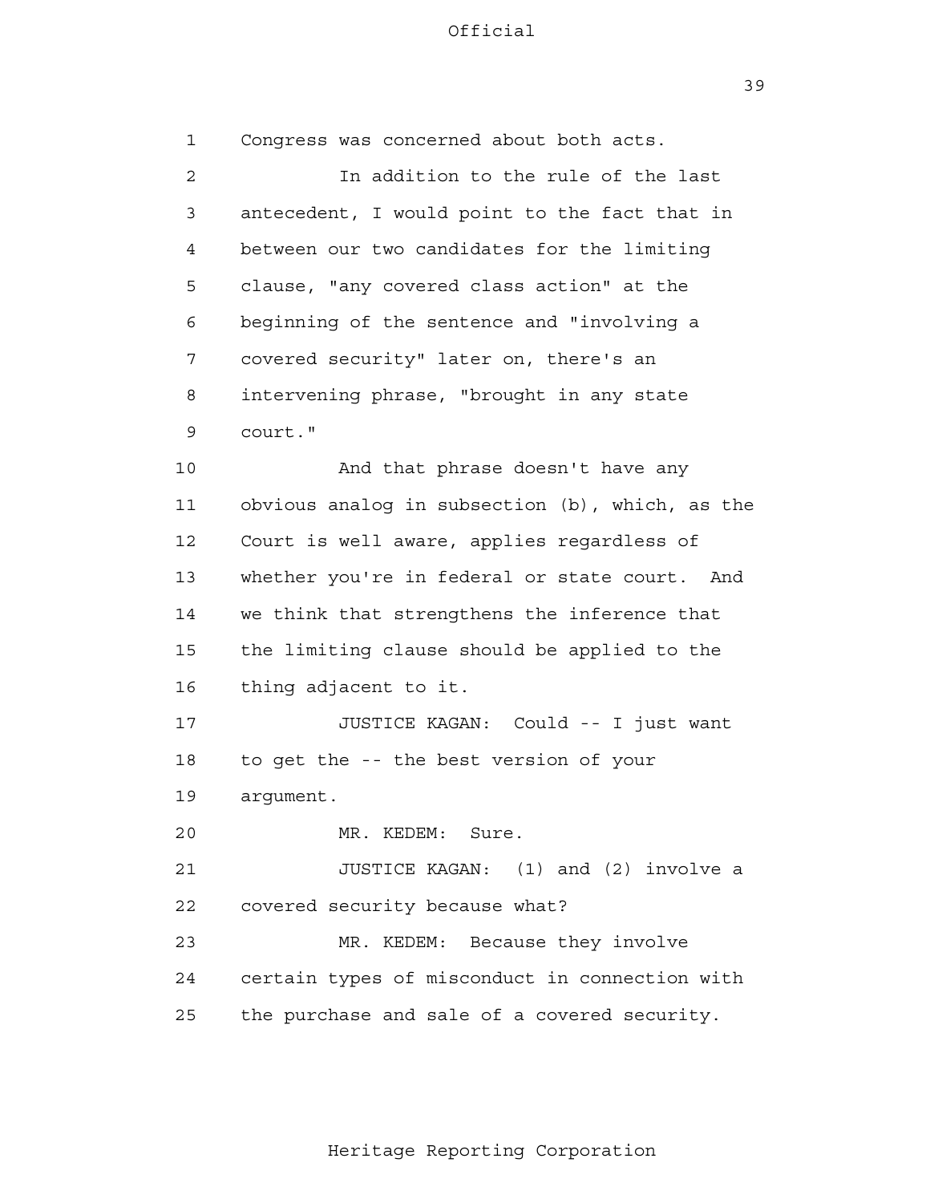Congress was concerned about both acts.

In addition to the rule of the last antecedent, I would point to the fact that in between our two candidates for the limiting clause, "any covered class action" at the beginning of the sentence and "involving a covered security" later on, there's an intervening phrase, "brought in any state court."

And that phrase doesn't have any obvious analog in subsection (b), which, as the Court is well aware, applies regardless of whether you're in federal or state court. And we think that strengthens the inference that the limiting clause should be applied to the thing adjacent to it.

JUSTICE KAGAN: Could -- I just want to get the -- the best version of your argument.

MR. KEDEM: Sure.

JUSTICE KAGAN: (1) and (2) involve a covered security because what?

MR. KEDEM: Because they involve certain types of misconduct in connection with the purchase and sale of a covered security.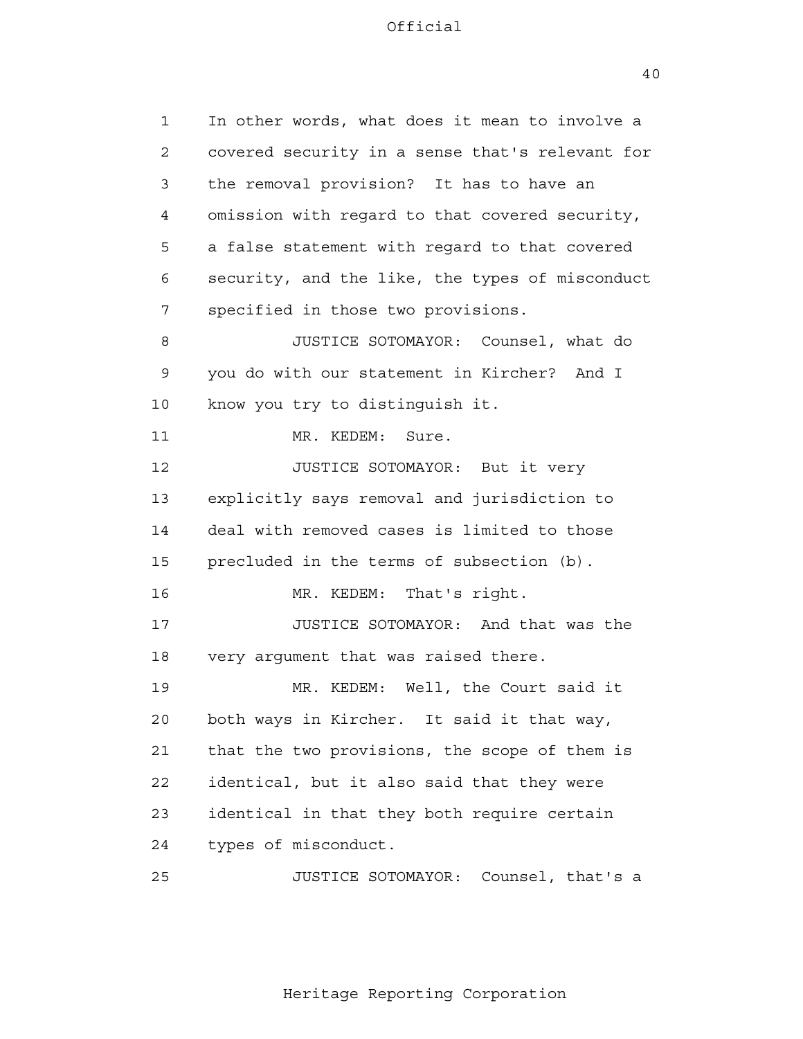1 In other words, what does it mean to involve a
2 covered security in a sense that's relevant for
3 the removal provision? It has to have an
4 omission with regard to that covered security,
5 a false statement with regard to that covered
6 security, and the like, the types of misconduct
7 specified in those two provisions.

8 JUSTICE SOTOMAYOR: Counsel, what do
9 you do with our statement in Kircher? And I
10 know you try to distinguish it.

11 MR. KEDEM: Sure.

12 JUSTICE SOTOMAYOR: But it very
13 explicitly says removal and jurisdiction to
14 deal with removed cases is limited to those
15 precluded in the terms of subsection (b).

16 MR. KEDEM: That's right.

17 JUSTICE SOTOMAYOR: And that was the
18 very argument that was raised there.

19 MR. KEDEM: Well, the Court said it
20 both ways in Kircher. It said it that way,
21 that the two provisions, the scope of them is
22 identical, but it also said that they were
23 identical in that they both require certain
24 types of misconduct.

25 JUSTICE SOTOMAYOR: Counsel, that's a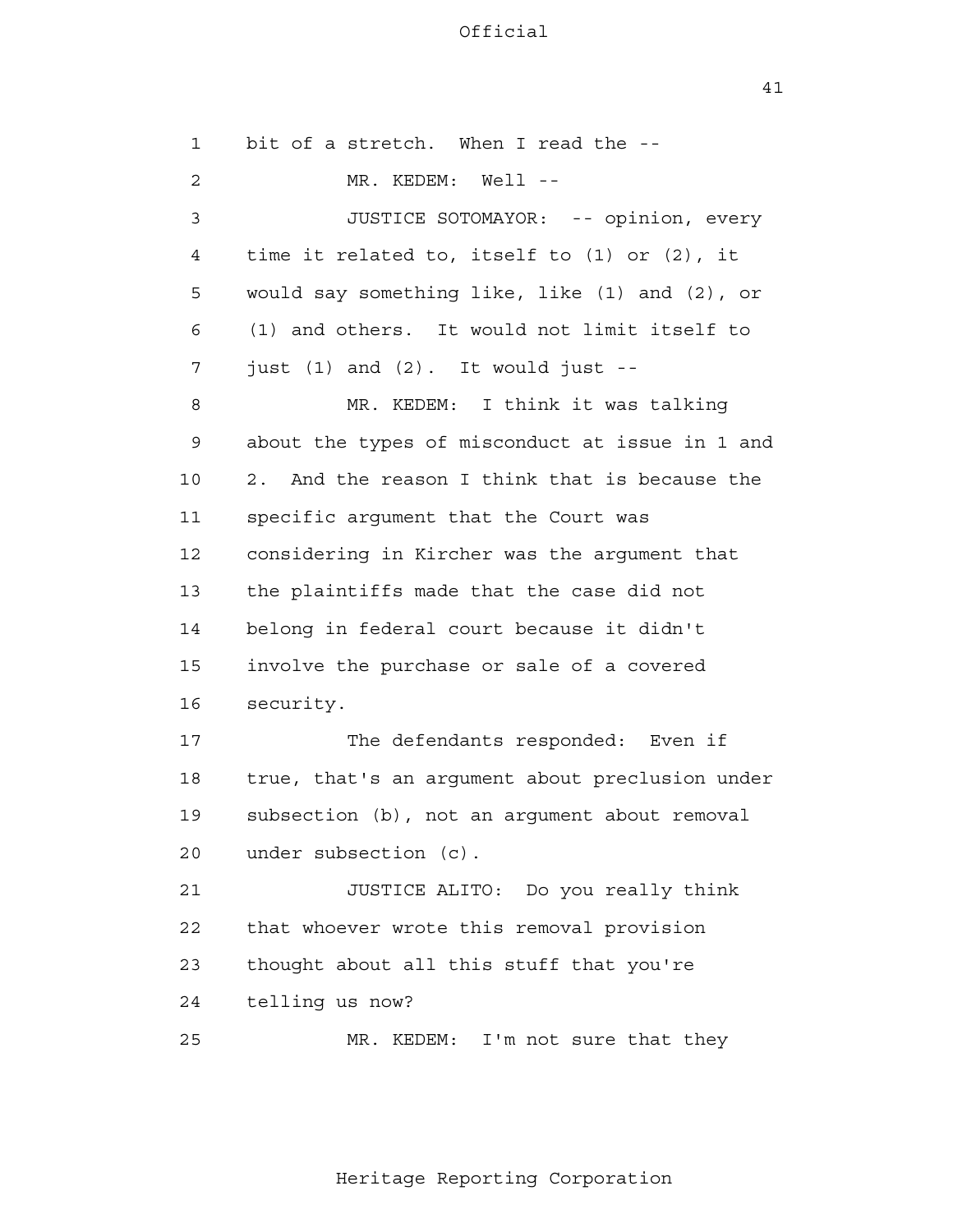1 bit of a stretch. When I read the --

2 MR. KEDEM: Well --

3 JUSTICE SOTOMAYOR: -- opinion, every

4 time it related to, itself to (1) or (2), it

5 would say something like, like (1) and (2), or

6 (1) and others. It would not limit itself to

7 just (1) and (2). It would just --

8 MR. KEDEM: I think it was talking

9 about the types of misconduct at issue in 1 and

10 2. And the reason I think that is because the

11 specific argument that the Court was

12 considering in Kircher was the argument that

13 the plaintiffs made that the case did not

14 belong in federal court because it didn't

15 involve the purchase or sale of a covered

16 security.

17 The defendants responded: Even if

18 true, that's an argument about preclusion under

19 subsection (b), not an argument about removal

20 under subsection (c).

21 JUSTICE ALITO: Do you really think

22 that whoever wrote this removal provision

23 thought about all this stuff that you're

24 telling us now?

25 MR. KEDEM: I'm not sure that they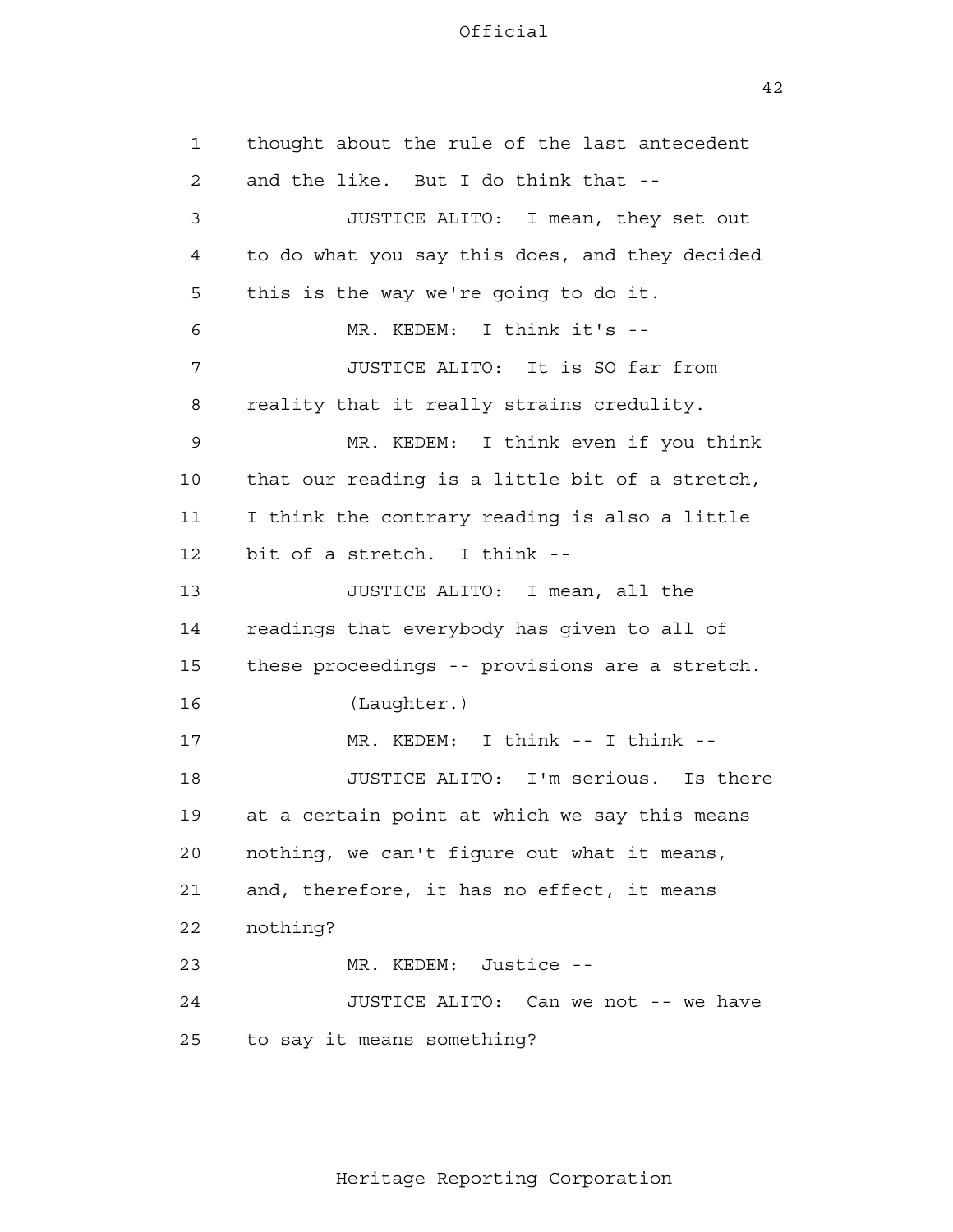thought about the rule of the last antecedent and the like. But I do think that --

JUSTICE ALITO: I mean, they set out to do what you say this does, and they decided this is the way we're going to do it.

MR. KEDEM: I think it's --

JUSTICE ALITO: It is SO far from reality that it really strains credulity.

MR. KEDEM: I think even if you think that our reading is a little bit of a stretch, I think the contrary reading is also a little bit of a stretch. I think --

JUSTICE ALITO: I mean, all the readings that everybody has given to all of these proceedings -- provisions are a stretch.

(Laughter.)

MR. KEDEM: I think -- I think --

JUSTICE ALITO: I'm serious. Is there at a certain point at which we say this means nothing, we can't figure out what it means, and, therefore, it has no effect, it means nothing?

MR. KEDEM: Justice --

JUSTICE ALITO: Can we not -- we have to say it means something?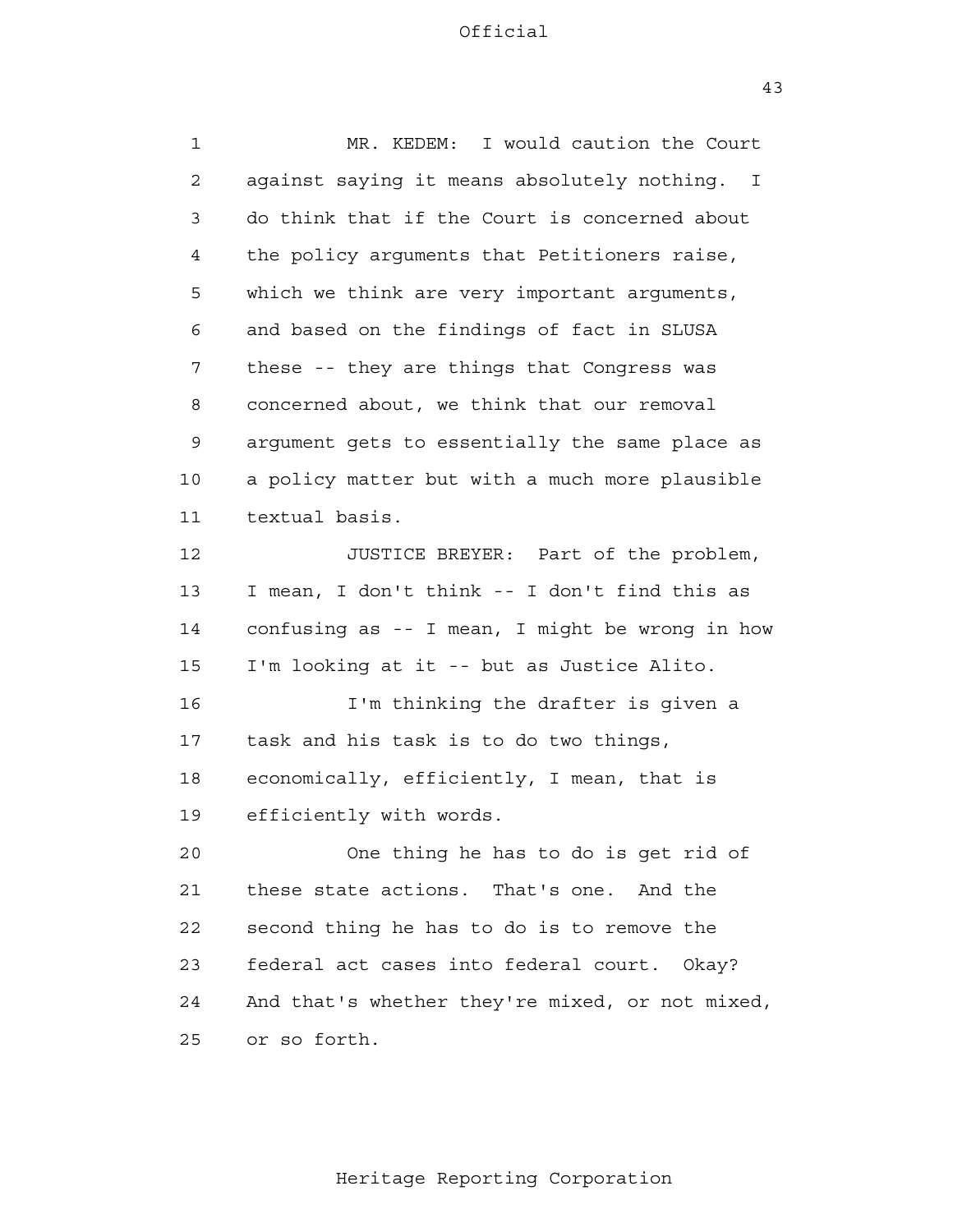MR. KEDEM: I would caution the Court against saying it means absolutely nothing. I do think that if the Court is concerned about the policy arguments that Petitioners raise, which we think are very important arguments, and based on the findings of fact in SLUSA these -- they are things that Congress was concerned about, we think that our removal argument gets to essentially the same place as a policy matter but with a much more plausible textual basis.

JUSTICE BREYER: Part of the problem, I mean, I don't think -- I don't find this as confusing as -- I mean, I might be wrong in how I'm looking at it -- but as Justice Alito.

I'm thinking the drafter is given a task and his task is to do two things, economically, efficiently, I mean, that is efficiently with words.

One thing he has to do is get rid of these state actions. That's one. And the second thing he has to do is to remove the federal act cases into federal court. Okay? And that's whether they're mixed, or not mixed, or so forth.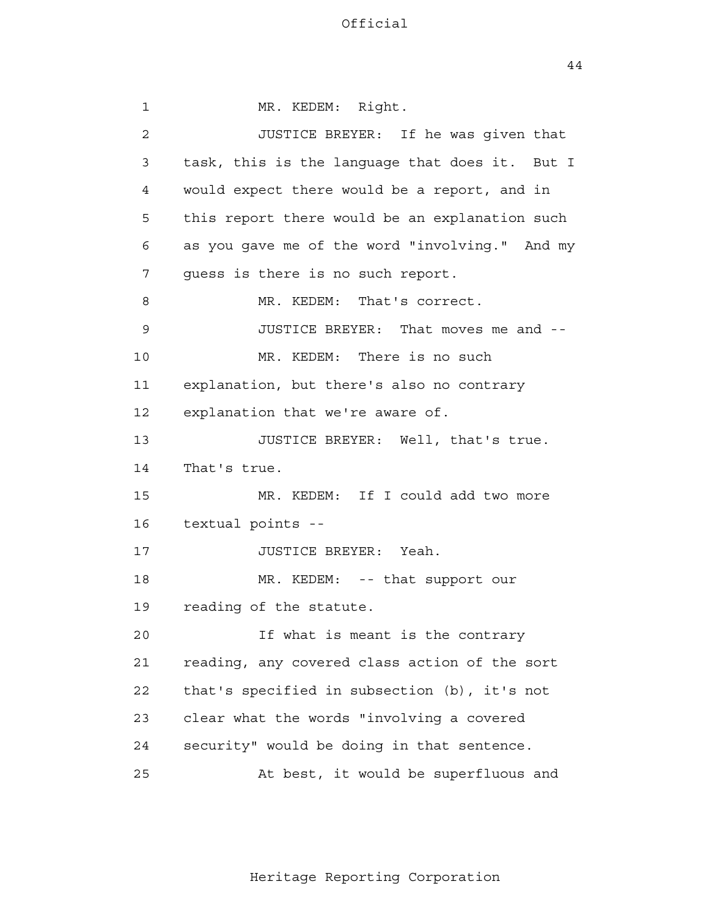MR. KEDEM: Right.

JUSTICE BREYER: If he was given that task, this is the language that does it. But I would expect there would be a report, and in this report there would be an explanation such as you gave me of the word "involving." And my guess is there is no such report.

MR. KEDEM: That's correct.

JUSTICE BREYER: That moves me and --

MR. KEDEM: There is no such explanation, but there's also no contrary explanation that we're aware of.

JUSTICE BREYER: Well, that's true. That's true.

MR. KEDEM: If I could add two more textual points --

JUSTICE BREYER: Yeah.

MR. KEDEM: -- that support our reading of the statute.

If what is meant is the contrary reading, any covered class action of the sort that's specified in subsection (b), it's not clear what the words "involving a covered security" would be doing in that sentence.

At best, it would be superfluous and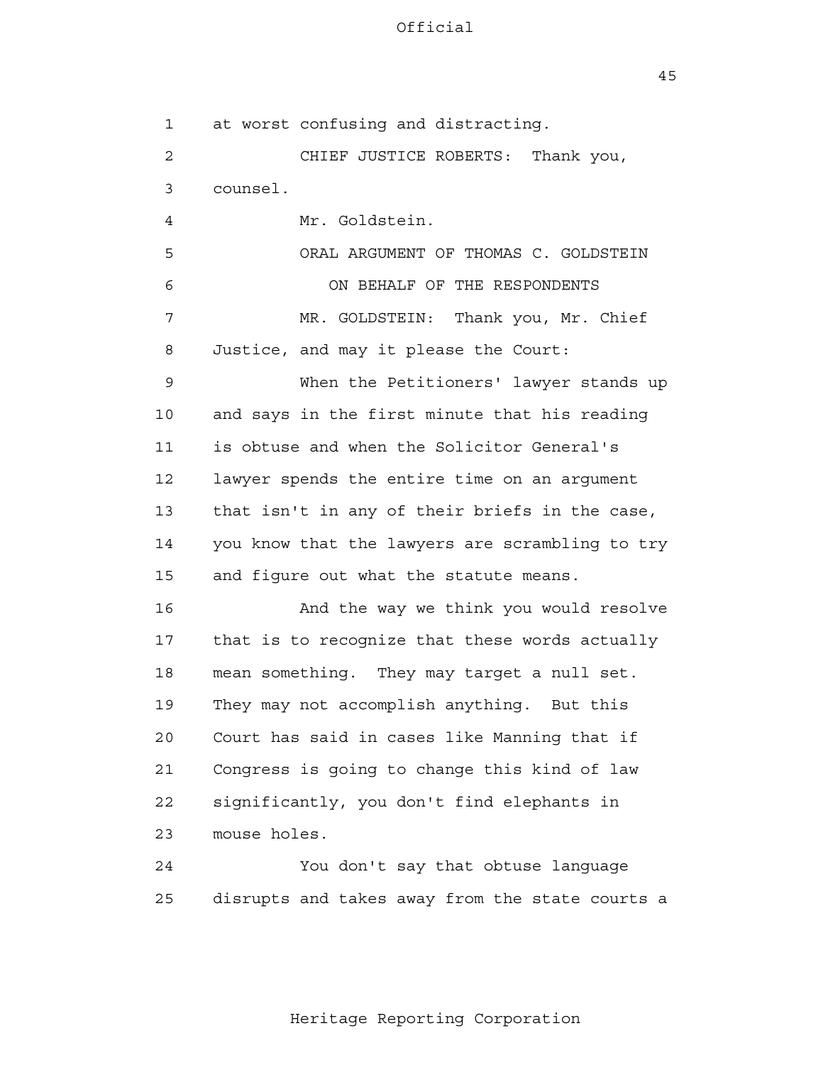at worst confusing and distracting.

CHIEF JUSTICE ROBERTS: Thank you, counsel.

Mr. Goldstein.

ORAL ARGUMENT OF THOMAS C. GOLDSTEIN

ON BEHALF OF THE RESPONDENTS

MR. GOLDSTEIN: Thank you, Mr. Chief Justice, and may it please the Court:

When the Petitioners' lawyer stands up and says in the first minute that his reading is obtuse and when the Solicitor General's lawyer spends the entire time on an argument that isn't in any of their briefs in the case, you know that the lawyers are scrambling to try and figure out what the statute means.

And the way we think you would resolve that is to recognize that these words actually mean something. They may target a null set. They may not accomplish anything. But this Court has said in cases like Manning that if Congress is going to change this kind of law significantly, you don't find elephants in mouse holes.

You don't say that obtuse language disrupts and takes away from the state courts a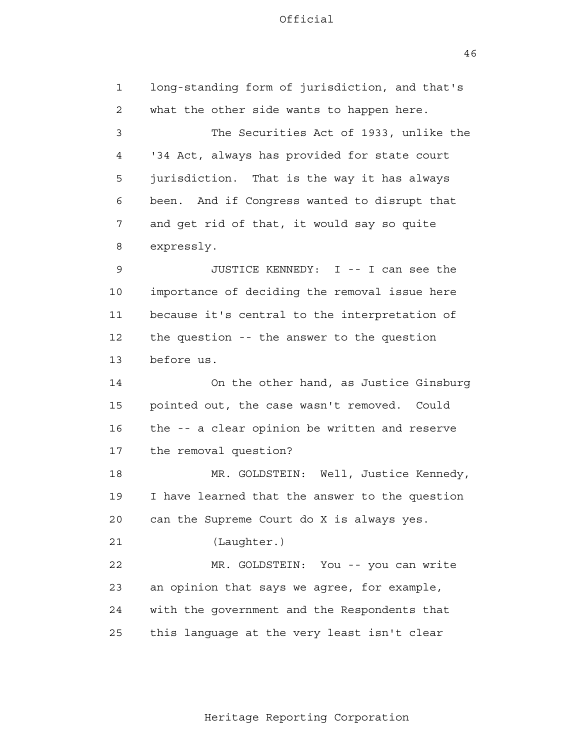long-standing form of jurisdiction, and that's what the other side wants to happen here.

The Securities Act of 1933, unlike the '34 Act, always has provided for state court jurisdiction. That is the way it has always been. And if Congress wanted to disrupt that and get rid of that, it would say so quite expressly.

JUSTICE KENNEDY: I -- I can see the importance of deciding the removal issue here because it's central to the interpretation of the question -- the answer to the question before us.

On the other hand, as Justice Ginsburg pointed out, the case wasn't removed. Could the -- a clear opinion be written and reserve the removal question?

MR. GOLDSTEIN: Well, Justice Kennedy, I have learned that the answer to the question can the Supreme Court do X is always yes.

(Laughter.)

MR. GOLDSTEIN: You -- you can write an opinion that says we agree, for example, with the government and the Respondents that this language at the very least isn't clear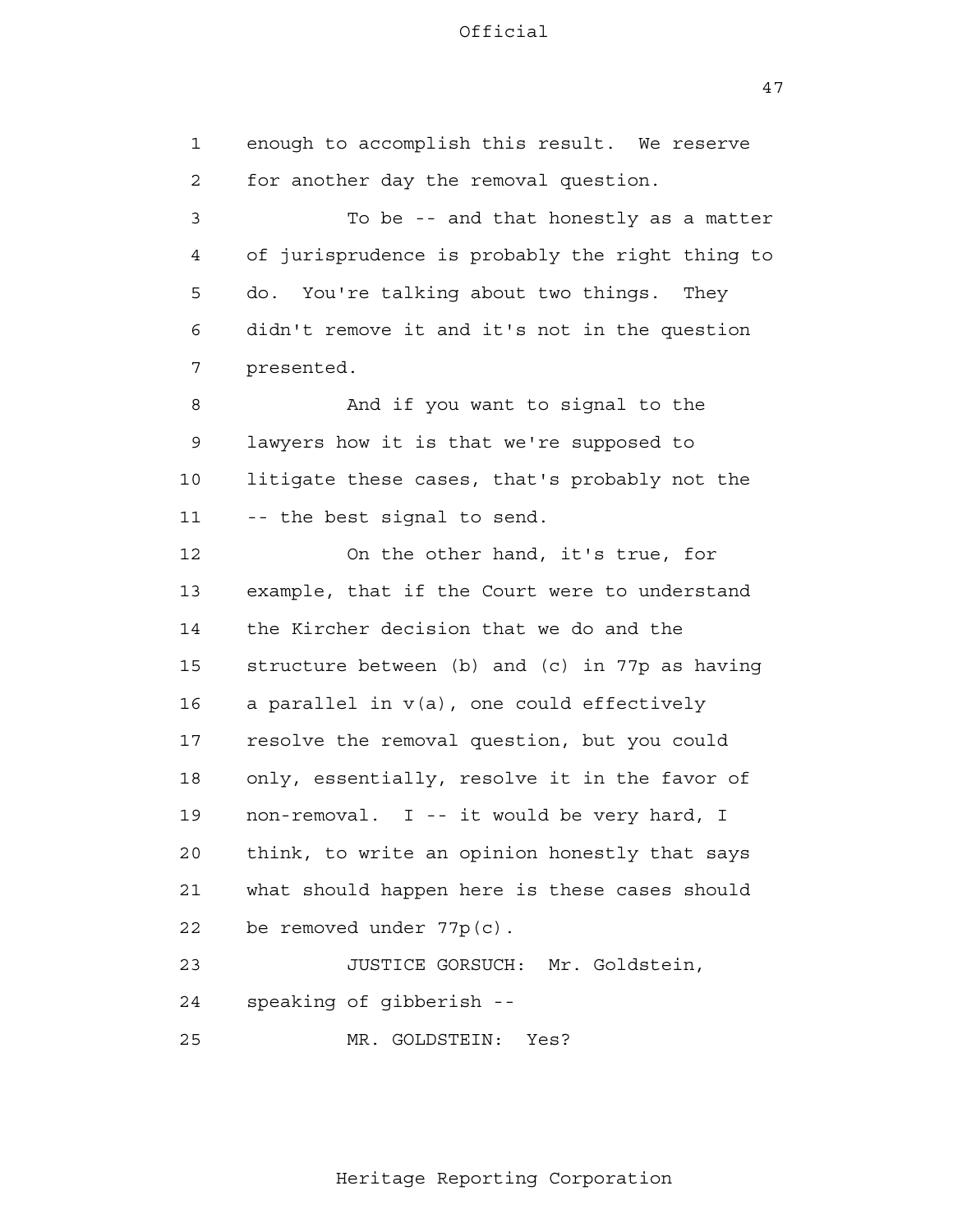enough to accomplish this result. We reserve for another day the removal question.

To be -- and that honestly as a matter of jurisprudence is probably the right thing to do. You're talking about two things. They didn't remove it and it's not in the question presented.

And if you want to signal to the lawyers how it is that we're supposed to litigate these cases, that's probably not the -- the best signal to send.

On the other hand, it's true, for example, that if the Court were to understand the Kircher decision that we do and the structure between (b) and (c) in 77p as having a parallel in v(a), one could effectively resolve the removal question, but you could only, essentially, resolve it in the favor of non-removal. I -- it would be very hard, I think, to write an opinion honestly that says what should happen here is these cases should be removed under 77p(c).

JUSTICE GORSUCH: Mr. Goldstein, speaking of gibberish --

MR. GOLDSTEIN: Yes?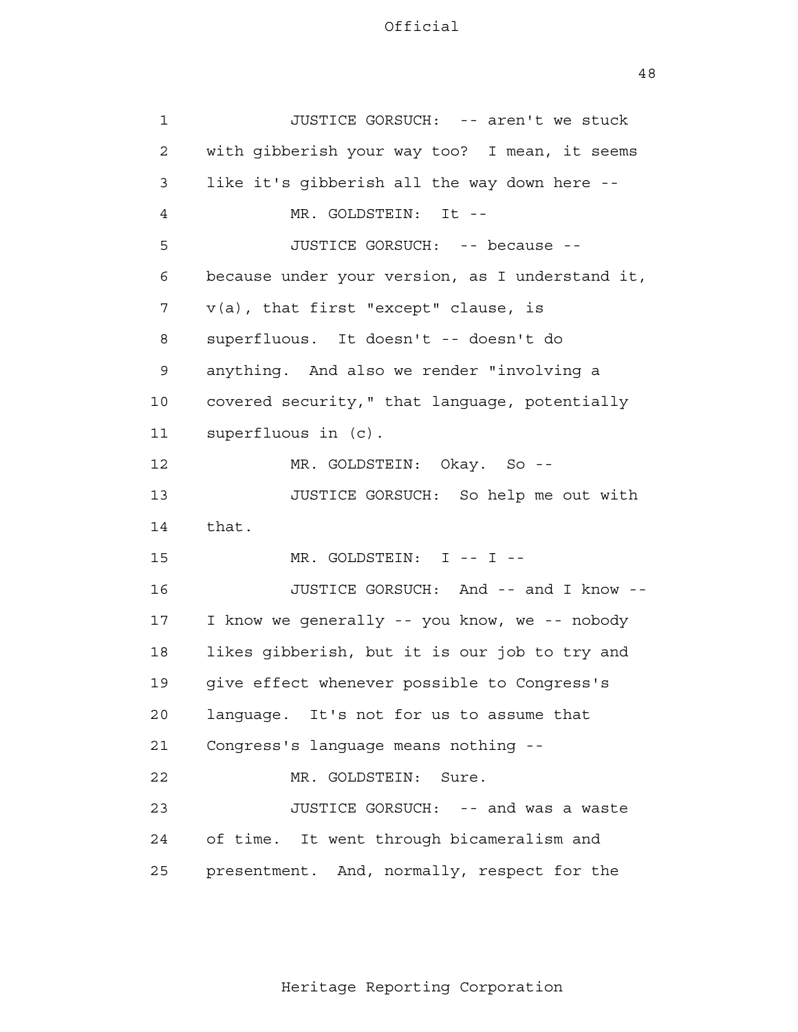JUSTICE GORSUCH: -- aren't we stuck with gibberish your way too? I mean, it seems like it's gibberish all the way down here --

MR. GOLDSTEIN: It --

JUSTICE GORSUCH: -- because -- because under your version, as I understand it, v(a), that first "except" clause, is superfluous. It doesn't -- doesn't do anything. And also we render "involving a covered security," that language, potentially superfluous in (c).

MR. GOLDSTEIN: Okay. So --

JUSTICE GORSUCH: So help me out with that.

MR. GOLDSTEIN: I -- I --

JUSTICE GORSUCH: And -- and I know -- I know we generally -- you know, we -- nobody likes gibberish, but it is our job to try and give effect whenever possible to Congress's language. It's not for us to assume that Congress's language means nothing --

MR. GOLDSTEIN: Sure.

JUSTICE GORSUCH: -- and was a waste of time. It went through bicameralism and presentment. And, normally, respect for the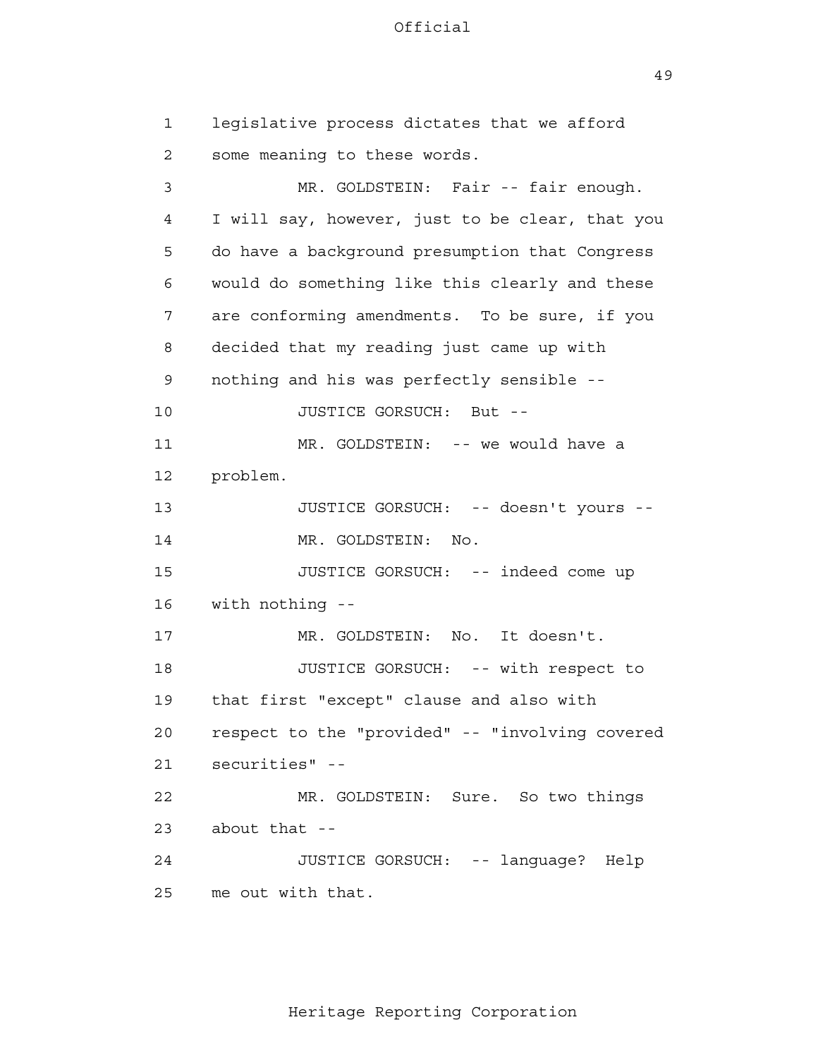legislative process dictates that we afford some meaning to these words.

MR. GOLDSTEIN: Fair -- fair enough. I will say, however, just to be clear, that you do have a background presumption that Congress would do something like this clearly and these are conforming amendments. To be sure, if you decided that my reading just came up with nothing and his was perfectly sensible --

JUSTICE GORSUCH: But --

MR. GOLDSTEIN: -- we would have a problem.

JUSTICE GORSUCH: -- doesn't yours --

MR. GOLDSTEIN: No.

JUSTICE GORSUCH: -- indeed come up with nothing --

MR. GOLDSTEIN: No. It doesn't.

JUSTICE GORSUCH: -- with respect to that first "except" clause and also with respect to the "provided" -- "involving covered securities" --

MR. GOLDSTEIN: Sure. So two things about that --

JUSTICE GORSUCH: -- language? Help me out with that.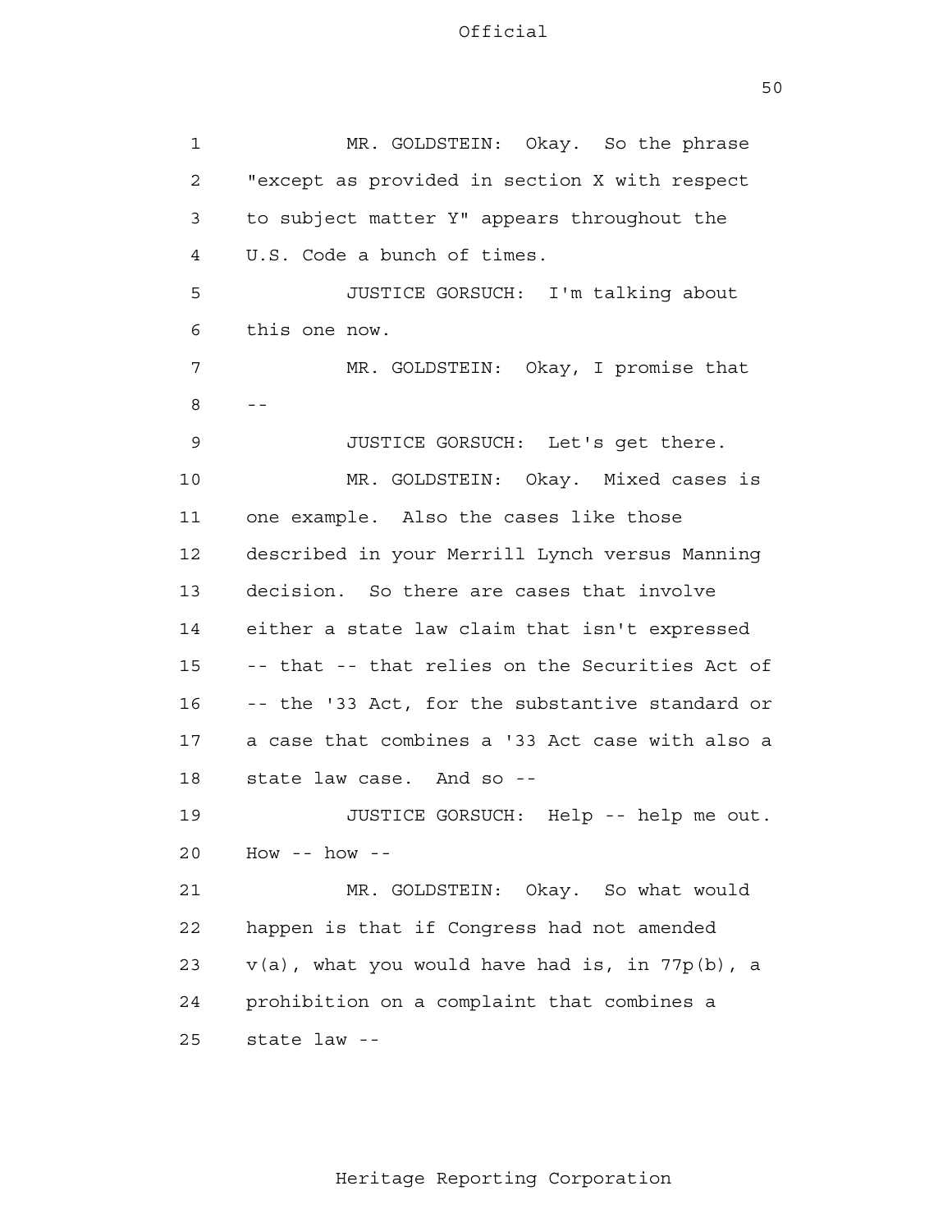MR. GOLDSTEIN: Okay. So the phrase "except as provided in section X with respect to subject matter Y" appears throughout the U.S. Code a bunch of times.

JUSTICE GORSUCH: I'm talking about this one now.

MR. GOLDSTEIN: Okay, I promise that --

JUSTICE GORSUCH: Let's get there.

MR. GOLDSTEIN: Okay. Mixed cases is one example. Also the cases like those described in your Merrill Lynch versus Manning decision. So there are cases that involve either a state law claim that isn't expressed -- that -- that relies on the Securities Act of -- the '33 Act, for the substantive standard or a case that combines a '33 Act case with also a state law case. And so --

JUSTICE GORSUCH: Help -- help me out. How -- how --

MR. GOLDSTEIN: Okay. So what would happen is that if Congress had not amended v(a), what you would have had is, in 77p(b), a prohibition on a complaint that combines a state law --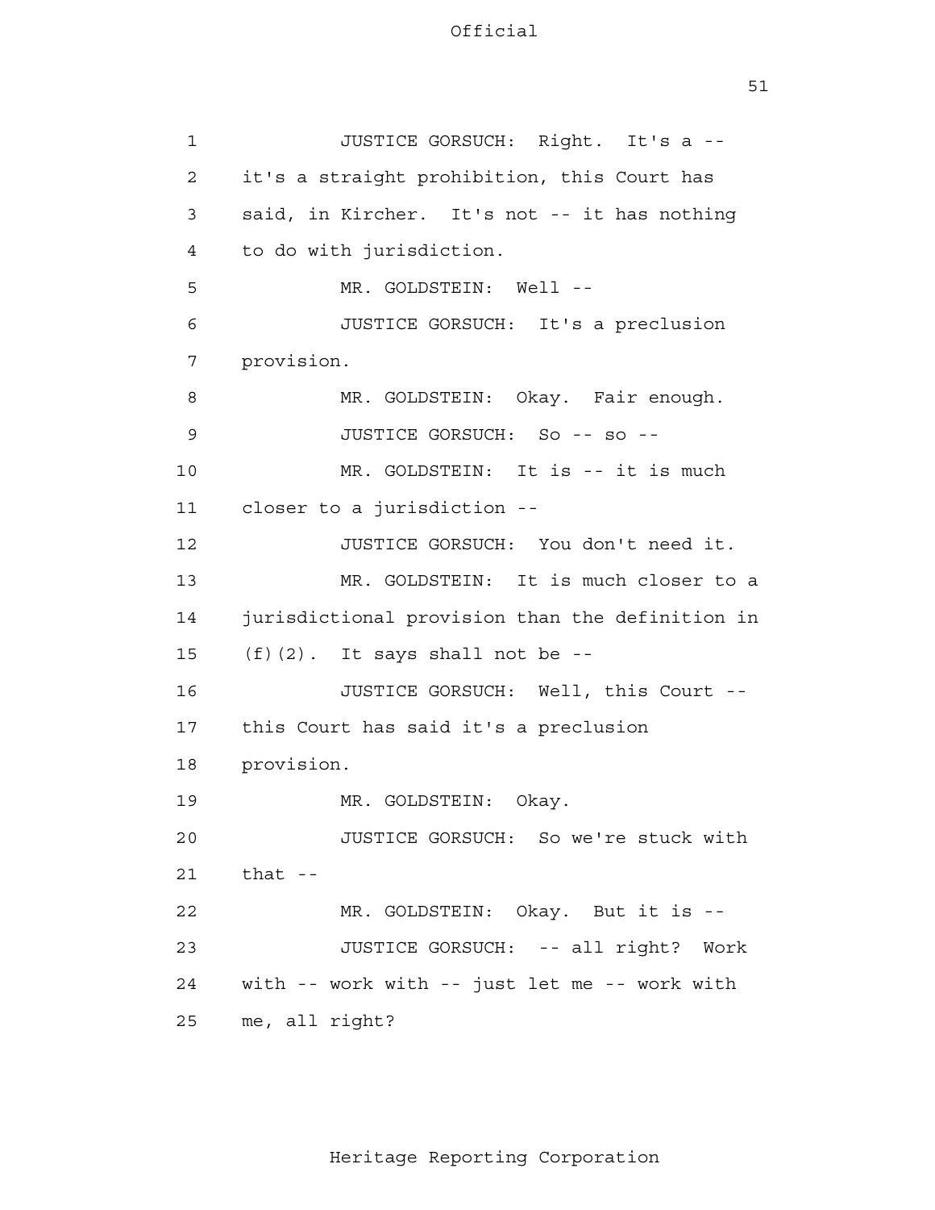JUSTICE GORSUCH: Right. It's a -- it's a straight prohibition, this Court has said, in Kircher. It's not -- it has nothing to do with jurisdiction.

MR. GOLDSTEIN: Well --

JUSTICE GORSUCH: It's a preclusion provision.

MR. GOLDSTEIN: Okay. Fair enough.

JUSTICE GORSUCH: So -- so --

MR. GOLDSTEIN: It is -- it is much closer to a jurisdiction --

JUSTICE GORSUCH: You don't need it.

MR. GOLDSTEIN: It is much closer to a jurisdictional provision than the definition in (f)(2). It says shall not be --

JUSTICE GORSUCH: Well, this Court -- this Court has said it's a preclusion provision.

MR. GOLDSTEIN: Okay.

JUSTICE GORSUCH: So we're stuck with that --

MR. GOLDSTEIN: Okay. But it is --

JUSTICE GORSUCH: -- all right? Work with -- work with -- just let me -- work with me, all right?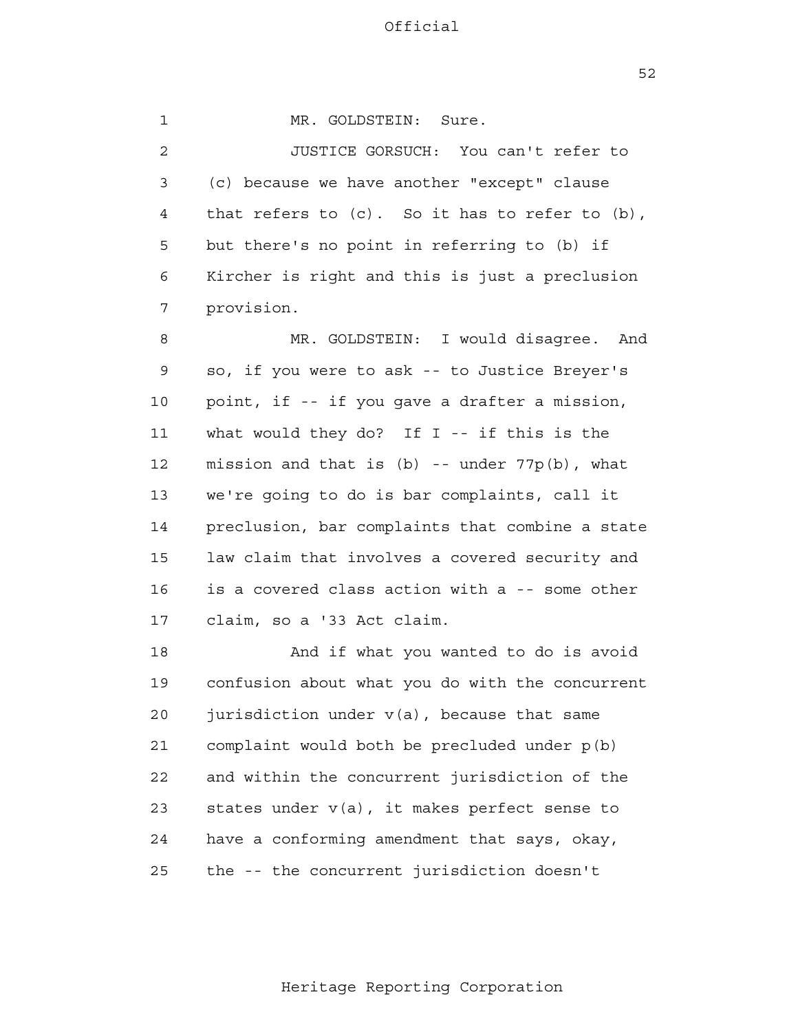MR. GOLDSTEIN: Sure.

JUSTICE GORSUCH: You can't refer to (c) because we have another "except" clause that refers to (c). So it has to refer to (b), but there's no point in referring to (b) if Kircher is right and this is just a preclusion provision.

MR. GOLDSTEIN: I would disagree. And so, if you were to ask -- to Justice Breyer's point, if -- if you gave a drafter a mission, what would they do? If I -- if this is the mission and that is (b) -- under 77p(b), what we're going to do is bar complaints, call it preclusion, bar complaints that combine a state law claim that involves a covered security and is a covered class action with a -- some other claim, so a '33 Act claim.

And if what you wanted to do is avoid confusion about what you do with the concurrent jurisdiction under v(a), because that same complaint would both be precluded under p(b) and within the concurrent jurisdiction of the states under v(a), it makes perfect sense to have a conforming amendment that says, okay, the -- the concurrent jurisdiction doesn't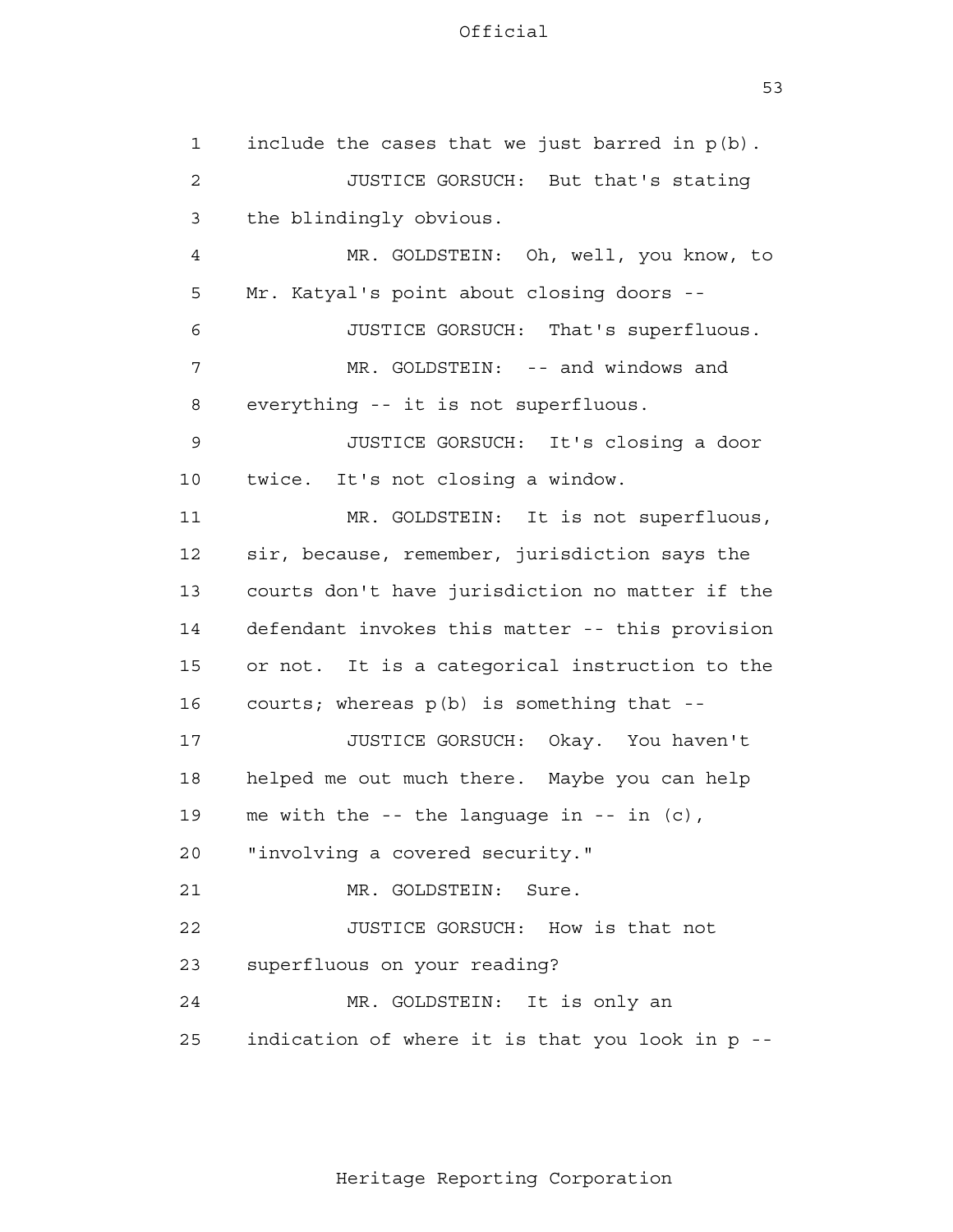include the cases that we just barred in p(b).

JUSTICE GORSUCH: But that's stating the blindingly obvious.

MR. GOLDSTEIN: Oh, well, you know, to Mr. Katyal's point about closing doors --

JUSTICE GORSUCH: That's superfluous.

MR. GOLDSTEIN: -- and windows and everything -- it is not superfluous.

JUSTICE GORSUCH: It's closing a door twice. It's not closing a window.

MR. GOLDSTEIN: It is not superfluous, sir, because, remember, jurisdiction says the courts don't have jurisdiction no matter if the defendant invokes this matter -- this provision or not. It is a categorical instruction to the courts; whereas p(b) is something that --

JUSTICE GORSUCH: Okay. You haven't helped me out much there. Maybe you can help me with the -- the language in -- in (c), "involving a covered security."

MR. GOLDSTEIN: Sure.

JUSTICE GORSUCH: How is that not superfluous on your reading?

MR. GOLDSTEIN: It is only an indication of where it is that you look in p --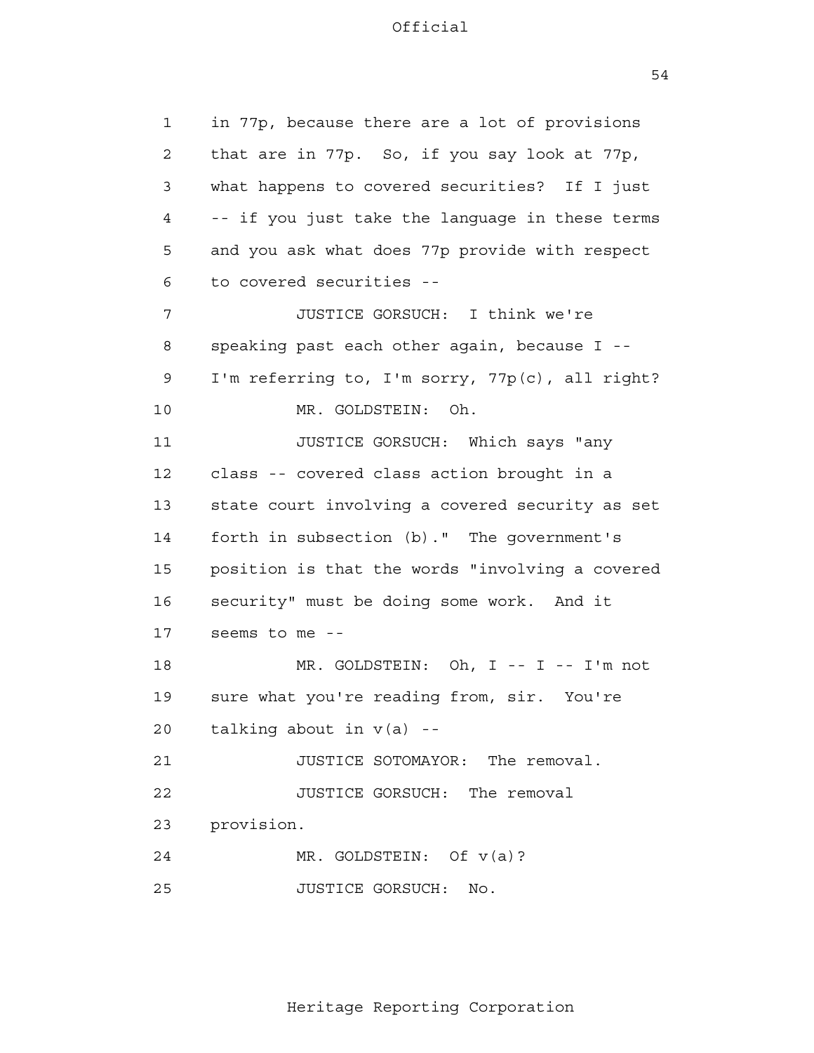in 77p, because there are a lot of provisions that are in 77p. So, if you say look at 77p, what happens to covered securities? If I just -- if you just take the language in these terms and you ask what does 77p provide with respect to covered securities --

JUSTICE GORSUCH: I think we're speaking past each other again, because I -- I'm referring to, I'm sorry, 77p(c), all right?

MR. GOLDSTEIN: Oh.

JUSTICE GORSUCH: Which says "any class -- covered class action brought in a state court involving a covered security as set forth in subsection (b)." The government's position is that the words "involving a covered security" must be doing some work. And it seems to me --

MR. GOLDSTEIN: Oh, I -- I -- I'm not sure what you're reading from, sir. You're talking about in v(a) --

JUSTICE SOTOMAYOR: The removal.

JUSTICE GORSUCH: The removal provision.

MR. GOLDSTEIN: Of v(a)?

JUSTICE GORSUCH: No.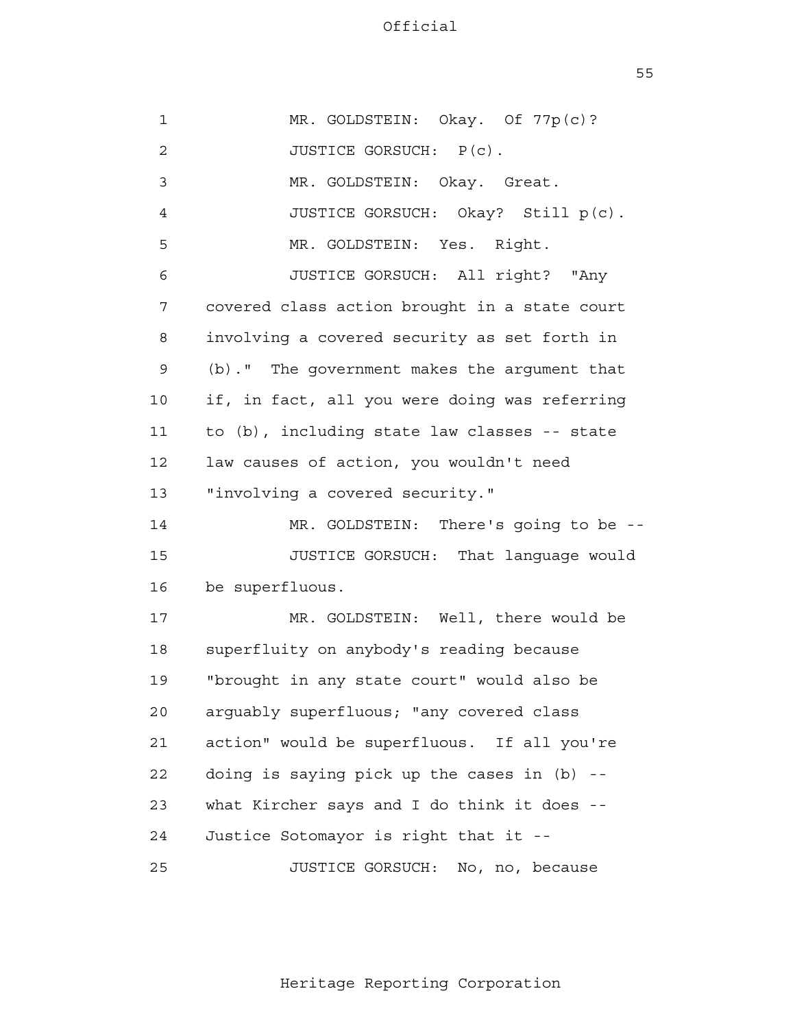1 MR. GOLDSTEIN: Okay. Of 77p(c)?

2 JUSTICE GORSUCH: P(c).

3 MR. GOLDSTEIN: Okay. Great.

4 JUSTICE GORSUCH: Okay? Still p(c).

5 MR. GOLDSTEIN: Yes. Right.

6 JUSTICE GORSUCH: All right? "Any
7 covered class action brought in a state court
8 involving a covered security as set forth in
9 (b)." The government makes the argument that
10 if, in fact, all you were doing was referring
11 to (b), including state law classes -- state
12 law causes of action, you wouldn't need
13 "involving a covered security."

14 MR. GOLDSTEIN: There's going to be --

15 JUSTICE GORSUCH: That language would
16 be superfluous.

17 MR. GOLDSTEIN: Well, there would be
18 superfluity on anybody's reading because
19 "brought in any state court" would also be
20 arguably superfluous; "any covered class
21 action" would be superfluous. If all you're
22 doing is saying pick up the cases in (b) --
23 what Kircher says and I do think it does --
24 Justice Sotomayor is right that it --

25 JUSTICE GORSUCH: No, no, because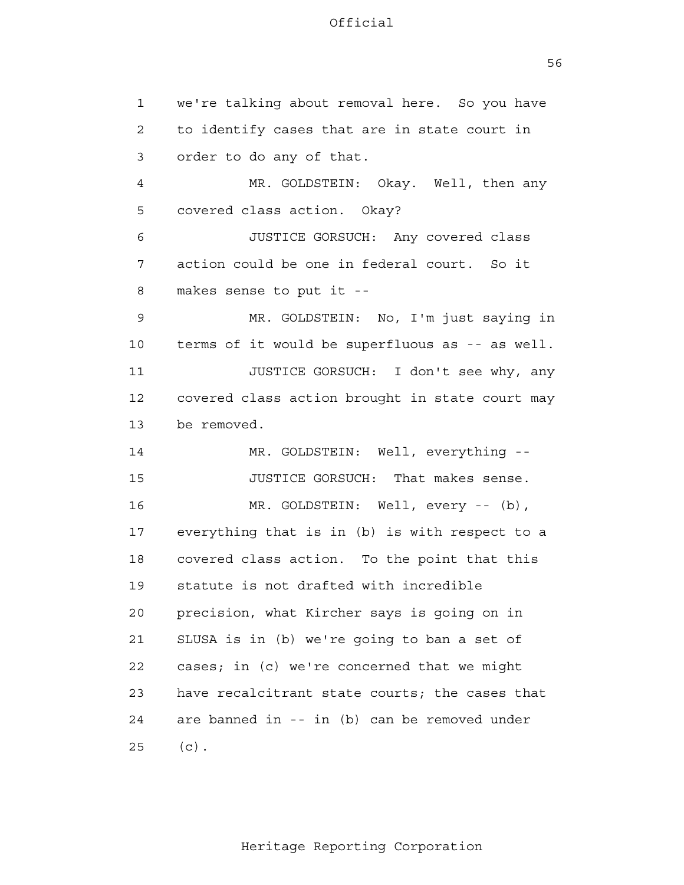we're talking about removal here. So you have to identify cases that are in state court in order to do any of that.

MR. GOLDSTEIN: Okay. Well, then any covered class action. Okay?

JUSTICE GORSUCH: Any covered class action could be one in federal court. So it makes sense to put it --

MR. GOLDSTEIN: No, I'm just saying in terms of it would be superfluous as -- as well.

JUSTICE GORSUCH: I don't see why, any covered class action brought in state court may be removed.

MR. GOLDSTEIN: Well, everything --

JUSTICE GORSUCH: That makes sense.

MR. GOLDSTEIN: Well, every -- (b), everything that is in (b) is with respect to a covered class action. To the point that this statute is not drafted with incredible precision, what Kircher says is going on in SLUSA is in (b) we're going to ban a set of cases; in (c) we're concerned that we might have recalcitrant state courts; the cases that are banned in -- in (b) can be removed under (c).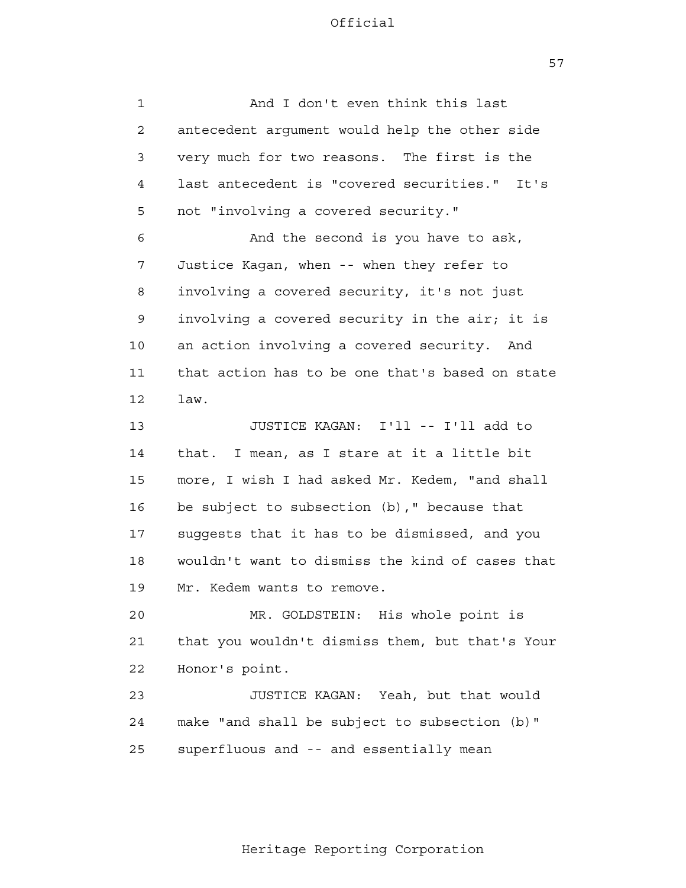And I don't even think this last antecedent argument would help the other side very much for two reasons. The first is the last antecedent is "covered securities." It's not "involving a covered security."

And the second is you have to ask, Justice Kagan, when -- when they refer to involving a covered security, it's not just involving a covered security in the air; it is an action involving a covered security. And that action has to be one that's based on state law.

JUSTICE KAGAN: I'll -- I'll add to that. I mean, as I stare at it a little bit more, I wish I had asked Mr. Kedem, "and shall be subject to subsection (b)," because that suggests that it has to be dismissed, and you wouldn't want to dismiss the kind of cases that Mr. Kedem wants to remove.

MR. GOLDSTEIN: His whole point is that you wouldn't dismiss them, but that's Your Honor's point.

JUSTICE KAGAN: Yeah, but that would make "and shall be subject to subsection (b)" superfluous and -- and essentially mean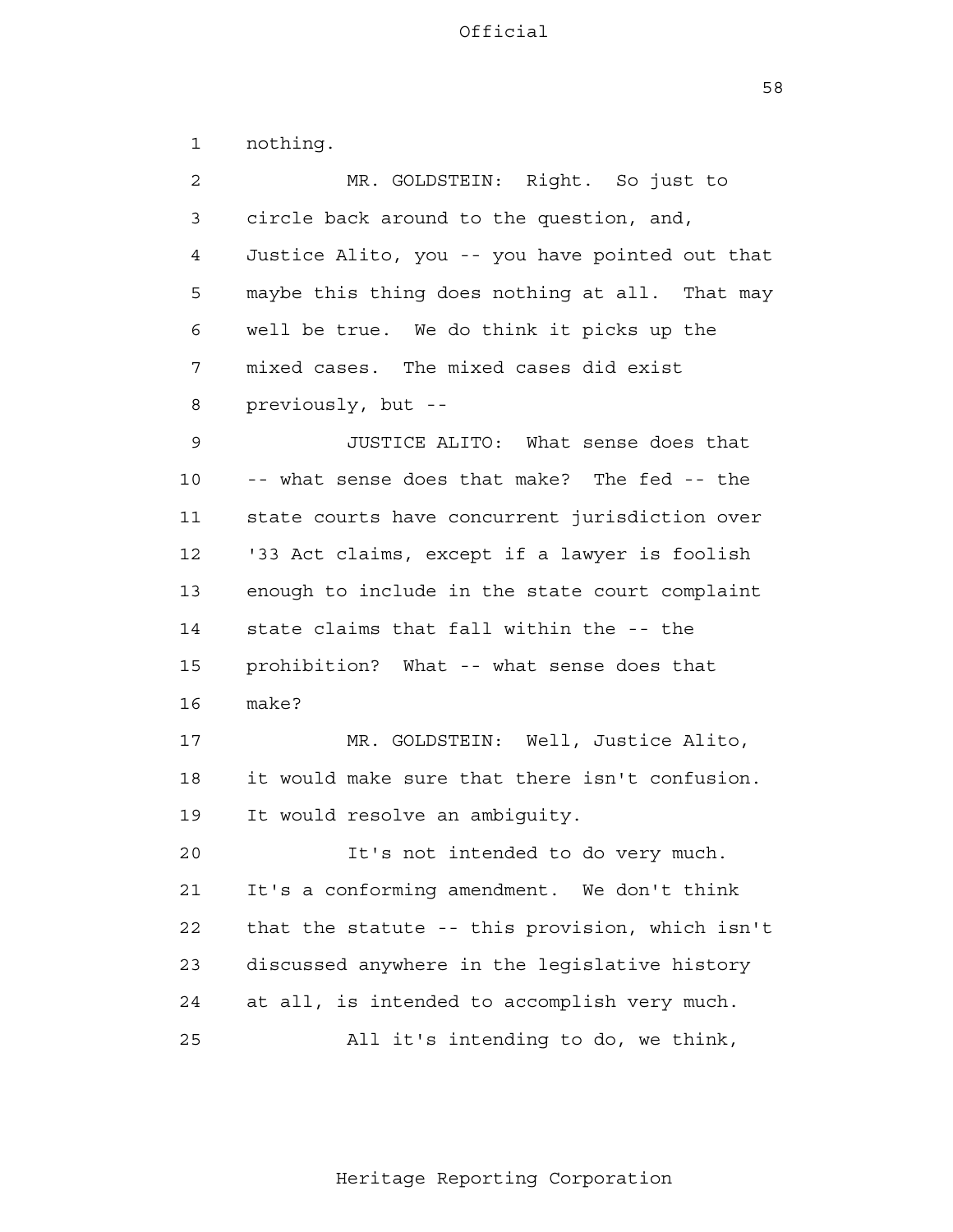nothing.

MR. GOLDSTEIN: Right. So just to circle back around to the question, and, Justice Alito, you -- you have pointed out that maybe this thing does nothing at all. That may well be true. We do think it picks up the mixed cases. The mixed cases did exist previously, but --

JUSTICE ALITO: What sense does that -- what sense does that make? The fed -- the state courts have concurrent jurisdiction over '33 Act claims, except if a lawyer is foolish enough to include in the state court complaint state claims that fall within the -- the prohibition? What -- what sense does that make?

MR. GOLDSTEIN: Well, Justice Alito, it would make sure that there isn't confusion. It would resolve an ambiguity.

It's not intended to do very much. It's a conforming amendment. We don't think that the statute -- this provision, which isn't discussed anywhere in the legislative history at all, is intended to accomplish very much.

All it's intending to do, we think,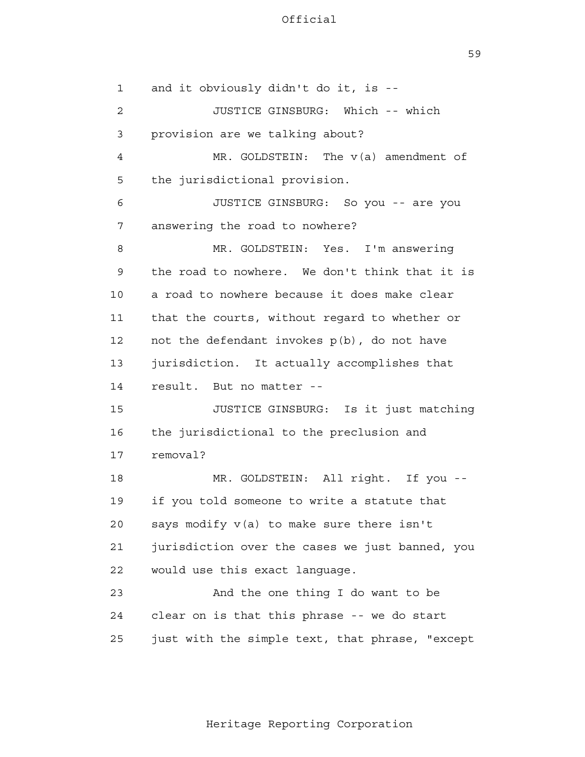and it obviously didn't do it, is --

JUSTICE GINSBURG: Which -- which provision are we talking about?

MR. GOLDSTEIN: The v(a) amendment of the jurisdictional provision.

JUSTICE GINSBURG: So you -- are you answering the road to nowhere?

MR. GOLDSTEIN: Yes. I'm answering the road to nowhere. We don't think that it is a road to nowhere because it does make clear that the courts, without regard to whether or not the defendant invokes p(b), do not have jurisdiction. It actually accomplishes that result. But no matter --

JUSTICE GINSBURG: Is it just matching the jurisdictional to the preclusion and removal?

MR. GOLDSTEIN: All right. If you -- if you told someone to write a statute that says modify v(a) to make sure there isn't jurisdiction over the cases we just banned, you would use this exact language.

And the one thing I do want to be clear on is that this phrase -- we do start just with the simple text, that phrase, "except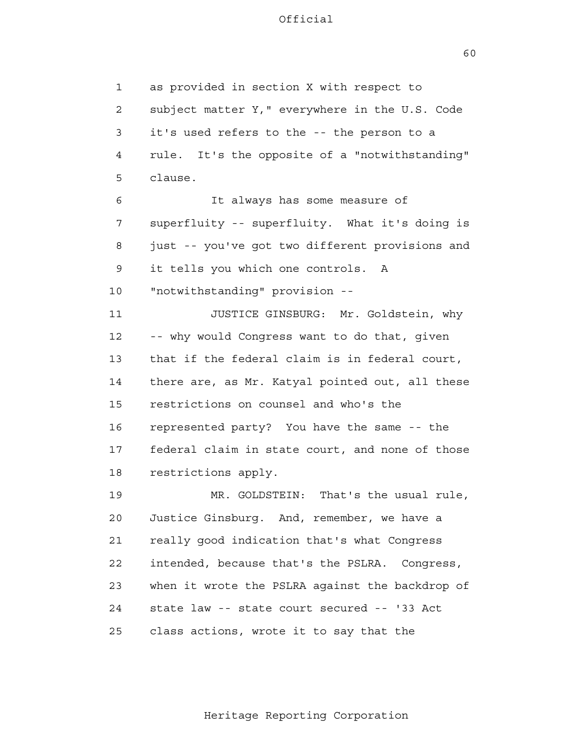as provided in section X with respect to subject matter Y," everywhere in the U.S. Code it's used refers to the -- the person to a rule. It's the opposite of a "notwithstanding" clause.

It always has some measure of superfluity -- superfluity. What it's doing is just -- you've got two different provisions and it tells you which one controls. A "notwithstanding" provision --

JUSTICE GINSBURG: Mr. Goldstein, why -- why would Congress want to do that, given that if the federal claim is in federal court, there are, as Mr. Katyal pointed out, all these restrictions on counsel and who's the represented party? You have the same -- the federal claim in state court, and none of those restrictions apply.

MR. GOLDSTEIN: That's the usual rule, Justice Ginsburg. And, remember, we have a really good indication that's what Congress intended, because that's the PSLRA. Congress, when it wrote the PSLRA against the backdrop of state law -- state court secured -- '33 Act class actions, wrote it to say that the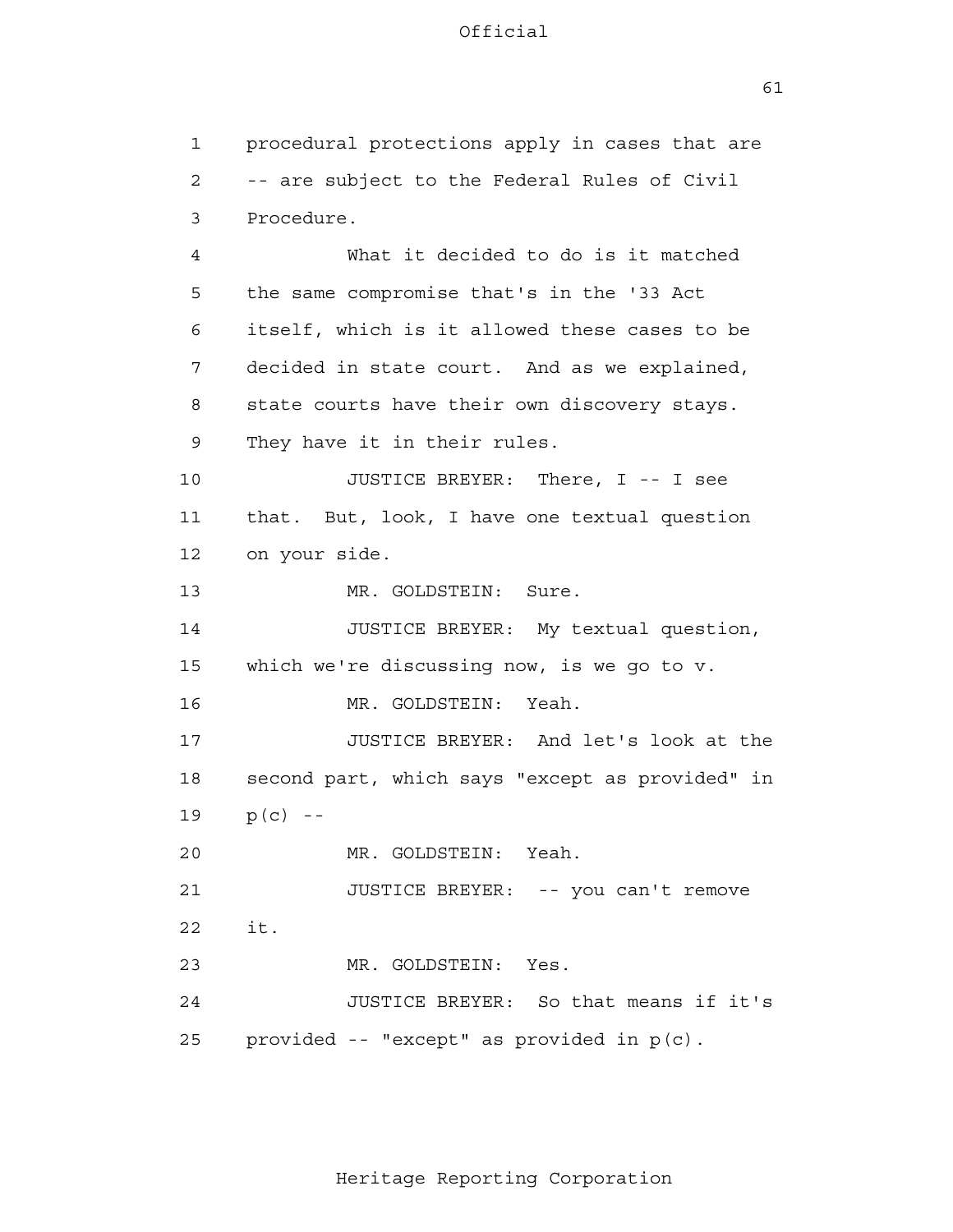procedural protections apply in cases that are -- are subject to the Federal Rules of Civil Procedure.

What it decided to do is it matched the same compromise that's in the '33 Act itself, which is it allowed these cases to be decided in state court. And as we explained, state courts have their own discovery stays. They have it in their rules.

JUSTICE BREYER: There, I -- I see that. But, look, I have one textual question on your side.

MR. GOLDSTEIN: Sure.

JUSTICE BREYER: My textual question, which we're discussing now, is we go to v.

MR. GOLDSTEIN: Yeah.

JUSTICE BREYER: And let's look at the second part, which says "except as provided" in p(c) --

MR. GOLDSTEIN: Yeah.

JUSTICE BREYER: -- you can't remove it.

MR. GOLDSTEIN: Yes.

JUSTICE BREYER: So that means if it's provided -- "except" as provided in p(c).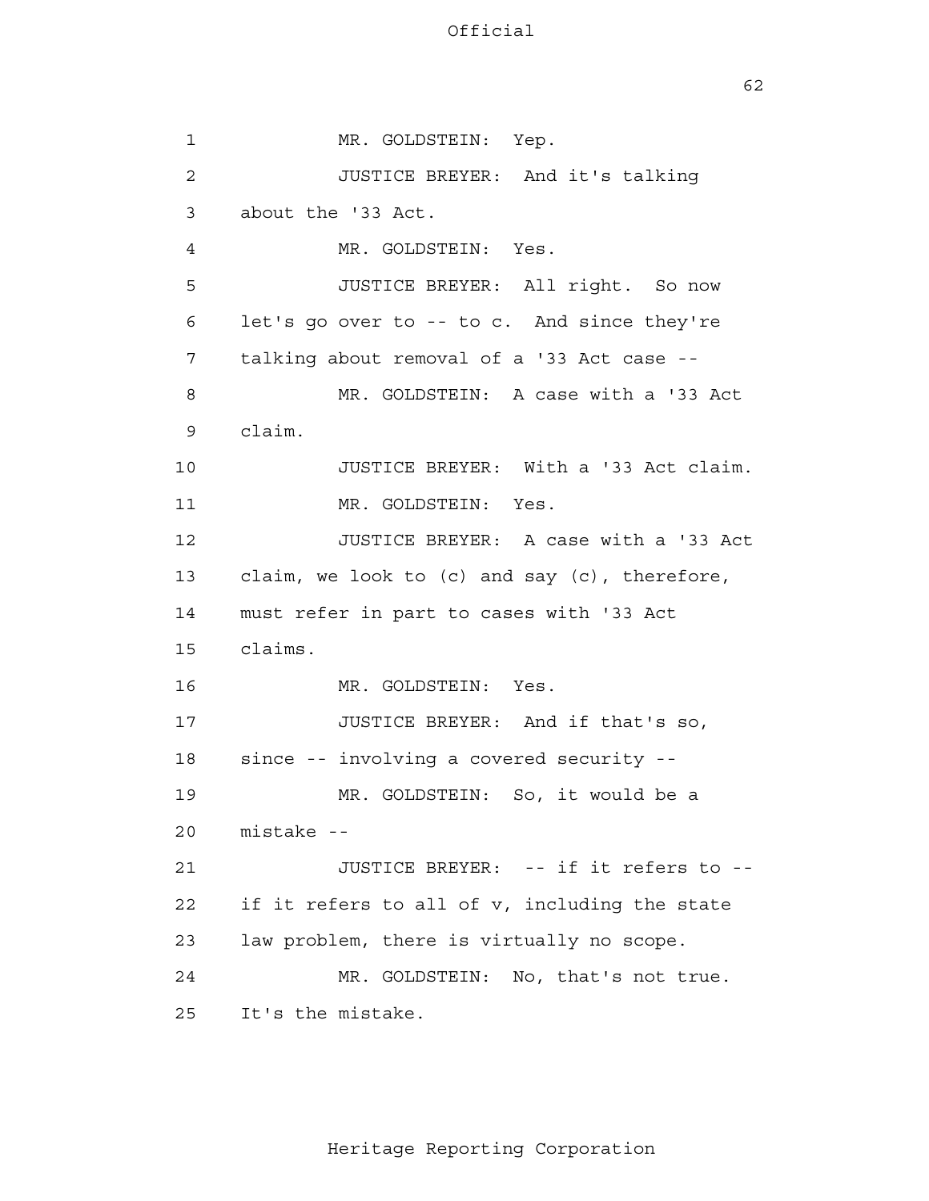MR. GOLDSTEIN: Yep.

JUSTICE BREYER: And it's talking about the '33 Act.

MR. GOLDSTEIN: Yes.

JUSTICE BREYER: All right. So now let's go over to -- to c. And since they're talking about removal of a '33 Act case --

MR. GOLDSTEIN: A case with a '33 Act claim.

JUSTICE BREYER: With a '33 Act claim.

MR. GOLDSTEIN: Yes.

JUSTICE BREYER: A case with a '33 Act claim, we look to (c) and say (c), therefore, must refer in part to cases with '33 Act claims.

MR. GOLDSTEIN: Yes.

JUSTICE BREYER: And if that's so, since -- involving a covered security --

MR. GOLDSTEIN: So, it would be a mistake --

JUSTICE BREYER: -- if it refers to -- if it refers to all of v, including the state law problem, there is virtually no scope.

MR. GOLDSTEIN: No, that's not true. It's the mistake.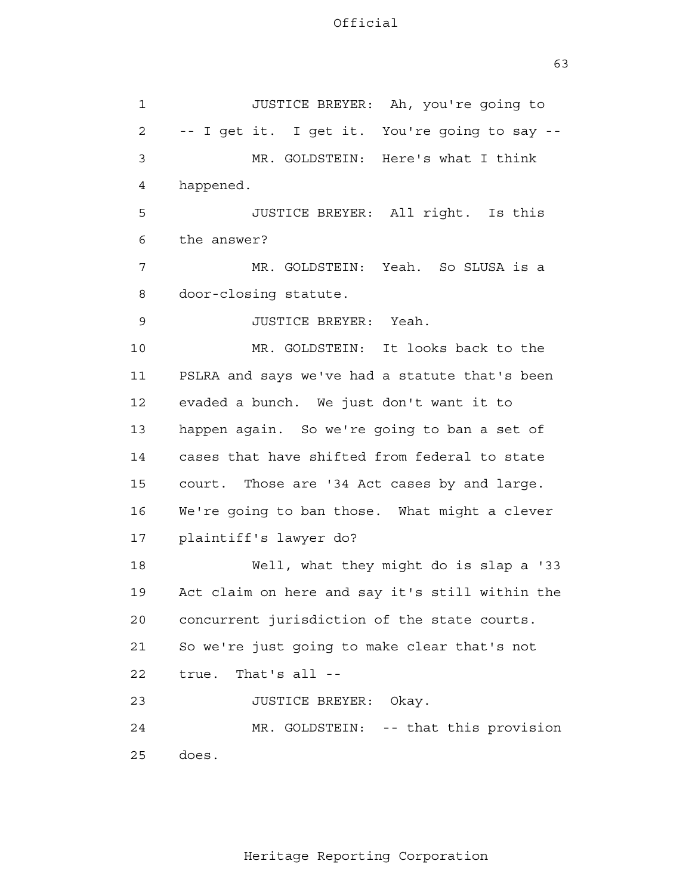JUSTICE BREYER: Ah, you're going to -- I get it. I get it. You're going to say --

MR. GOLDSTEIN: Here's what I think happened.

JUSTICE BREYER: All right. Is this the answer?

MR. GOLDSTEIN: Yeah. So SLUSA is a door-closing statute.

JUSTICE BREYER: Yeah.

MR. GOLDSTEIN: It looks back to the PSLRA and says we've had a statute that's been evaded a bunch. We just don't want it to happen again. So we're going to ban a set of cases that have shifted from federal to state court. Those are '34 Act cases by and large. We're going to ban those. What might a clever plaintiff's lawyer do?

Well, what they might do is slap a '33 Act claim on here and say it's still within the concurrent jurisdiction of the state courts. So we're just going to make clear that's not true. That's all --

JUSTICE BREYER: Okay.

MR. GOLDSTEIN: -- that this provision does.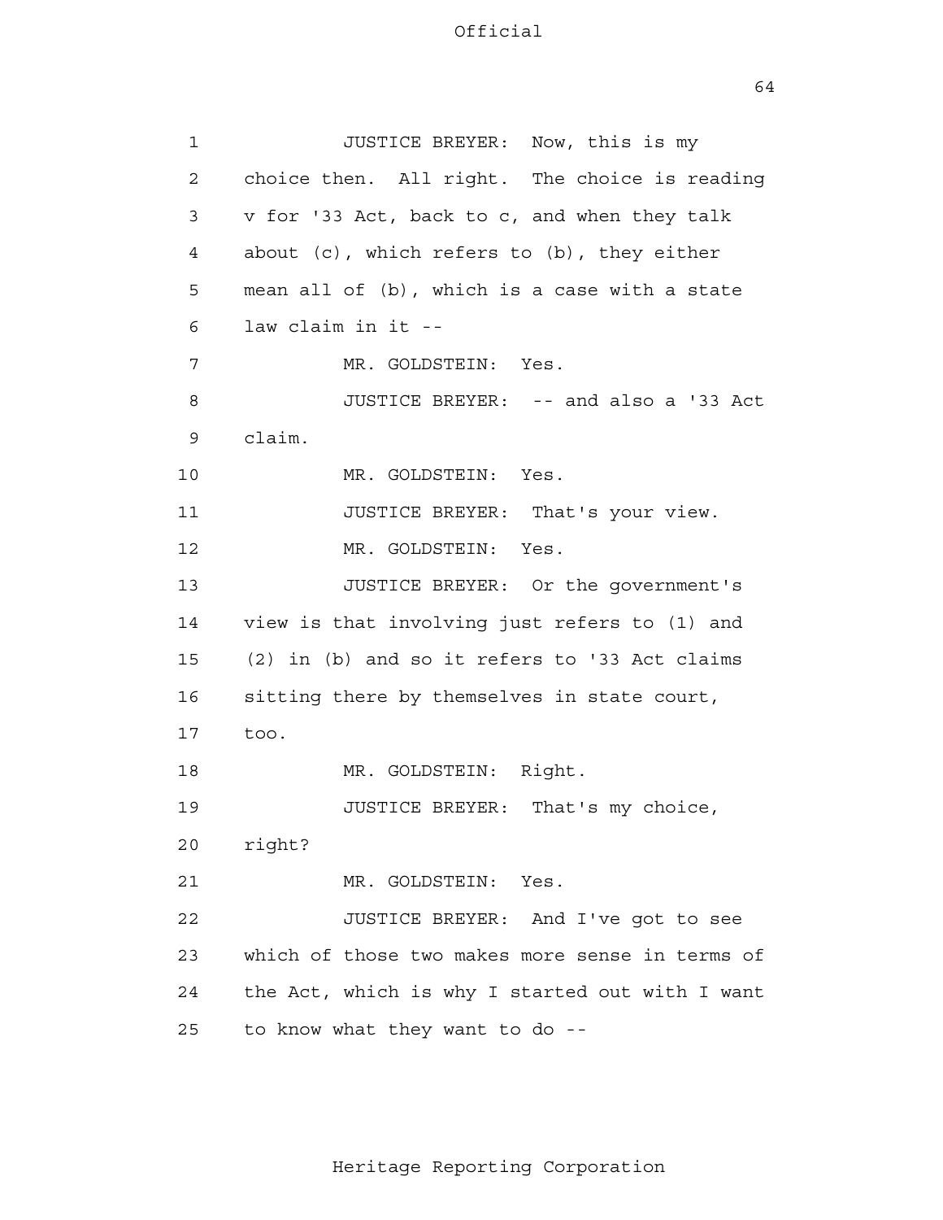JUSTICE BREYER: Now, this is my choice then. All right. The choice is reading v for '33 Act, back to c, and when they talk about (c), which refers to (b), they either mean all of (b), which is a case with a state law claim in it --

MR. GOLDSTEIN: Yes.

JUSTICE BREYER: -- and also a '33 Act claim.

MR. GOLDSTEIN: Yes.

JUSTICE BREYER: That's your view.

MR. GOLDSTEIN: Yes.

JUSTICE BREYER: Or the government's view is that involving just refers to (1) and (2) in (b) and so it refers to '33 Act claims sitting there by themselves in state court, too.

MR. GOLDSTEIN: Right.

JUSTICE BREYER: That's my choice, right?

MR. GOLDSTEIN: Yes.

JUSTICE BREYER: And I've got to see which of those two makes more sense in terms of the Act, which is why I started out with I want to know what they want to do --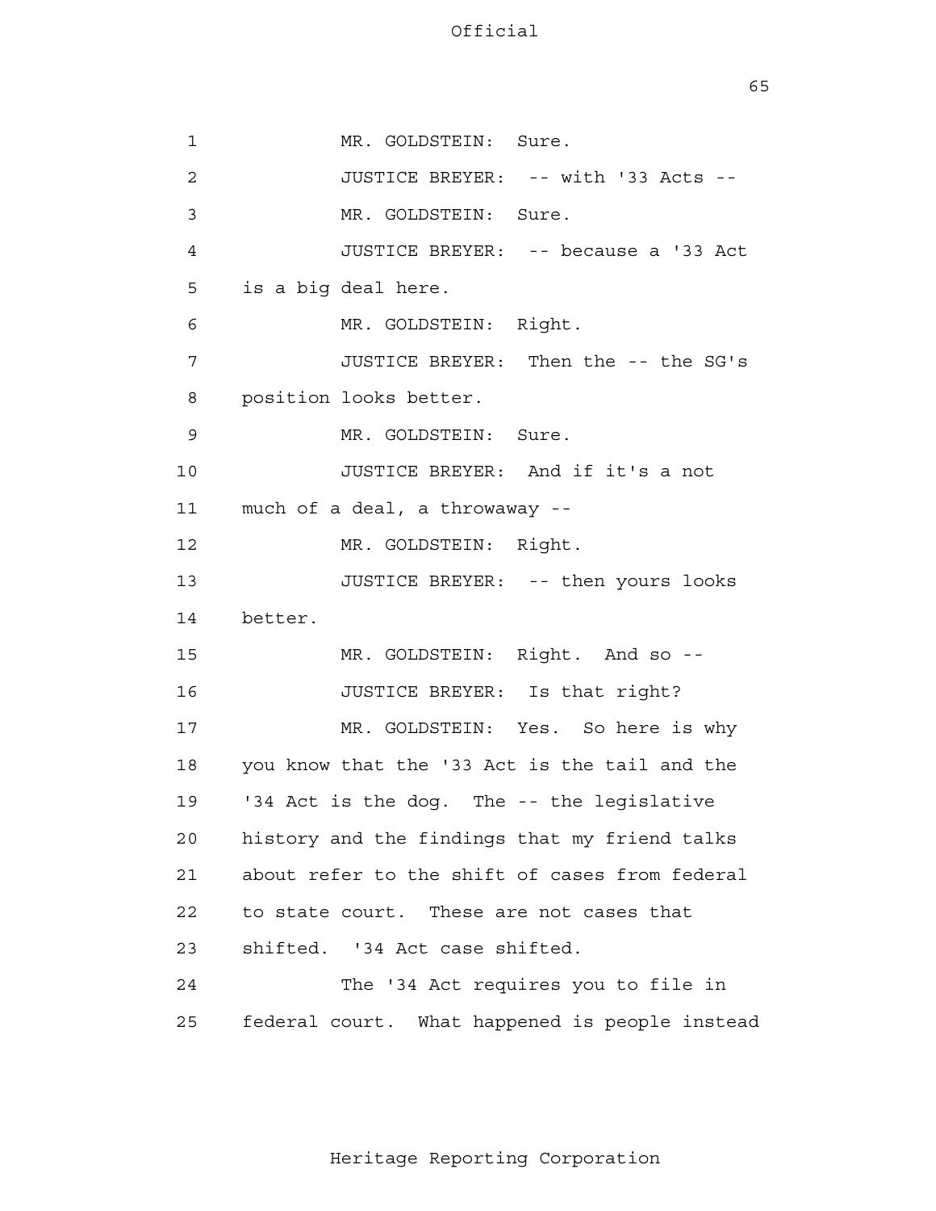MR. GOLDSTEIN: Sure.

JUSTICE BREYER: -- with '33 Acts --

MR. GOLDSTEIN: Sure.

JUSTICE BREYER: -- because a '33 Act is a big deal here.

MR. GOLDSTEIN: Right.

JUSTICE BREYER: Then the -- the SG's position looks better.

MR. GOLDSTEIN: Sure.

JUSTICE BREYER: And if it's a not much of a deal, a throwaway --

MR. GOLDSTEIN: Right.

JUSTICE BREYER: -- then yours looks better.

MR. GOLDSTEIN: Right. And so --

JUSTICE BREYER: Is that right?

MR. GOLDSTEIN: Yes. So here is why you know that the '33 Act is the tail and the '34 Act is the dog. The -- the legislative history and the findings that my friend talks about refer to the shift of cases from federal to state court. These are not cases that shifted. '34 Act case shifted.

The '34 Act requires you to file in federal court. What happened is people instead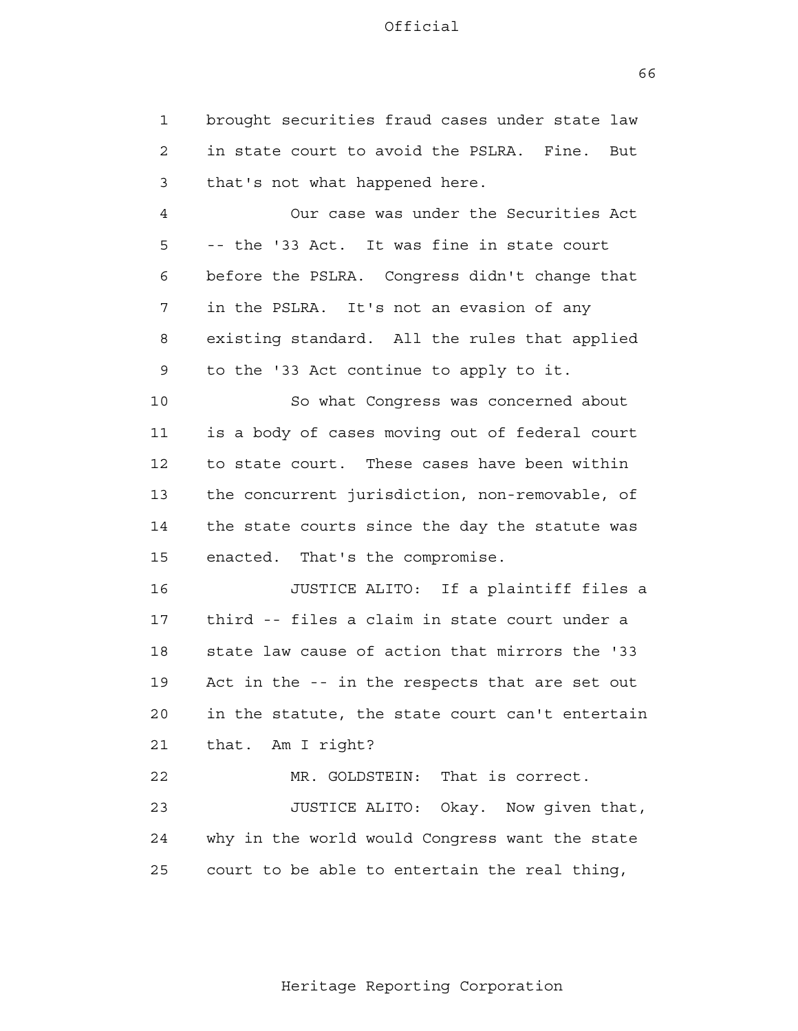brought securities fraud cases under state law in state court to avoid the PSLRA. Fine. But that's not what happened here.

Our case was under the Securities Act -- the '33 Act. It was fine in state court before the PSLRA. Congress didn't change that in the PSLRA. It's not an evasion of any existing standard. All the rules that applied to the '33 Act continue to apply to it.

So what Congress was concerned about is a body of cases moving out of federal court to state court. These cases have been within the concurrent jurisdiction, non-removable, of the state courts since the day the statute was enacted. That's the compromise.

JUSTICE ALITO: If a plaintiff files a third -- files a claim in state court under a state law cause of action that mirrors the '33 Act in the -- in the respects that are set out in the statute, the state court can't entertain that. Am I right?

MR. GOLDSTEIN: That is correct.

JUSTICE ALITO: Okay. Now given that, why in the world would Congress want the state court to be able to entertain the real thing,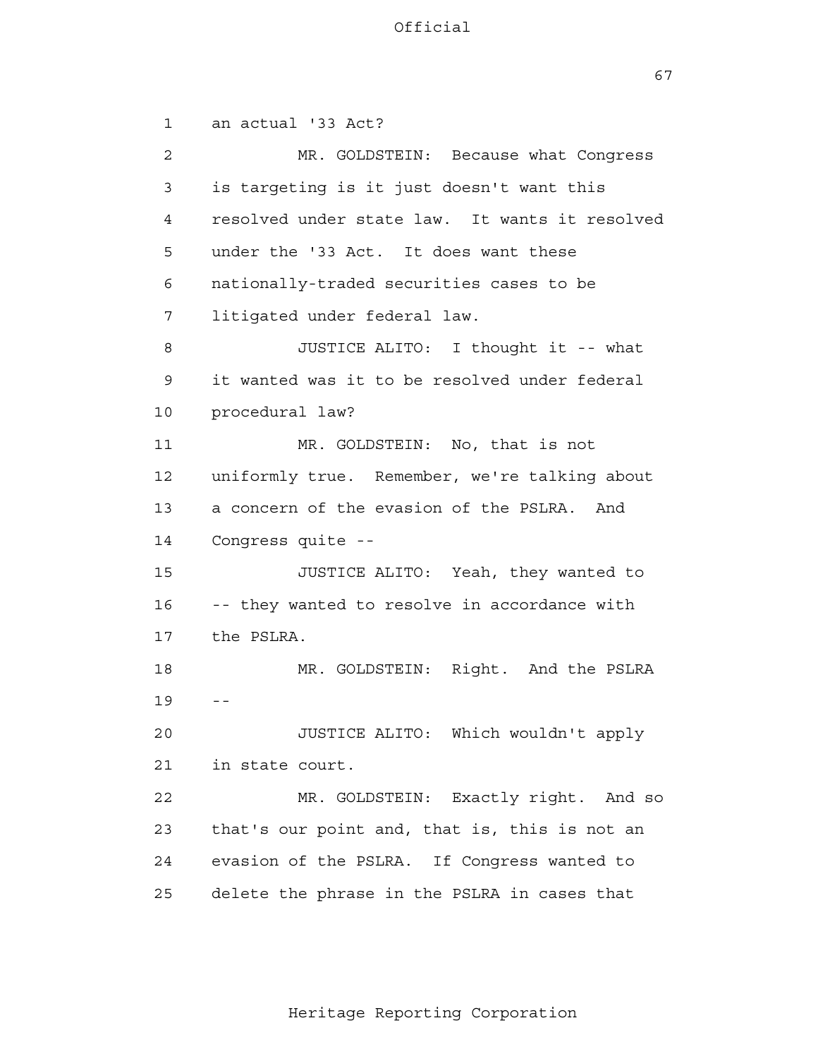an actual '33 Act?

MR. GOLDSTEIN: Because what Congress is targeting is it just doesn't want this resolved under state law. It wants it resolved under the '33 Act. It does want these nationally-traded securities cases to be litigated under federal law.

JUSTICE ALITO: I thought it -- what it wanted was it to be resolved under federal procedural law?

MR. GOLDSTEIN: No, that is not uniformly true. Remember, we're talking about a concern of the evasion of the PSLRA. And Congress quite --

JUSTICE ALITO: Yeah, they wanted to -- they wanted to resolve in accordance with the PSLRA.

MR. GOLDSTEIN: Right. And the PSLRA --

JUSTICE ALITO: Which wouldn't apply in state court.

MR. GOLDSTEIN: Exactly right. And so that's our point and, that is, this is not an evasion of the PSLRA. If Congress wanted to delete the phrase in the PSLRA in cases that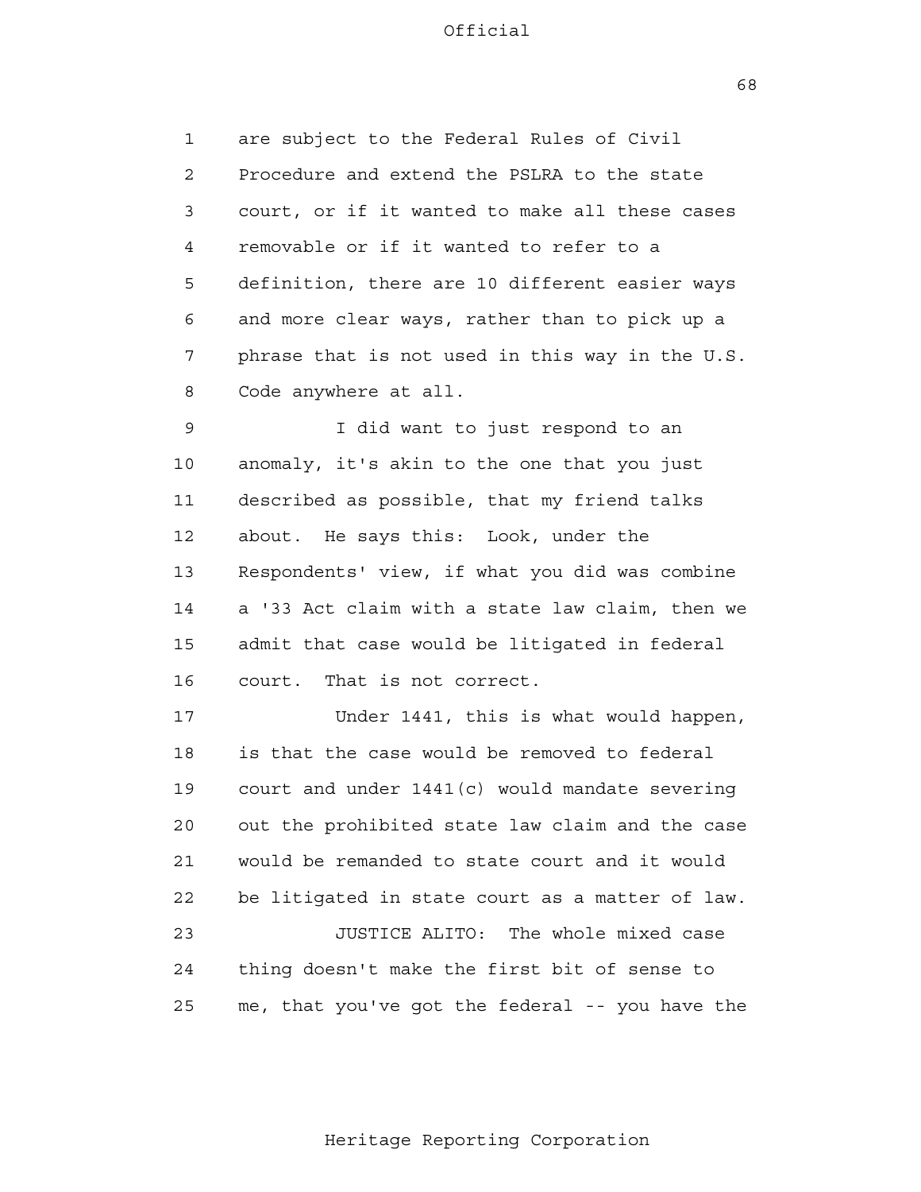are subject to the Federal Rules of Civil Procedure and extend the PSLRA to the state court, or if it wanted to make all these cases removable or if it wanted to refer to a definition, there are 10 different easier ways and more clear ways, rather than to pick up a phrase that is not used in this way in the U.S. Code anywhere at all.

I did want to just respond to an anomaly, it's akin to the one that you just described as possible, that my friend talks about. He says this: Look, under the Respondents' view, if what you did was combine a '33 Act claim with a state law claim, then we admit that case would be litigated in federal court. That is not correct.

Under 1441, this is what would happen, is that the case would be removed to federal court and under 1441(c) would mandate severing out the prohibited state law claim and the case would be remanded to state court and it would be litigated in state court as a matter of law.

JUSTICE ALITO: The whole mixed case thing doesn't make the first bit of sense to me, that you've got the federal -- you have the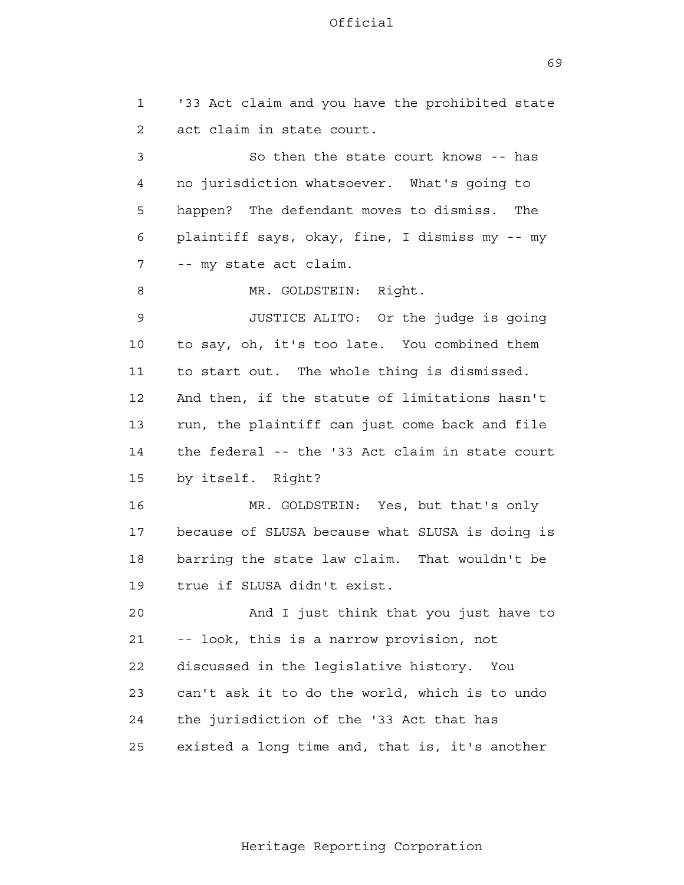'33 Act claim and you have the prohibited state act claim in state court.

So then the state court knows -- has no jurisdiction whatsoever. What's going to happen? The defendant moves to dismiss. The plaintiff says, okay, fine, I dismiss my -- my -- my state act claim.

MR. GOLDSTEIN: Right.

JUSTICE ALITO: Or the judge is going to say, oh, it's too late. You combined them to start out. The whole thing is dismissed. And then, if the statute of limitations hasn't run, the plaintiff can just come back and file the federal -- the '33 Act claim in state court by itself. Right?

MR. GOLDSTEIN: Yes, but that's only because of SLUSA because what SLUSA is doing is barring the state law claim. That wouldn't be true if SLUSA didn't exist.

And I just think that you just have to -- look, this is a narrow provision, not discussed in the legislative history. You can't ask it to do the world, which is to undo the jurisdiction of the '33 Act that has existed a long time and, that is, it's another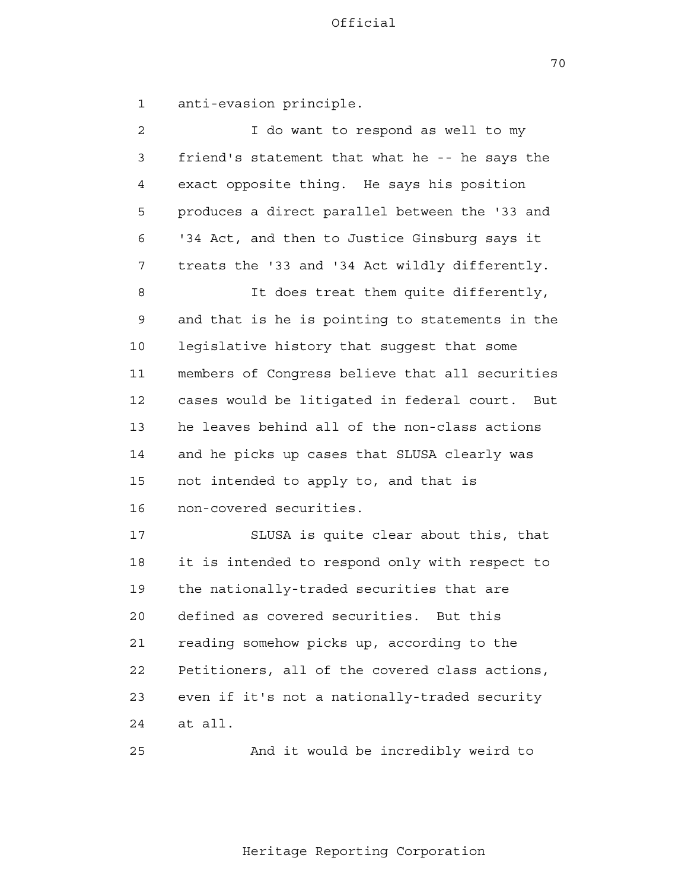anti-evasion principle.

I do want to respond as well to my friend's statement that what he -- he says the exact opposite thing. He says his position produces a direct parallel between the '33 and '34 Act, and then to Justice Ginsburg says it treats the '33 and '34 Act wildly differently.

It does treat them quite differently, and that is he is pointing to statements in the legislative history that suggest that some members of Congress believe that all securities cases would be litigated in federal court. But he leaves behind all of the non-class actions and he picks up cases that SLUSA clearly was not intended to apply to, and that is non-covered securities.

SLUSA is quite clear about this, that it is intended to respond only with respect to the nationally-traded securities that are defined as covered securities. But this reading somehow picks up, according to the Petitioners, all of the covered class actions, even if it's not a nationally-traded security at all.

And it would be incredibly weird to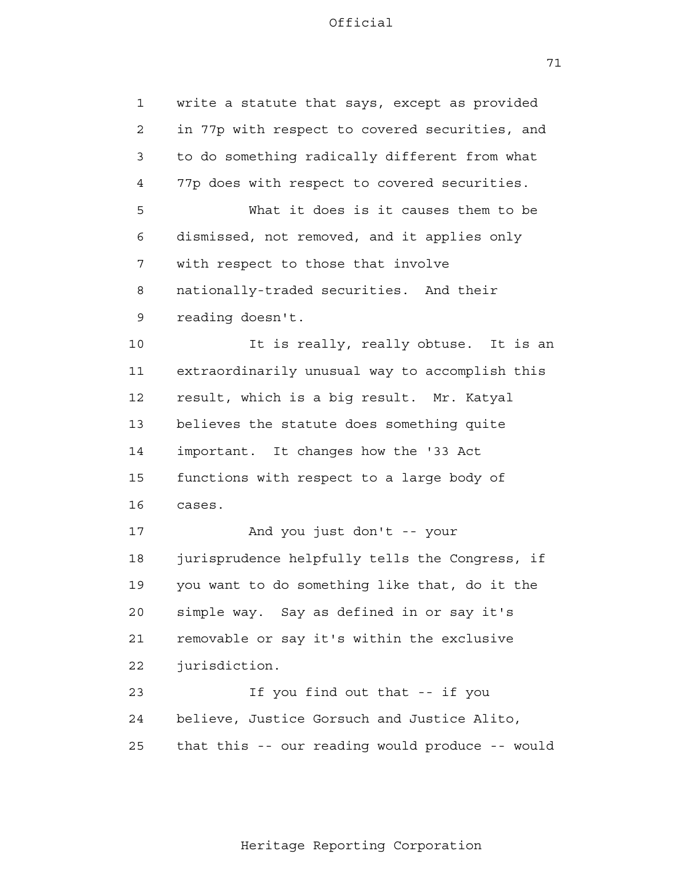write a statute that says, except as provided in 77p with respect to covered securities, and to do something radically different from what 77p does with respect to covered securities.

What it does is it causes them to be dismissed, not removed, and it applies only with respect to those that involve nationally-traded securities. And their reading doesn't.

It is really, really obtuse. It is an extraordinarily unusual way to accomplish this result, which is a big result. Mr. Katyal believes the statute does something quite important. It changes how the '33 Act functions with respect to a large body of cases.

And you just don't -- your jurisprudence helpfully tells the Congress, if you want to do something like that, do it the simple way. Say as defined in or say it's removable or say it's within the exclusive jurisdiction.

If you find out that -- if you believe, Justice Gorsuch and Justice Alito, that this -- our reading would produce -- would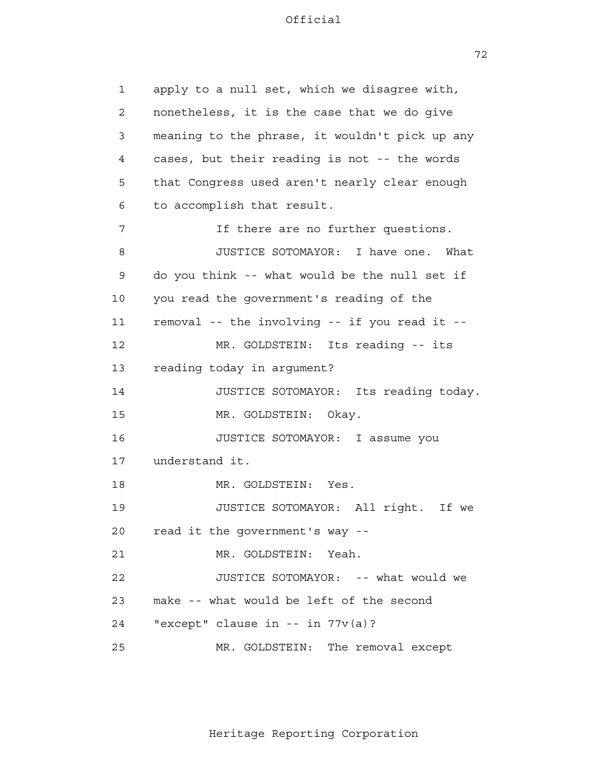apply to a null set, which we disagree with, nonetheless, it is the case that we do give meaning to the phrase, it wouldn't pick up any cases, but their reading is not -- the words that Congress used aren't nearly clear enough to accomplish that result.

If there are no further questions.

JUSTICE SOTOMAYOR: I have one. What do you think -- what would be the null set if you read the government's reading of the removal -- the involving -- if you read it --

MR. GOLDSTEIN: Its reading -- its reading today in argument?

JUSTICE SOTOMAYOR: Its reading today.

MR. GOLDSTEIN: Okay.

JUSTICE SOTOMAYOR: I assume you understand it.

MR. GOLDSTEIN: Yes.

JUSTICE SOTOMAYOR: All right. If we read it the government's way --

MR. GOLDSTEIN: Yeah.

JUSTICE SOTOMAYOR: -- what would we make -- what would be left of the second "except" clause in -- in 77v(a)?

MR. GOLDSTEIN: The removal except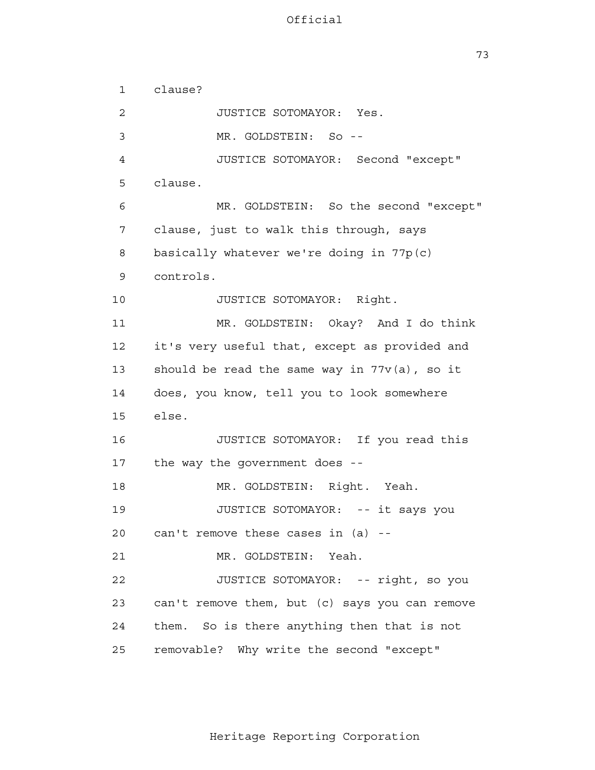1 clause?

2 JUSTICE SOTOMAYOR: Yes.

3 MR. GOLDSTEIN: So --

4 JUSTICE SOTOMAYOR: Second "except"

5 clause.

6 MR. GOLDSTEIN: So the second "except"

7 clause, just to walk this through, says

8 basically whatever we're doing in 77p(c)

9 controls.

10 JUSTICE SOTOMAYOR: Right.

11 MR. GOLDSTEIN: Okay? And I do think

12 it's very useful that, except as provided and

13 should be read the same way in 77v(a), so it

14 does, you know, tell you to look somewhere

15 else.

16 JUSTICE SOTOMAYOR: If you read this

17 the way the government does --

18 MR. GOLDSTEIN: Right. Yeah.

19 JUSTICE SOTOMAYOR: -- it says you

20 can't remove these cases in (a) --

21 MR. GOLDSTEIN: Yeah.

22 JUSTICE SOTOMAYOR: -- right, so you

23 can't remove them, but (c) says you can remove

24 them. So is there anything then that is not

25 removable? Why write the second "except"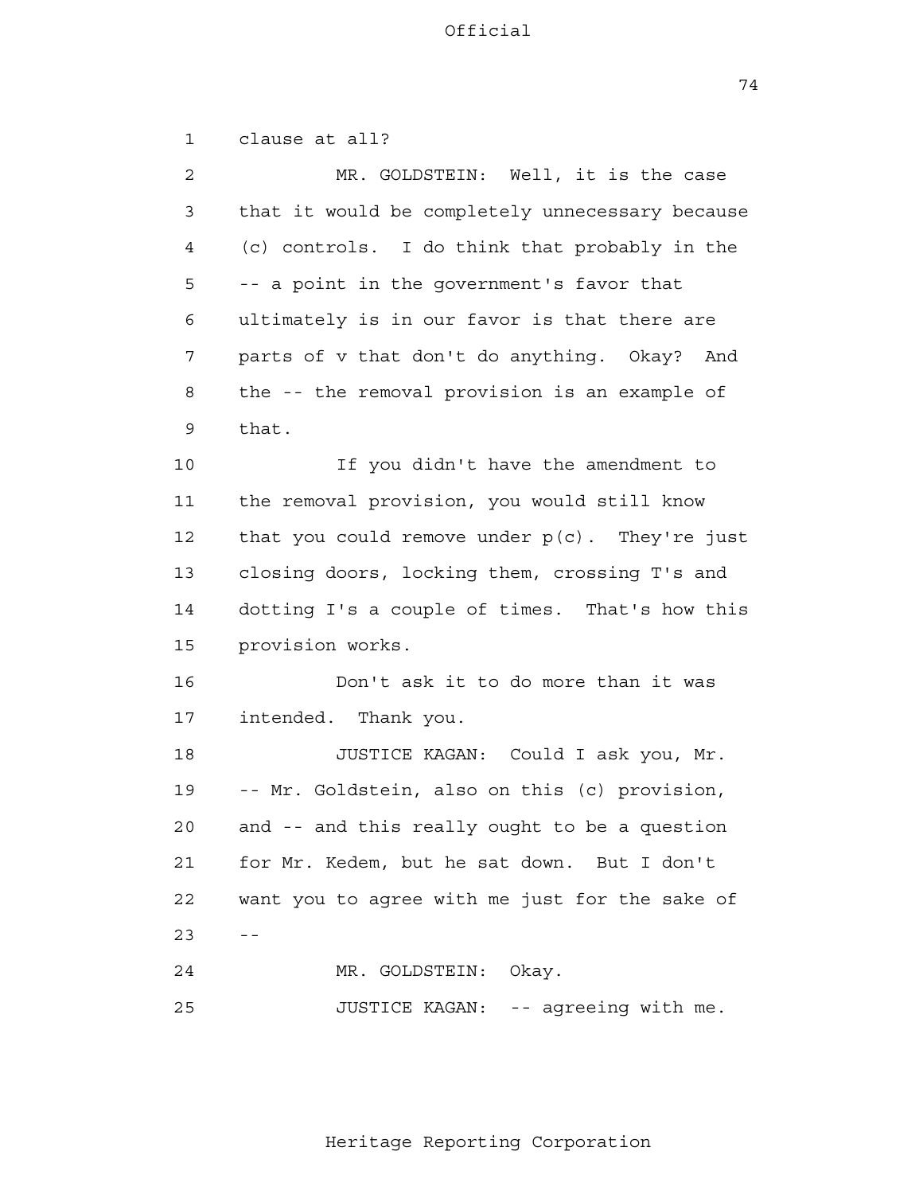clause at all?

MR. GOLDSTEIN: Well, it is the case that it would be completely unnecessary because (c) controls. I do think that probably in the -- a point in the government's favor that ultimately is in our favor is that there are parts of v that don't do anything. Okay? And the -- the removal provision is an example of that.

If you didn't have the amendment to the removal provision, you would still know that you could remove under p(c). They're just closing doors, locking them, crossing T's and dotting I's a couple of times. That's how this provision works.

Don't ask it to do more than it was intended. Thank you.

JUSTICE KAGAN: Could I ask you, Mr. -- Mr. Goldstein, also on this (c) provision, and -- and this really ought to be a question for Mr. Kedem, but he sat down. But I don't want you to agree with me just for the sake of --

MR. GOLDSTEIN: Okay.

JUSTICE KAGAN: -- agreeing with me.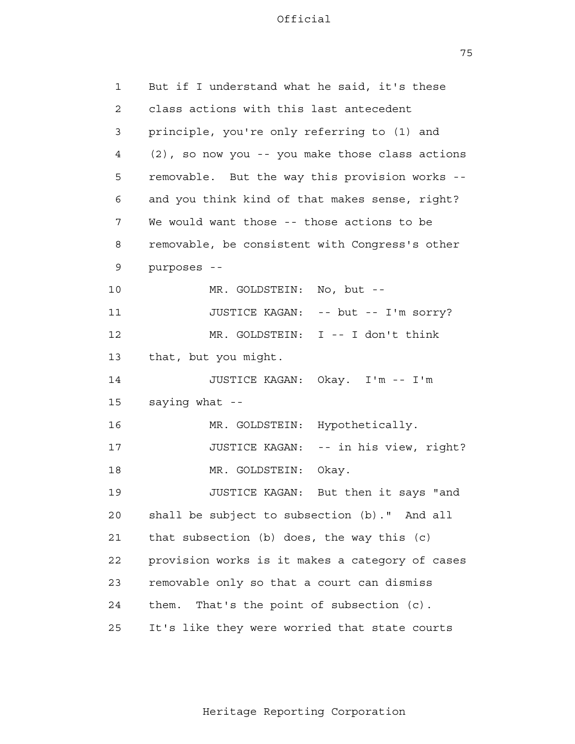But if I understand what he said, it's these class actions with this last antecedent principle, you're only referring to (1) and (2), so now you -- you make those class actions removable. But the way this provision works -- and you think kind of that makes sense, right? We would want those -- those actions to be removable, be consistent with Congress's other purposes --

MR. GOLDSTEIN: No, but --

JUSTICE KAGAN: -- but -- I'm sorry?

MR. GOLDSTEIN: I -- I don't think that, but you might.

JUSTICE KAGAN: Okay. I'm -- I'm saying what --

MR. GOLDSTEIN: Hypothetically.

JUSTICE KAGAN: -- in his view, right?

MR. GOLDSTEIN: Okay.

JUSTICE KAGAN: But then it says "and shall be subject to subsection (b)." And all that subsection (b) does, the way this (c) provision works is it makes a category of cases removable only so that a court can dismiss them. That's the point of subsection (c). It's like they were worried that state courts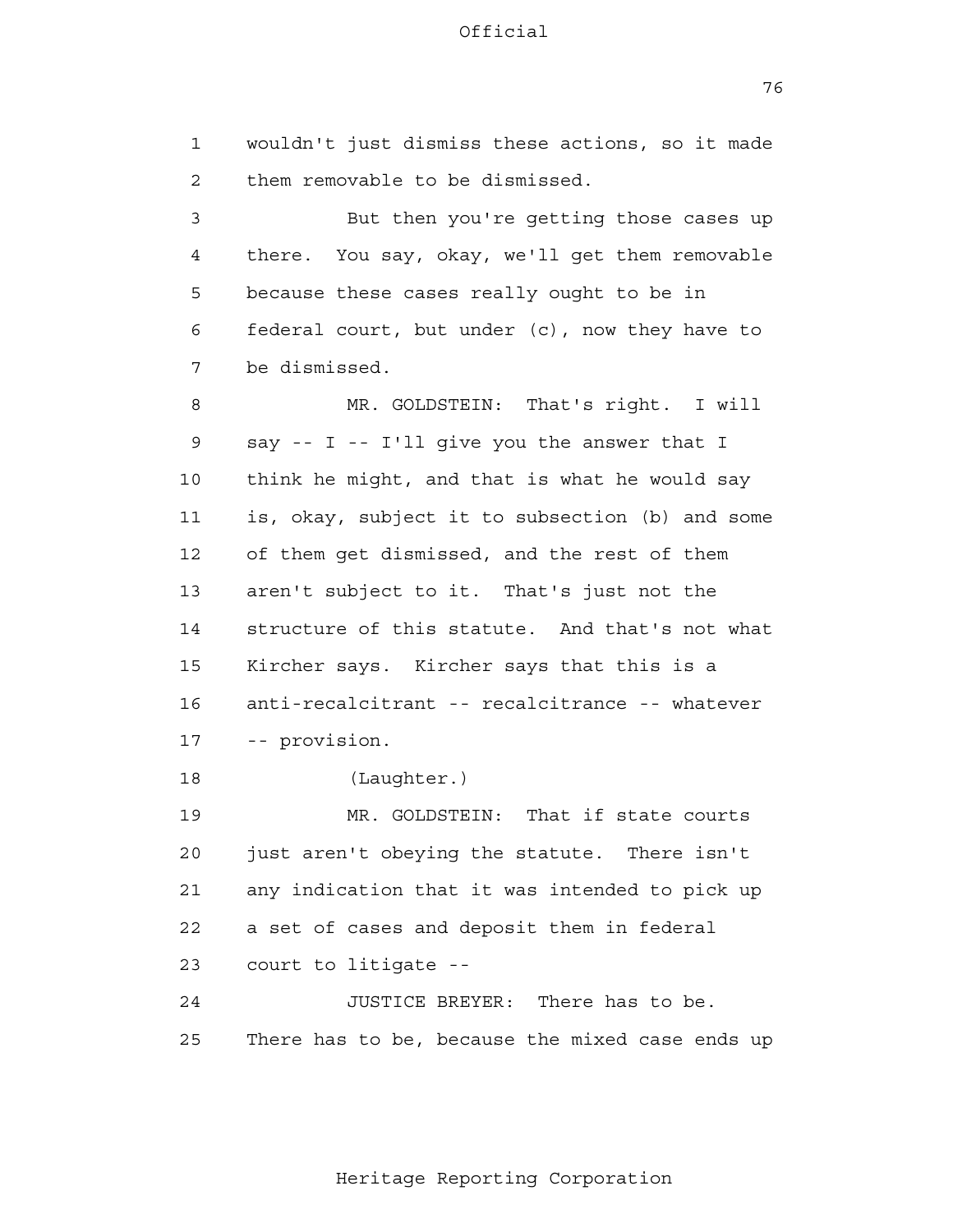1 wouldn't just dismiss these actions, so it made
2 them removable to be dismissed.
3 But then you're getting those cases up
4 there. You say, okay, we'll get them removable
5 because these cases really ought to be in
6 federal court, but under (c), now they have to
7 be dismissed.
8 MR. GOLDSTEIN: That's right. I will
9 say -- I -- I'll give you the answer that I
10 think he might, and that is what he would say
11 is, okay, subject it to subsection (b) and some
12 of them get dismissed, and the rest of them
13 aren't subject to it. That's just not the
14 structure of this statute. And that's not what
15 Kircher says. Kircher says that this is a
16 anti-recalcitrant -- recalcitrance -- whatever
17 -- provision.
18 (Laughter.)
19 MR. GOLDSTEIN: That if state courts
20 just aren't obeying the statute. There isn't
21 any indication that it was intended to pick up
22 a set of cases and deposit them in federal
23 court to litigate --
24 JUSTICE BREYER: There has to be.
25 There has to be, because the mixed case ends up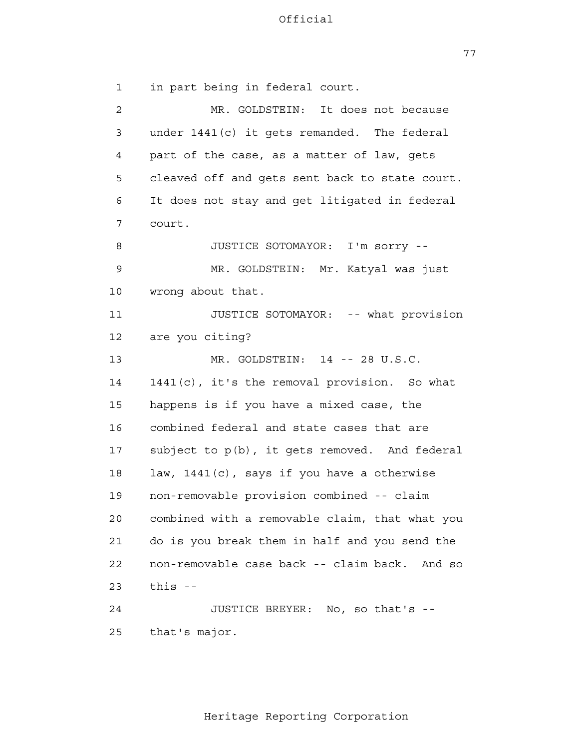in part being in federal court.

MR. GOLDSTEIN: It does not because under 1441(c) it gets remanded. The federal part of the case, as a matter of law, gets cleaved off and gets sent back to state court. It does not stay and get litigated in federal court.

JUSTICE SOTOMAYOR: I'm sorry --

MR. GOLDSTEIN: Mr. Katyal was just wrong about that.

JUSTICE SOTOMAYOR: -- what provision are you citing?

MR. GOLDSTEIN: 14 -- 28 U.S.C. 1441(c), it's the removal provision. So what happens is if you have a mixed case, the combined federal and state cases that are subject to p(b), it gets removed. And federal law, 1441(c), says if you have a otherwise non-removable provision combined -- claim combined with a removable claim, that what you do is you break them in half and you send the non-removable case back -- claim back. And so this --

JUSTICE BREYER: No, so that's -- that's major.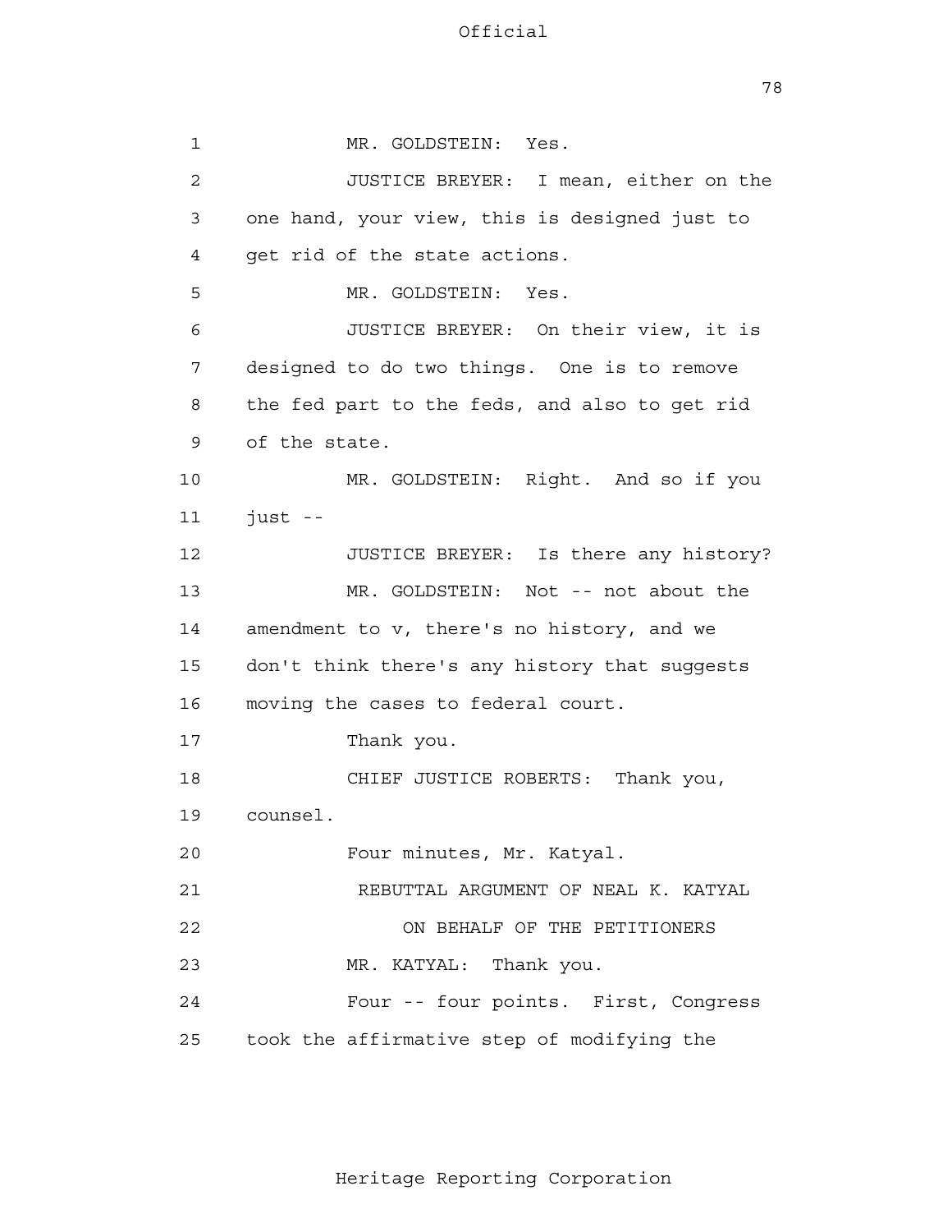1 MR. GOLDSTEIN: Yes.

2 JUSTICE BREYER: I mean, either on the

3 one hand, your view, this is designed just to

4 get rid of the state actions.

5 MR. GOLDSTEIN: Yes.

6 JUSTICE BREYER: On their view, it is

7 designed to do two things. One is to remove

8 the fed part to the feds, and also to get rid

9 of the state.

10 MR. GOLDSTEIN: Right. And so if you

11 just --

12 JUSTICE BREYER: Is there any history?

13 MR. GOLDSTEIN: Not -- not about the

14 amendment to v, there's no history, and we

15 don't think there's any history that suggests

16 moving the cases to federal court.

17 Thank you.

18 CHIEF JUSTICE ROBERTS: Thank you,

19 counsel.

20 Four minutes, Mr. Katyal.

21 REBUTTAL ARGUMENT OF NEAL K. KATYAL

22 ON BEHALF OF THE PETITIONERS

23 MR. KATYAL: Thank you.

24 Four -- four points. First, Congress

25 took the affirmative step of modifying the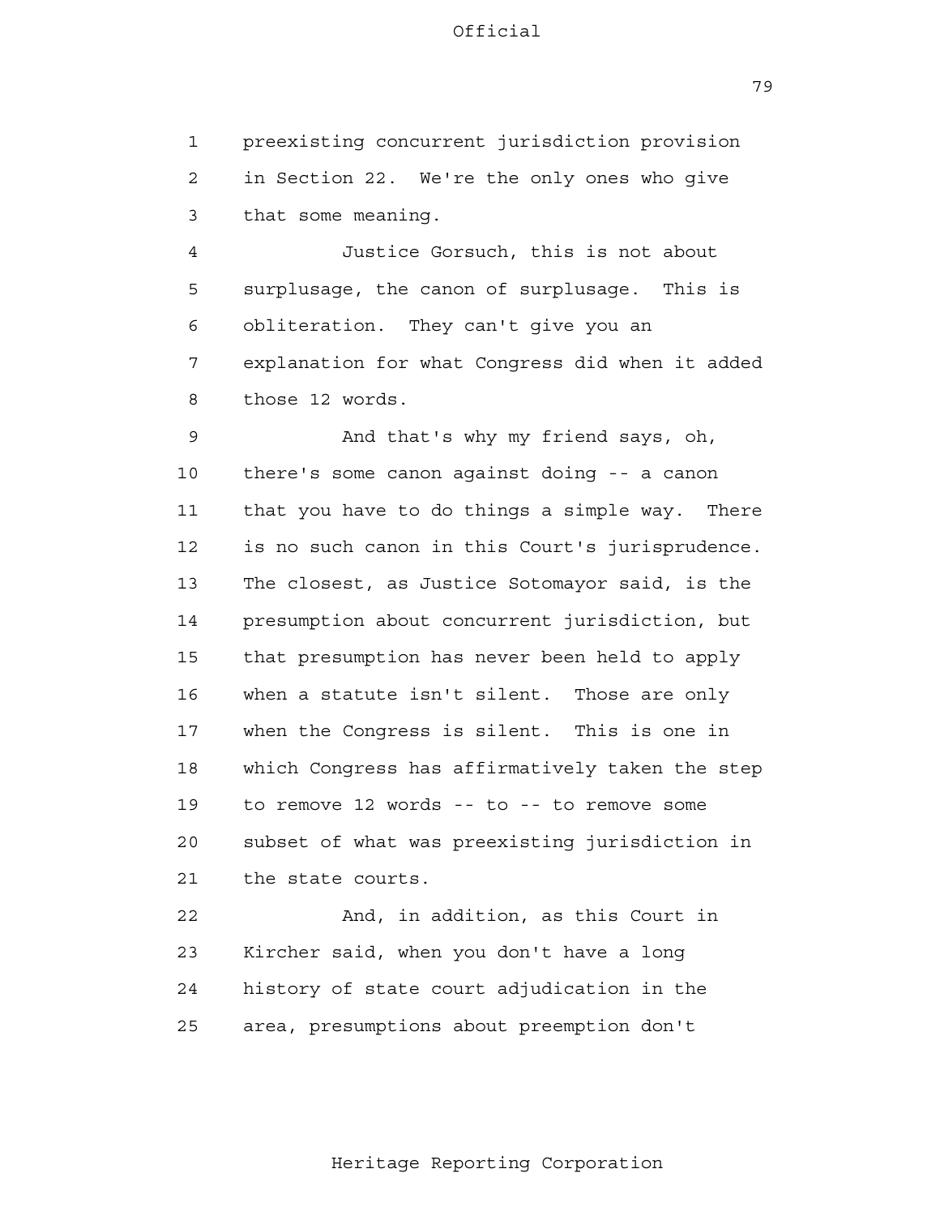preexisting concurrent jurisdiction provision in Section 22. We're the only ones who give that some meaning.

Justice Gorsuch, this is not about surplusage, the canon of surplusage. This is obliteration. They can't give you an explanation for what Congress did when it added those 12 words.

And that's why my friend says, oh, there's some canon against doing -- a canon that you have to do things a simple way. There is no such canon in this Court's jurisprudence. The closest, as Justice Sotomayor said, is the presumption about concurrent jurisdiction, but that presumption has never been held to apply when a statute isn't silent. Those are only when the Congress is silent. This is one in which Congress has affirmatively taken the step to remove 12 words -- to -- to remove some subset of what was preexisting jurisdiction in the state courts.

And, in addition, as this Court in Kircher said, when you don't have a long history of state court adjudication in the area, presumptions about preemption don't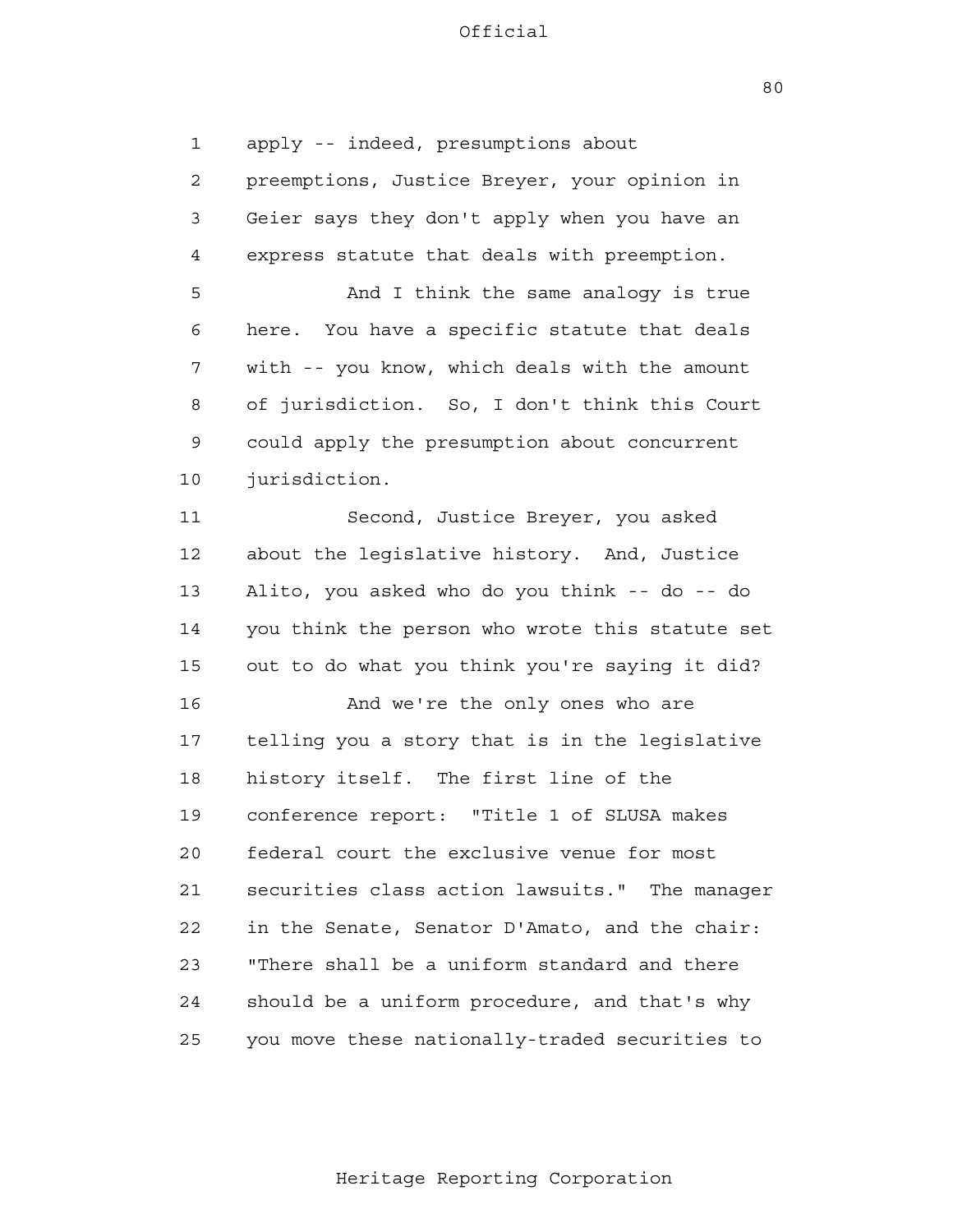apply -- indeed, presumptions about preemptions, Justice Breyer, your opinion in Geier says they don't apply when you have an express statute that deals with preemption.

And I think the same analogy is true here. You have a specific statute that deals with -- you know, which deals with the amount of jurisdiction. So, I don't think this Court could apply the presumption about concurrent jurisdiction.

Second, Justice Breyer, you asked about the legislative history. And, Justice Alito, you asked who do you think -- do -- do you think the person who wrote this statute set out to do what you think you're saying it did?

And we're the only ones who are telling you a story that is in the legislative history itself. The first line of the conference report: "Title 1 of SLUSA makes federal court the exclusive venue for most securities class action lawsuits." The manager in the Senate, Senator D'Amato, and the chair: "There shall be a uniform standard and there should be a uniform procedure, and that's why you move these nationally-traded securities to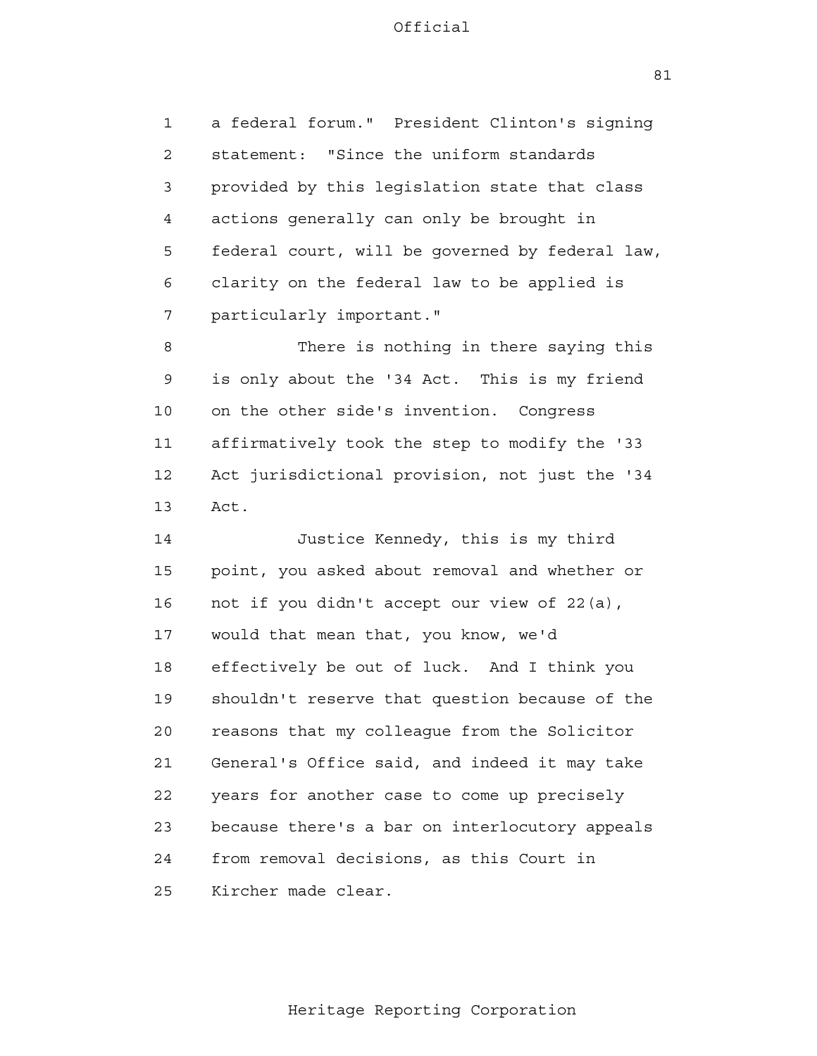a federal forum." President Clinton's signing statement: "Since the uniform standards provided by this legislation state that class actions generally can only be brought in federal court, will be governed by federal law, clarity on the federal law to be applied is particularly important."

There is nothing in there saying this is only about the '34 Act. This is my friend on the other side's invention. Congress affirmatively took the step to modify the '33 Act jurisdictional provision, not just the '34 Act.

Justice Kennedy, this is my third point, you asked about removal and whether or not if you didn't accept our view of 22(a), would that mean that, you know, we'd effectively be out of luck. And I think you shouldn't reserve that question because of the reasons that my colleague from the Solicitor General's Office said, and indeed it may take years for another case to come up precisely because there's a bar on interlocutory appeals from removal decisions, as this Court in Kircher made clear.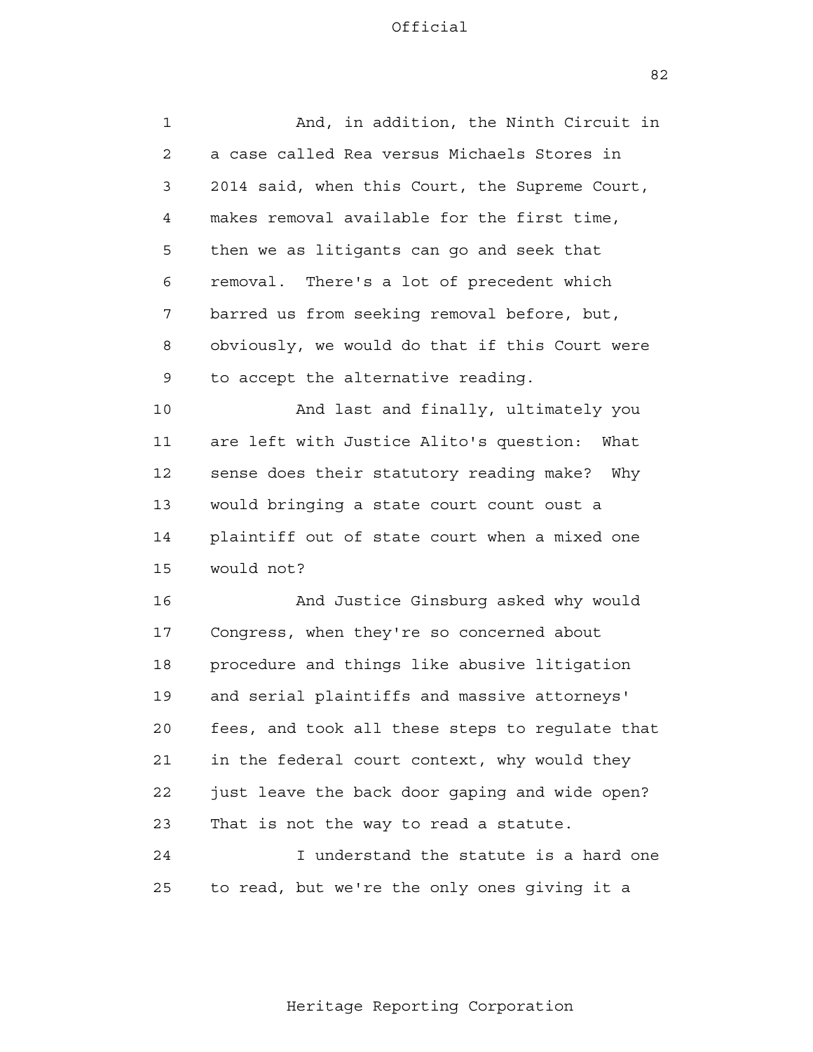And, in addition, the Ninth Circuit in a case called Rea versus Michaels Stores in 2014 said, when this Court, the Supreme Court, makes removal available for the first time, then we as litigants can go and seek that removal. There's a lot of precedent which barred us from seeking removal before, but, obviously, we would do that if this Court were to accept the alternative reading.

And last and finally, ultimately you are left with Justice Alito's question: What sense does their statutory reading make? Why would bringing a state court count oust a plaintiff out of state court when a mixed one would not?

And Justice Ginsburg asked why would Congress, when they're so concerned about procedure and things like abusive litigation and serial plaintiffs and massive attorneys' fees, and took all these steps to regulate that in the federal court context, why would they just leave the back door gaping and wide open? That is not the way to read a statute.

I understand the statute is a hard one to read, but we're the only ones giving it a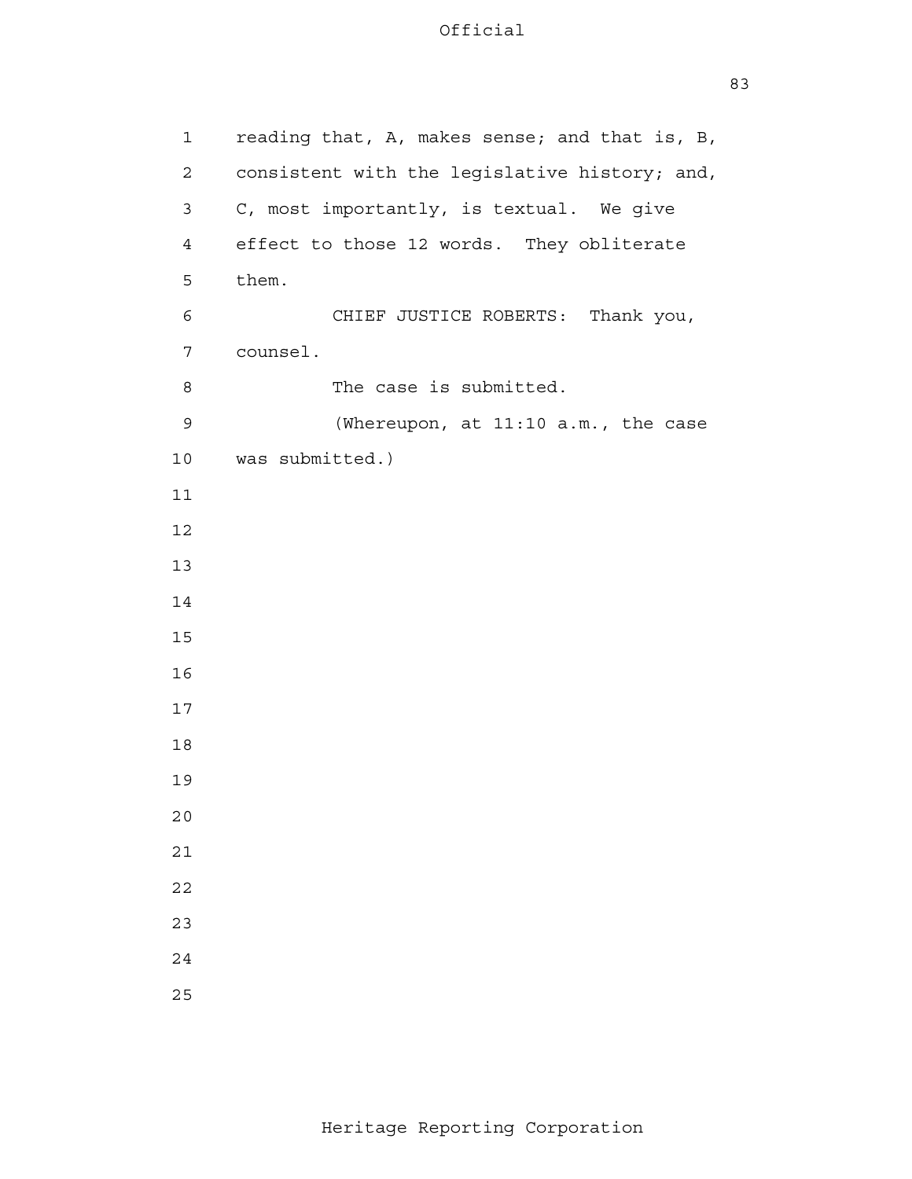reading that, A, makes sense; and that is, B, consistent with the legislative history; and, C, most importantly, is textual. We give effect to those 12 words. They obliterate them.

CHIEF JUSTICE ROBERTS: Thank you, counsel.

The case is submitted.

(Whereupon, at 11:10 a.m., the case was submitted.)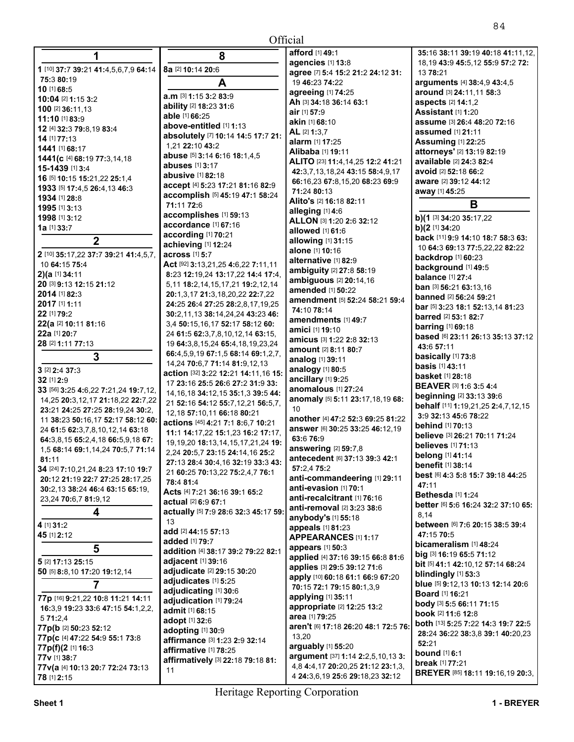Official

## 1

**1** [10] **37:**7 **39:**21 **41:**4,5,6,7,9 **64:**14 **75:**3 **80:**19
**10** [1] **68:**5
**10:04** [2] **1:**15 **3:**2
**100** [2] **36:**11,13
**11:10** [1] **83:**9
**12** [4] **32:**3 **79:**8,19 **83:**4
**14** [1] **77:**13
**1441** [1] **68:**17
**1441(c** [4] **68:**19 **77:**3,14,18
**15-1439** [1] **3:**4
**16** [5] **10:**15 **15:**21,22 **25:**1,4
**1933** [5] **17:**4,5 **26:**4,13 **46:**3
**1934** [1] **28:**8
**1995** [1] **3:**13
**1998** [1] **3:**12
**1a** [1] **33:**7

## 2

**2** [10] **35:**17,22 **37:**7 **39:**21 **41:**4,5,7,10 **64:**15 **75:**4
**2)(a** [1] **34:**11
**20** [3] **9:**13 **12:**15 **21:**12
**2014** [1] **82:**3
**2017** [1] **1:**11
**22** [1] **79:**2
**22(a** [2] **10:**11 **81:**16
**22a** [1] **20:**7
**28** [2] **1:**11 **77:**13

## 3

**3** [2] **2:**4 **37:**3
**32** [1] **2:**9
**33** [56] **3:**25 **4:**6,22 **7:**21,24 **19:**7,12,14,25 **20:**3,12,17 **21:**18,22 **22:**7,22 **23:**21 **24:**25 **27:**25 **28:**19,24 **30:**2,11 **38:**23 **50:**16,17 **52:**17 **58:**12 **60:**24 **61:**5 **62:**3,7,8,10,12,14 **63:**18 **64:**3,8,15 **65:**2,4,18 **66:**5,9,18 **67:**1,5 **68:**14 **69:**1,14,24 **70:**5,7 **71:**14 **81:**11
**34** [24] **7:**10,21,24 **8:**23 **17:**10 **19:**7 **20:**12 **21:**19 **22:**7 **27:**25 **28:**17,25 **30:**2,13 **38:**24 **46:**4 **63:**15 **65:**19,23,24 **70:**6,7 **81:**9,12

## 4

**4** [1] **31:**2
**45** [1] **2:**12

## 5

**5** [2] **17:**13 **25:**15
**50** [5] **8:**8,10 **17:**20 **19:**12,14

## 7

**77p** [16] **9:**21,22 **10:**8 **11:**21 **14:**11 **16:**3,9 **19:**23 **33:**6 **47:**15 **54:**1,2,2,5 **71:**2,4
**77p(b** [2] **50:**23 **52:**12
**77p(c** [4] **47:**22 **54:**9 **55:**1 **73:**8
**77p(f)(2** [1] **16:**3
**77v** [1] **38:**7
**77v(a** [4] **10:**13 **20:**7 **72:**24 **73:**13
**78** [1] **2:**15

## 8

**8a** [2] **10:**14 **20:**6

## A

**a.m** [3] **1:**15 **3:**2 **83:**9
**ability** [2] **18:**23 **31:**6
**able** [1] **66:**25
**above-entitled** [1] **1:**13
**absolutely** [7] **10:**14 **14:**5 **17:**7 **21:**1,21 **22:**10 **43:**2
**abuse** [5] **3:**14 **6:**16 **18:**1,4,5
**abuses** [1] **3:**17
**abusive** [1] **82:**18
**accept** [4] **5:**23 **17:**21 **81:**16 **82:**9
**accomplish** [5] **45:**19 **47:**1 **58:**24 **71:**11 **72:**6
**accomplishes** [1] **59:**13
**accordance** [1] **67:**16
**according** [1] **70:**21
**achieving** [1] **12:**24
**across** [1] **5:**7
**Act** [92] **3:**13,21,25 **4:**6,22 **7:**11,11 **8:**23 **12:**19,24 **13:**17,22 **14:**4 **17:**4,5,11 **18:**2,14,15,17,21 **19:**2,12,14 **20:**1,3,17 **21:**3,18,20,22 **22:**7,22 **24:**25 **26:**4 **27:**25 **28:**2,8,17,19,25 **30:**2,11,13 **38:**14,24,24 **43:**23 **46:**3,4 **50:**15,16,17 **52:**17 **58:**12 **60:**24 **61:**5 **62:**3,7,8,10,12,14 **63:**15,19 **64:**3,8,15,24 **65:**4,18,19,23,24 **66:**4,5,9,19 **67:**1,5 **68:**14 **69:**1,2,7,14,24 **70:**6,7 **71:**14 **81:**9,12,13
**action** [32] **3:**22 **12:**21 **14:**11,16 **15:**17 **23:**16 **25:**5 **26:**6 **27:**2 **31:**9 **33:**14,16,18 **34:**12,15 **35:**1,3 **39:**5 **44:**21 **52:**16 **54:**12 **55:**7,12,21 **56:**5,7,12,18 **57:**10,11 **66:**18 **80:**21
**actions** [45] **4:**21 **7:**1 **8:**6,7 **10:**21 **11:**1 **14:**17,22 **15:**1,23 **16:**2 **17:**17,19,19,20 **18:**13,14,15,17,21,24 **19:**2,24 **20:**5,7 **23:**15 **24:**14,16 **25:**2 **27:**13 **28:**4 **30:**4,16 **32:**19 **33:**3 **43:**21 **60:**25 **70:**13,22 **75:**2,4,7 **76:**1 **78:**4 **81:**4
**Acts** [4] **7:**21 **36:**16 **39:**1 **65:**2
**actual** [2] **6:**9 **67:**1
**actually** [5] **7:**9 **28:**6 **32:**3 **45:**17 **59:**13
**add** [2] **44:**15 **57:**13
**added** [1] **79:**7
**addition** [4] **38:**17 **39:**2 **79:**22 **82:**1
**adjacent** [1] **39:**16
**adjudicate** [2] **29:**15 **30:**20
**adjudicates** [1] **5:**25
**adjudicating** [1] **30:**6
**adjudication** [1] **79:**24
**admit** [1] **68:**15
**adopt** [1] **32:**6
**adopting** [1] **30:**9
**affirmance** [3] **1:**23 **2:**9 **32:**14
**affirmative** [1] **78:**25
**affirmatively** [3] **22:**18 **79:**18 **81:**11
**afford** [1] **49:**1
**agencies** [1] **13:**8
**agree** [7] **5:**4 **15:**2 **21:**2 **24:**12 **31:**19 **46:**23 **74:**22
**agreeing** [1] **74:**25
**Ah** [3] **34:**18 **36:**14 **63:**1
**air** [1] **57:**9
**akin** [1] **68:**10
**AL** [2] **1:**3,7
**alarm** [1] **17:**25
**Alibaba** [1] **19:**11
**ALITO** [23] **11:**4,14,25 **12:**2 **41:**21 **42:**3,7,13,18,24 **43:**15 **58:**4,9,17 **66:**16,23 **67:**8,15,20 **68:**23 **69:**9 **71:**24 **80:**13
**Alito's** [2] **16:**18 **82:**11
**alleging** [1] **4:**6
**ALLON** [3] **1:**20 **2:**6 **32:**12
**allowed** [1] **61:**6
**allowing** [1] **31:**15
**alone** [1] **10:**16
**alternative** [1] **82:**9
**ambiguity** [2] **27:**8 **58:**19
**ambiguous** [2] **20:**14,16
**amended** [1] **50:**22
**amendment** [5] **52:**24 **58:**21 **59:**4 **74:**10 **78:**14
**amendments** [1] **49:**7
**amici** [1] **19:**10
**amicus** [3] **1:**22 **2:**8 **32:**13
**amount** [2] **8:**11 **80:**7
**analog** [1] **39:**11
**analogy** [1] **80:**5
**ancillary** [1] **9:**25
**anomalous** [1] **27:**24
**anomaly** [5] **5:**11 **23:**17,18,19 **68:**10
**another** [4] **47:**2 **52:**3 **69:**25 **81:**22
**answer** [6] **30:**25 **33:**25 **46:**12,19 **63:**6 **76:**9
**answering** [2] **59:**7,8
**antecedent** [6] **37:**13 **39:**3 **42:**1 **57:**2,4 **75:**2
**anti-commandeering** [1] **29:**11
**anti-evasion** [1] **70:**1
**anti-recalcitrant** [1] **76:**16
**anti-removal** [2] **3:**23 **38:**6
**anybody's** [1] **55:**18
**appeals** [1] **81:**23
**APPEARANCES** [1] **1:**17
**appears** [1] **50:**3
**applied** [4] **37:**16 **39:**15 **66:**8 **81:**6
**applies** [3] **29:**5 **39:**12 **71:**6
**apply** [10] **60:**18 **61:**1 **66:**9 **67:**20 **70:**15 **72:**1 **79:**15 **80:**1,3,9
**applying** [1] **35:**11
**appropriate** [2] **12:**25 **13:**2
**area** [1] **79:**25
**aren't** [6] **17:**18 **26:**20 **48:**1 **72:**5 **76:**13,20
**arguably** [1] **55:**20
**argument** [37] **1:**14 **2:**2,5,10,13 **3:**4,8 **4:**4,17 **20:**20,25 **21:**12 **23:**1,3,4 **24:**3,6,19 **25:**6 **29:**18,23 **32:**12 **35:**16 **38:**11 **39:**19 **40:**18 **41:**11,12,18,19 **43:**9 **45:**5,12 **55:**9 **57:**2 **72:**13 **78:**21
**arguments** [4] **38:**4,9 **43:**4,5
**around** [3] **24:**11,11 **58:**3
**aspects** [2] **14:**1,2
**Assistant** [1] **1:**20
**assume** [3] **26:**4 **48:**20 **72:**16
**assumed** [1] **21:**11
**Assuming** [1] **22:**25
**attorneys'** [2] **13:**19 **82:**19
**available** [2] **24:**3 **82:**4
**avoid** [2] **52:**18 **66:**2
**aware** [2] **39:**12 **44:**12
**away** [1] **45:**25

## B

**b)(1** [3] **34:**20 **35:**17,22
**b)(2** [1] **34:**20
**back** [11] **9:**9 **14:**10 **18:**7 **58:**3 **63:**10 **64:**3 **69:**13 **77:**5,22,22 **82:**22
**backdrop** [1] **60:**23
**background** [1] **49:**5
**balance** [1] **27:**4
**ban** [3] **56:**21 **63:**13,16
**banned** [2] **56:**24 **59:**21
**bar** [5] **3:**23 **18:**1 **52:**13,14 **81:**23
**barred** [2] **53:**1 **82:**7
**barring** [1] **69:**18
**based** [6] **23:**11 **26:**13 **35:**13 **37:**12 **43:**6 **57:**11
**basically** [1] **73:**8
**basis** [1] **43:**11
**basket** [1] **28:**18
**BEAVER** [3] **1:**6 **3:**5 **4:**4
**beginning** [2] **33:**13 **39:**6
**behalf** [11] **1:**19,21,25 **2:**4,7,12,15 **3:**9 **32:**13 **45:**6 **78:**22
**behind** [1] **70:**13
**believe** [3] **26:**21 **70:**11 **71:**24
**believes** [1] **71:**13
**belong** [1] **41:**14
**benefit** [1] **38:**14
**best** [6] **4:**3 **5:**8 **15:**7 **39:**18 **44:**25 **47:**11
**Bethesda** [1] **1:**24
**better** [6] **5:**6 **16:**24 **32:**2 **37:**10 **65:**8,14
**between** [6] **7:**6 **20:**15 **38:**5 **39:**4 **47:**15 **70:**5
**bicameralism** [1] **48:**24
**big** [3] **16:**19 **65:**5 **71:**12
**bit** [5] **41:**1 **42:**10,12 **57:**14 **68:**24
**blindingly** [1] **53:**3
**blue** [5] **9:**12,13 **10:**13 **12:**14 **20:**6
**Board** [1] **16:**21
**body** [3] **5:**5 **66:**11 **71:**15
**book** [2] **11:**6 **12:**8
**both** [13] **5:**25 **7:**22 **14:**3 **19:**7 **22:**5 **28:**24 **36:**22 **38:**3,8 **39:**1 **40:**20,23 **52:**21
**bound** [1] **6:**1
**break** [1] **77:**21
**BREYER** [85] **18:**11 **19:**16,19 **20:**3,

Heritage Reporting Corporation

Sheet 1 1 - BREYER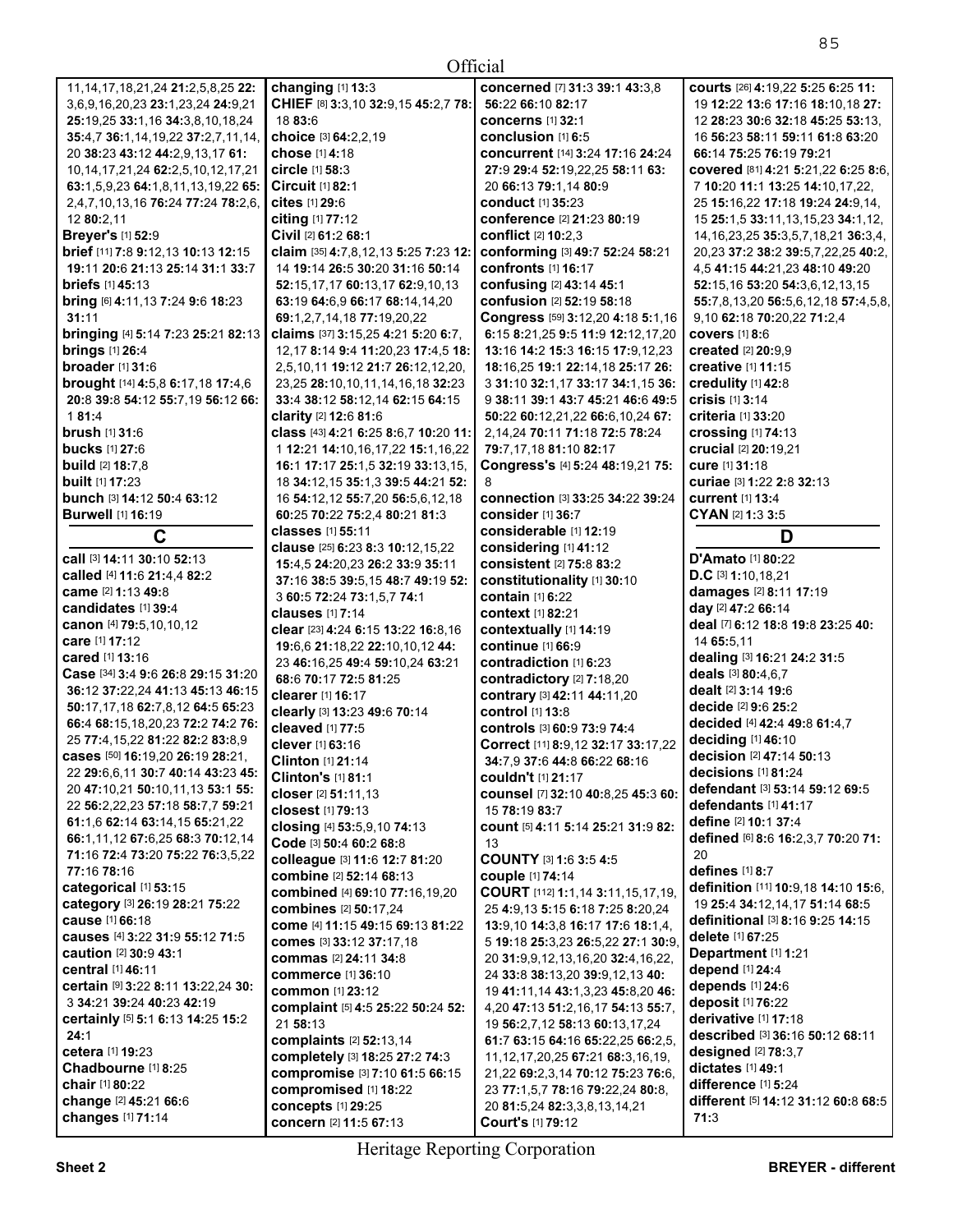11,14,17,18,21,24 **21:**2,5,8,25 **22:** 3,6,9,16,20,23 **23:**1,23,24 **24:**9,21 **25:**19,25 **33:**1,16 **34:**3,8,10,18,24 **35:**4,7 **36:**1,14,19,22 **37:**2,7,11,14, 20 **38:**23 **43:**12 **44:**2,9,13,17 **61:** 10,14,17,21,24 **62:**2,5,10,12,17,21 **63:**1,5,9,23 **64:**1,8,11,13,19,22 **65:** 2,4,7,10,13,16 **76:**24 **77:**24 **78:**2,6, 12 **80:**2,11

**Breyer's** [1] **52:**9

**brief** [11] **7:**8 **9:**12,13 **10:**13 **12:**15 **19:**11 **20:**6 **21:**13 **25:**14 **31:**1 **33:**7

**briefs** [1] **45:**13

**bring** [6] **4:**11,13 **7:**24 **9:**6 **18:**23 **31:**11

**bringing** [4] **5:**14 **7:**23 **25:**21 **82:**13

**brings** [1] **26:**4

**broader** [1] **31:**6

**brought** [14] **4:**5,8 **6:**17,18 **17:**4,6 **20:**8 **39:**8 **54:**12 **55:**7,19 **56:**12 **66:** 1 **81:**4

**brush** [1] **31:**6

**bucks** [1] **27:**6

**build** [2] **18:**7,8

**built** [1] **17:**23

**bunch** [3] **14:**12 **50:**4 **63:**12

**Burwell** [1] **16:**19

## C

**call** [3] **14:**11 **30:**10 **52:**13

**called** [4] **11:**6 **21:**4,4 **82:**2

**came** [2] **1:**13 **49:**8

**candidates** [1] **39:**4

**canon** [4] **79:**5,10,10,12

**care** [1] **17:**12

**cared** [1] **13:**16

**Case** [34] **3:**4 **9:**6 **26:**8 **29:**15 **31:**20 **36:**12 **37:**22,24 **41:**13 **45:**13 **46:**15 **50:**17,17,18 **62:**7,8,12 **64:**5 **65:**23 **66:**4 **68:**15,18,20,23 **72:**2 **74:**2 **76:** 25 **77:**4,15,22 **81:**22 **82:**2 **83:**8,9

**cases** [50] **16:**19,20 **26:**19 **28:**21, 22 **29:**6,6,11 **30:**7 **40:**14 **43:**23 **45:** 20 **47:**10,21 **50:**10,11,13 **53:**1 **55:** 22 **56:**2,22,23 **57:**18 **58:**7,7 **59:**21 **61:**1,6 **62:**14 **63:**14,15 **65:**21,22 **66:**1,11,12 **67:**6,25 **68:**3 **70:**12,14 **71:**16 **72:**4 **73:**20 **75:**22 **76:**3,5,22 **77:**16 **78:**16

**categorical** [1] **53:**15

**category** [3] **26:**19 **28:**21 **75:**22

**cause** [1] **66:**18

**causes** [4] **3:**22 **31:**9 **55:**12 **71:**5

**caution** [2] **30:**9 **43:**1

**central** [1] **46:**11

**certain** [9] **3:**22 **8:**11 **13:**22,24 **30:** 3 **34:**21 **39:**24 **40:**23 **42:**19

**certainly** [5] **5:**1 **6:**13 **14:**25 **15:**2 **24:**1

**cetera** [1] **19:**23

**Chadbourne** [1] **8:**25

**chair** [1] **80:**22

**change** [2] **45:**21 **66:**6

**changes** [1] **71:**14

**changing** [1] **13:**3

**CHIEF** [8] **3:**3,10 **32:**9,15 **45:**2,7 **78:** 18 **83:**6

**choice** [3] **64:**2,2,19

**chose** [1] **4:**18

**circle** [1] **58:**3

**Circuit** [1] **82:**1

**cites** [1] **29:**6

**citing** [1] **77:**12

**Civil** [2] **61:**2 **68:**1

**claim** [35] **4:**7,8,12,13 **5:**25 **7:**23 **12:** 14 **19:**14 **26:**5 **30:**20 **31:**16 **50:**14 **52:**15,17,17 **60:**13,17 **62:**9,10,13 **63:**19 **64:**6,9 **66:**17 **68:**14,14,20 **69:**1,2,7,14,18 **77:**19,20,22

**claims** [37] **3:**15,25 **4:**21 **5:**20 **6:**7, 12,17 **8:**14 **9:**4 **11:**20,23 **17:**4,5 **18:** 2,5,10,11 **19:**12 **21:**7 **26:**12,12,20, 23,25 **28:**10,10,11,14,16,18 **32:**23 **33:**4 **38:**12 **58:**12,14 **62:**15 **64:**15

**clarity** [2] **12:**6 **81:**6

**class** [43] **4:**21 **6:**25 **8:**6,7 **10:**20 **11:** 1 **12:**21 **14:**10,16,17,22 **15:**1,16,22 **16:**1 **17:**17 **25:**1,5 **32:**19 **33:**13,15, 18 **34:**12,15 **35:**1,3 **39:**5 **44:**21 **52:** 16 **54:**12,12 **55:**7,20 **56:**5,6,12,18 **60:**25 **70:**22 **75:**2,4 **80:**21 **81:**3

**classes** [1] **55:**11

**clause** [25] **6:**23 **8:**3 **10:**12,15,22 **15:**4,5 **24:**20,23 **26:**2 **33:**9 **35:**11 **37:**16 **38:**5 **39:**5,15 **48:**7 **49:**19 **52:** 3 **60:**5 **72:**24 **73:**1,5,7 **74:**1

**clauses** [1] **7:**14

**clear** [23] **4:**24 **6:**15 **13:**22 **16:**8,16 **19:**6,6 **21:**18,22 **22:**10,10,12 **44:** 23 **46:**16,25 **49:**4 **59:**10,24 **63:**21 **68:**6 **70:**17 **72:**5 **81:**25

**clearer** [1] **16:**17

**clearly** [3] **13:**23 **49:**6 **70:**14

**cleaved** [1] **77:**5

**clever** [1] **63:**16

**Clinton** [1] **21:**14

**Clinton's** [1] **81:**1

**closer** [2] **51:**11,13

**closest** [1] **79:**13

**closing** [4] **53:**5,9,10 **74:**13

**Code** [3] **50:**4 **60:**2 **68:**8

**colleague** [3] **11:**6 **12:**7 **81:**20

**combine** [2] **52:**14 **68:**13

**combined** [4] **69:**10 **77:**16,19,20

**combines** [2] **50:**17,24

**come** [4] **11:**15 **49:**15 **69:**13 **81:**22

**comes** [3] **33:**12 **37:**17,18

**commas** [2] **24:**11 **34:**8

**commerce** [1] **36:**10

**common** [1] **23:**12

**complaint** [5] **4:**5 **25:**22 **50:**24 **52:** 21 **58:**13

**complaints** [2] **52:**13,14

**completely** [3] **18:**25 **27:**2 **74:**3

**compromise** [3] **7:**10 **61:**5 **66:**15

**compromised** [1] **18:**22

**concepts** [1] **29:**25

**concern** [2] **11:**5 **67:**13

**concerned** [7] **31:**3 **39:**1 **43:**3,8 **56:**22 **66:**10 **82:**17

**concerns** [1] **32:**1

**conclusion** [1] **6:**5

**concurrent** [14] **3:**24 **17:**16 **24:**24 **27:**9 **29:**4 **52:**19,22,25 **58:**11 **63:** 20 **66:**13 **79:**1,14 **80:**9

**conduct** [1] **35:**23

**conference** [2] **21:**23 **80:**19

**conflict** [2] **10:**2,3

**conforming** [3] **49:**7 **52:**24 **58:**21

**confronts** [1] **16:**17

**confusing** [2] **43:**14 **45:**1

**confusion** [2] **52:**19 **58:**18

**Congress** [59] **3:**12,20 **4:**18 **5:**1,16 **6:**15 **8:**21,25 **9:**5 **11:**9 **12:**12,17,20 **13:**16 **14:**2 **15:**3 **16:**15 **17:**9,12,23 **18:**16,25 **19:**1 **22:**14,18 **25:**17 **26:** 3 **31:**10 **32:**1,17 **33:**17 **34:**1,15 **36:** 9 **38:**11 **39:**1 **43:**7 **45:**21 **46:**6 **49:**5 **50:**22 **60:**12,21,22 **66:**6,10,24 **67:** 2,14,24 **70:**11 **71:**18 **72:**5 **78:**24 **79:**7,17,18 **81:**10 **82:**17

**Congress's** [4] **5:**24 **48:**19,21 **75:** 8

**connection** [3] **33:**25 **34:**22 **39:**24

**consider** [1] **36:**7

**considerable** [1] **12:**19

**considering** [1] **41:**12

**consistent** [2] **75:**8 **83:**2

**constitutionality** [1] **30:**10

**contain** [1] **6:**22

**context** [1] **82:**21

**contextually** [1] **14:**19

**continue** [1] **66:**9

**contradiction** [1] **6:**23

**contradictory** [2] **7:**18,20

**contrary** [3] **42:**11 **44:**11,20

**control** [1] **13:**8

**controls** [3] **60:**9 **73:**9 **74:**4

**Correct** [11] **8:**9,12 **32:**17 **33:**17,22 **34:**7,9 **37:**6 **44:**8 **66:**22 **68:**16

**couldn't** [1] **21:**17

**counsel** [7] **32:**10 **40:**8,25 **45:**3 **60:** 15 **78:**19 **83:**7

**count** [5] **4:**11 **5:**14 **25:**21 **31:**9 **82:** 13

**COUNTY** [3] **1:**6 **3:**5 **4:**5

**couple** [1] **74:**14

**COURT** [112] **1:**1,14 **3:**11,15,17,19, 25 **4:**9,13 **5:**15 **6:**18 **7:**25 **8:**20,24 **13:**9,10 **14:**3,8 **16:**17 **17:**6 **18:**1,4, 5 **19:**18 **25:**3,23 **26:**5,22 **27:**1 **30:**9, 20 **31:**9,9,12,13,16,20 **32:**4,16,22, 24 **33:**8 **38:**13,20 **39:**9,12,13 **40:** 19 **41:**11,14 **43:**1,3,23 **45:**8,20 **46:** 4,20 **47:**13 **51:**2,16,17 **54:**13 **55:**7, 19 **56:**2,7,12 **58:**13 **60:**13,17,24 **61:**7 **63:**15 **64:**16 **65:**22,25 **66:**2,5, 11,12,17,20,25 **67:**21 **68:**3,16,19, 21,22 **69:**2,3,14 **70:**12 **75:**23 **76:**6, 23 **77:**1,5,7 **78:**16 **79:**22,24 **80:**8, 20 **81:**5,24 **82:**3,3,8,13,14,21

**Court's** [1] **79:**12

**courts** [26] **4:**19,22 **5:**25 **6:**25 **11:** 19 **12:**22 **13:**6 **17:**16 **18:**10,18 **27:** 12 **28:**23 **30:**6 **32:**18 **45:**25 **53:**13, 16 **56:**23 **58:**11 **59:**11 **61:**8 **63:**20 **66:**14 **75:**25 **76:**19 **79:**21

**covered** [81] **4:**24 **5:**21,22 **6:**25 **8:**6, 7 **10:**20 **11:**1 **13:**25 **14:**10,17,22, 25 **15:**16,22 **17:**18 **19:**24 **24:**9,14, 15 **25:**1,5 **33:**11,13,15,23 **34:**1,12, 14,16,23,25 **35:**3,5,7,18,21 **36:**3,4, 20,23 **37:**2 **38:**2 **39:**5,7,22,25 **40:**2, 4,5 **41:**15 **44:**21,23 **48:**10 **49:**20 **52:**15,16 **53:**20 **54:**3,6,12,13,15 **55:**7,8,13,20 **56:**5,6,12,18 **57:**4,5,8, 9,10 **62:**18 **70:**20,22 **71:**2,4

**covers** [1] **8:**6

**created** [2] **20:**9,9

**creative** [1] **11:**15

**credulity** [1] **42:**8

**crisis** [1] **3:**14

**criteria** [1] **33:**20

**crossing** [1] **74:**13

**crucial** [2] **20:**19,21

**cure** [1] **31:**18

**curiae** [3] **1:**22 **2:**8 **32:**13

**current** [1] **13:**4

**CYAN** [2] **1:**3 **3:**5

## D

**D'Amato** [1] **80:**22

**D.C** [3] **1:**10,18,21

**damages** [2] **8:**11 **17:**19

**day** [2] **47:**2 **66:**14

**deal** [7] **6:**12 **18:**8 **19:**8 **23:**25 **40:** 14 **65:**5,11

**dealing** [3] **16:**21 **24:**2 **31:**5

**deals** [3] **80:**4,6,7

**dealt** [2] **3:**14 **19:**6

**decide** [2] **9:**6 **25:**2

**decided** [4] **42:**4 **49:**8 **61:**4,7

**deciding** [1] **46:**10

**decision** [2] **47:**14 **50:**13

**decisions** [1] **81:**24

**defendant** [3] **53:**14 **59:**12 **69:**5

**defendants** [1] **41:**17

**define** [2] **10:**1 **37:**4

**defined** [6] **8:**6 **16:**2,3,7 **70:**20 **71:** 20

**defines** [1] **8:**7

**definition** [11] **10:**9,18 **14:**10 **15:**6, 19 **25:**4 **34:**12,14,17 **51:**14 **68:**5

**definitional** [3] **8:**16 **9:**25 **14:**15

**delete** [1] **67:**25

**Department** [1] **1:**21

**depend** [1] **24:**4

**depends** [1] **24:**6

**deposit** [1] **76:**22

**derivative** [1] **17:**18

**described** [3] **36:**16 **50:**12 **68:**11

**designed** [2] **78:**3,7

**dictates** [1] **49:**1

**difference** [1] **5:**24

**different** [5] **14:**12 **31:**12 **60:**8 **68:**5 **71:**3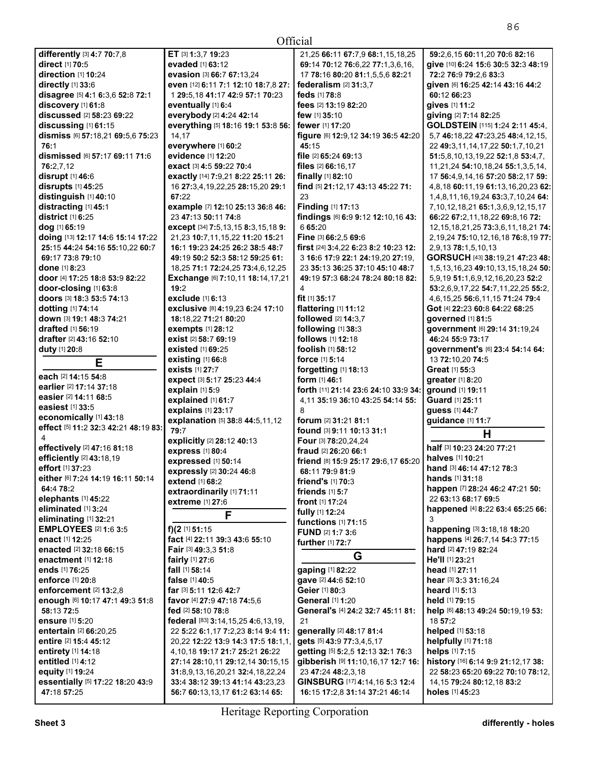Official

**differently** [3] **4:**7 **70:**7,8
**direct** [1] **70:**5
**direction** [1] **10:**24
**directly** [1] **33:**6
**disagree** [5] **4:**1 **6:**3,6 **52:**8 **72:**1
**discovery** [1] **61:**8
**discussed** [2] **58:**23 **69:**22
**discussing** [1] **61:**15
**dismiss** [6] **57:**18,21 **69:**5,6 **75:**23 **76:**1
**dismissed** [6] **57:**17 **69:**11 **71:**6 **76:**2,7,12
**disrupt** [1] **46:**6
**disrupts** [1] **45:**25
**distinguish** [1] **40:**10
**distracting** [1] **45:**1
**district** [1] **6:**25
**dog** [1] **65:**19
**doing** [13] **12:**17 **14:**6 **15:**14 **17:**22 **25:**15 **44:**24 **54:**16 **55:**10,22 **60:**7 **69:**17 **73:**8 **79:**10
**done** [1] **8:**23
**door** [4] **17:**25 **18:**8 **53:**9 **82:**22
**door-closing** [1] **63:**8
**doors** [3] **18:**3 **53:**5 **74:**13
**dotting** [1] **74:**14
**down** [3] **19:**1 **48:**3 **74:**21
**drafted** [1] **56:**19
**drafter** [2] **43:**16 **52:**10
**duty** [1] **20:**8

## E

**each** [2] **14:**15 **54:**8
**earlier** [2] **17:**14 **37:**18
**easier** [2] **14:**11 **68:**5
**easiest** [1] **33:**5
**economically** [1] **43:**18
**effect** [5] **11:**2 **32:**3 **42:**21 **48:**19 **83:**4
**effectively** [2] **47:**16 **81:**18
**efficiently** [2] **43:**18,19
**effort** [1] **37:**23
**either** [6] **7:**24 **14:**19 **16:**11 **50:**14 **64:**4 **78:**2
**elephants** [1] **45:**22
**eliminated** [1] **3:**24
**eliminating** [1] **32:**21
**EMPLOYEES** [2] **1:**6 **3:**5
**enact** [1] **12:**25
**enacted** [2] **32:**18 **66:**15
**enactment** [1] **12:**18
**ends** [1] **76:**25
**enforce** [1] **20:**8
**enforcement** [2] **13:**2,8
**enough** [6] **10:**17 **47:**1 **49:**3 **51:**8 **58:**13 **72:**5
**ensure** [1] **5:**20
**entertain** [2] **66:**20,25
**entire** [2] **15:**4 **45:**12
**entirety** [1] **14:**18
**entitled** [1] **4:**12
**equity** [1] **19:**24
**essentially** [5] **17:**22 **18:**20 **43:**9 **47:**18 **57:**25

**ET** [3] **1:**3,7 **19:**23
**evaded** [1] **63:**12
**evasion** [3] **66:**7 **67:**13,24
**even** [12] **6:**11 **7:**1 **12:**10 **18:**7,8 **27:**1 **29:**5,18 **41:**17 **42:**9 **57:**1 **70:**23
**eventually** [1] **6:**4
**everybody** [2] **4:**24 **42:**14
**everything** [5] **18:**16 **19:**1 **53:**8 **56:**14,17
**everywhere** [1] **60:**2
**evidence** [1] **12:**20
**exact** [3] **4:**5 **59:**22 **70:**4
**exactly** [14] **7:**9,21 **8:**22 **25:**11 **26:**16 **27:**3,4,19,22,25 **28:**15,20 **29:**1 **67:**22
**example** [7] **12:**10 **25:**13 **36:**8 **46:**23 **47:**13 **50:**11 **74:**8
**except** [34] **7:**5,13,15 **8:**3,15,18 **9:**21,23 **10:**7,11,15,22 **11:**20 **15:**21 **16:**1 **19:**23 **24:**25 **26:**2 **38:**5 **48:**7 **49:**19 **50:**2 **52:**3 **58:**12 **59:**25 **61:**18,25 **71:**1 **72:**24,25 **73:**4,6,12,25
**Exchange** [6] **7:**10,11 **18:**14,17,21 **19:**2
**exclude** [1] **6:**13
**exclusive** [8] **4:**19,23 **6:**24 **17:**10 **18:**18,22 **71:**21 **80:**20
**exempts** [1] **28:**12
**exist** [2] **58:**7 **69:**19
**existed** [1] **69:**25
**existing** [1] **66:**8
**exists** [1] **27:**7
**expect** [3] **5:**17 **25:**23 **44:**4
**explain** [1] **5:**9
**explained** [1] **61:**7
**explains** [1] **23:**17
**explanation** [5] **38:**8 **44:**5,11,12 **79:**7
**explicitly** [2] **28:**12 **40:**13
**express** [1] **80:**4
**expressed** [1] **50:**14
**expressly** [2] **30:**24 **46:**8
**extend** [1] **68:**2
**extraordinarily** [1] **71:**11
**extreme** [1] **27:**6

## F

**f)(2** [1] **51:**15
**fact** [4] **22:**11 **39:**3 **43:**6 **55:**10
**Fair** [3] **49:**3,3 **51:**8
**fairly** [1] **27:**6
**fall** [1] **58:**14
**false** [1] **40:**5
**far** [3] **5:**11 **12:**6 **42:**7
**favor** [4] **27:**9 **47:**18 **74:**5,6
**fed** [2] **58:**10 **78:**8
**federal** [83] **3:**14,15,25 **4:**6,13,19,22 **5:**22 **6:**1,17 **7:**2,23 **8:**14 **9:**4 **11:**20,22 **12:**22 **13:**9 **14:**3 **17:**5 **18:**1,1,4,10,18 **19:**17 **21:**7 **25:**21 **26:**22 **27:**14 **28:**10,11 **29:**12,14 **30:**15,15 **31:**8,9,13,16,20,21 **32:**4,18,22,24 **33:**4 **38:**12 **39:**13 **41:**14 **43:**23,23 **56:**7 **60:**13,13,17 **61:**2 **63:**14 **65:**21,25 **66:**11 **67:**7,9 **68:**1,15,18,25 **69:**14 **70:**12 **76:**6,22 **77:**1,3,6,16,17 **78:**16 **80:**20 **81:**1,5,5,6 **82:**21
**federalism** [2] **31:**3,7
**feds** [1] **78:**8
**fees** [2] **13:**19 **82:**20
**few** [1] **35:**10
**fewer** [1] **17:**20
**figure** [6] **12:**9,12 **34:**19 **36:**5 **42:**20 **45:**15
**file** [2] **65:**24 **69:**13
**files** [2] **66:**16,17
**finally** [1] **82:**10
**find** [5] **21:**12,17 **43:**13 **45:**22 **71:**23
**Finding** [1] **17:**13
**findings** [6] **6:**9 **9:**12 **12:**10,16 **43:**6 **65:**20
**Fine** [3] **66:**2,5 **69:**6
**first** [24] **3:**4,22 **6:**23 **8:**2 **10:**23 **12:**3 **16:**6 **17:**9 **22:**1 **24:**19,20 **27:**19,23 **35:**13 **36:**25 **37:**10 **45:**10 **48:**7 **49:**19 **57:**3 **68:**24 **78:**24 **80:**18 **82:**4
**fit** [1] **35:**17
**flattering** [1] **11:**12
**followed** [2] **14:**3,7
**following** [1] **38:**3
**follows** [1] **12:**18
**foolish** [1] **58:**12
**force** [1] **5:**14
**forgetting** [1] **18:**13
**form** [1] **46:**1
**forth** [11] **21:**14 **23:**6 **24:**10 **33:**9 **34:**4,11 **35:**19 **36:**10 **43:**25 **54:**14 **55:**8
**forum** [2] **31:**21 **81:**1
**found** [3] **9:**11 **10:**13 **31:**1
**Four** [3] **78:**20,24,24
**fraud** [2] **26:**20 **66:**1
**friend** [8] **15:**9 **25:**17 **29:**6,17 **65:**20 **68:**11 **79:**9 **81:**9
**friend's** [1] **70:**3
**friends** [1] **5:**7
**front** [1] **17:**24
**fully** [1] **12:**24
**functions** [1] **71:**15
**FUND** [2] **1:**7 **3:**6
**further** [1] **72:**7

## G

**gaping** [1] **82:**22
**gave** [2] **44:**6 **52:**10
**Geier** [1] **80:**3
**General** [1] **1:**20
**General's** [4] **24:**2 **32:**7 **45:**11 **81:**21
**generally** [2] **48:**17 **81:**4
**gets** [5] **43:**9 **77:**3,4,5,17
**getting** [5] **5:**2,5 **12:**13 **32:**1 **76:**3
**gibberish** [9] **11:**10,16,17 **12:**7 **16:**23 **47:**24 **48:**2,3,18
**GINSBURG** [17] **4:**14,16 **5:**3 **12:**4 **16:**15 **17:**2,8 **31:**14 **37:**21 **46:**14 **59:**2,6,15 **60:**11,20 **70:**6 **82:**16
**give** [10] **6:**24 **15:**6 **30:**5 **32:**3 **48:**19 **72:**2 **76:**9 **79:**2,6 **83:**3
**given** [6] **16:**25 **42:**14 **43:**16 **44:**2 **60:**12 **66:**23
**gives** [1] **11:**2
**giving** [2] **7:**14 **82:**25
**GOLDSTEIN** [115] **1:**24 **2:**11 **45:**4,5,7 **46:**18,22 **47:**23,25 **48:**4,12,15,22 **49:**3,11,14,17,22 **50:**1,7,10,21 **51:**5,8,10,13,19,22 **52:**1,8 **53:**4,7,11,21,24 **54:**10,18,24 **55:**1,3,5,14,17 **56:**4,9,14,16 **57:**20 **58:**2,17 **59:**4,8,18 **60:**11,19 **61:**13,16,20,23 **62:**1,4,8,11,16,19,24 **63:**3,7,10,24 **64:**7,10,12,18,21 **65:**1,3,6,9,12,15,17 **66:**22 **67:**2,11,18,22 **69:**8,16 **72:**12,15,18,21,25 **73:**3,6,11,18,21 **74:**2,19,24 **75:**10,12,16,18 **76:**8,19 **77:**2,9,13 **78:**1,5,10,13
**GORSUCH** [43] **38:**19,21 **47:**23 **48:**1,5,13,16,23 **49:**10,13,15,18,24 **50:**5,9,19 **51:**1,6,9,12,16,20,23 **52:**2 **53:**2,6,9,17,22 **54:**7,11,22,25 **55:**2,4,6,15,25 **56:**6,11,15 **71:**24 **79:**4
**Got** [4] **22:**23 **60:**8 **64:**22 **68:**25
**governed** [1] **81:**5
**government** [6] **29:**14 **31:**19,24 **46:**24 **55:**9 **73:**17
**government's** [6] **23:**4 **54:**14 **64:**13 **72:**10,20 **74:**5
**Great** [1] **55:**3
**greater** [1] **8:**20
**ground** [1] **19:**11
**Guard** [1] **25:**11
**guess** [1] **44:**7
**guidance** [1] **11:**7

## H

**half** [3] **10:**23 **24:**20 **77:**21
**halves** [1] **10:**21
**hand** [3] **46:**14 **47:**12 **78:**3
**hands** [1] **31:**18
**happen** [7] **28:**24 **46:**2 **47:**21 **50:**22 **63:**13 **68:**17 **69:**5
**happened** [4] **8:**22 **63:**4 **65:**25 **66:**3
**happening** [3] **3:**18,18 **18:**20
**happens** [4] **26:**7,14 **54:**3 **77:**15
**hard** [2] **47:**19 **82:**24
**He'll** [1] **23:**21
**head** [1] **27:**11
**hear** [3] **3:**3 **31:**16,24
**heard** [1] **5:**13
**held** [1] **79:**15
**help** [6] **48:**13 **49:**24 **50:**19,19 **53:**18 **57:**2
**helped** [1] **53:**18
**helpfully** [1] **71:**18
**helps** [1] **7:**15
**history** [16] **6:**14 **9:**9 **21:**12,17 **38:**22 **58:**23 **65:**20 **69:**22 **70:**10 **78:**12,14,15 **79:**24 **80:**12,18 **83:**2
**holes** [1] **45:**23

Heritage Reporting Corporation

**Sheet 3** **differently - holes**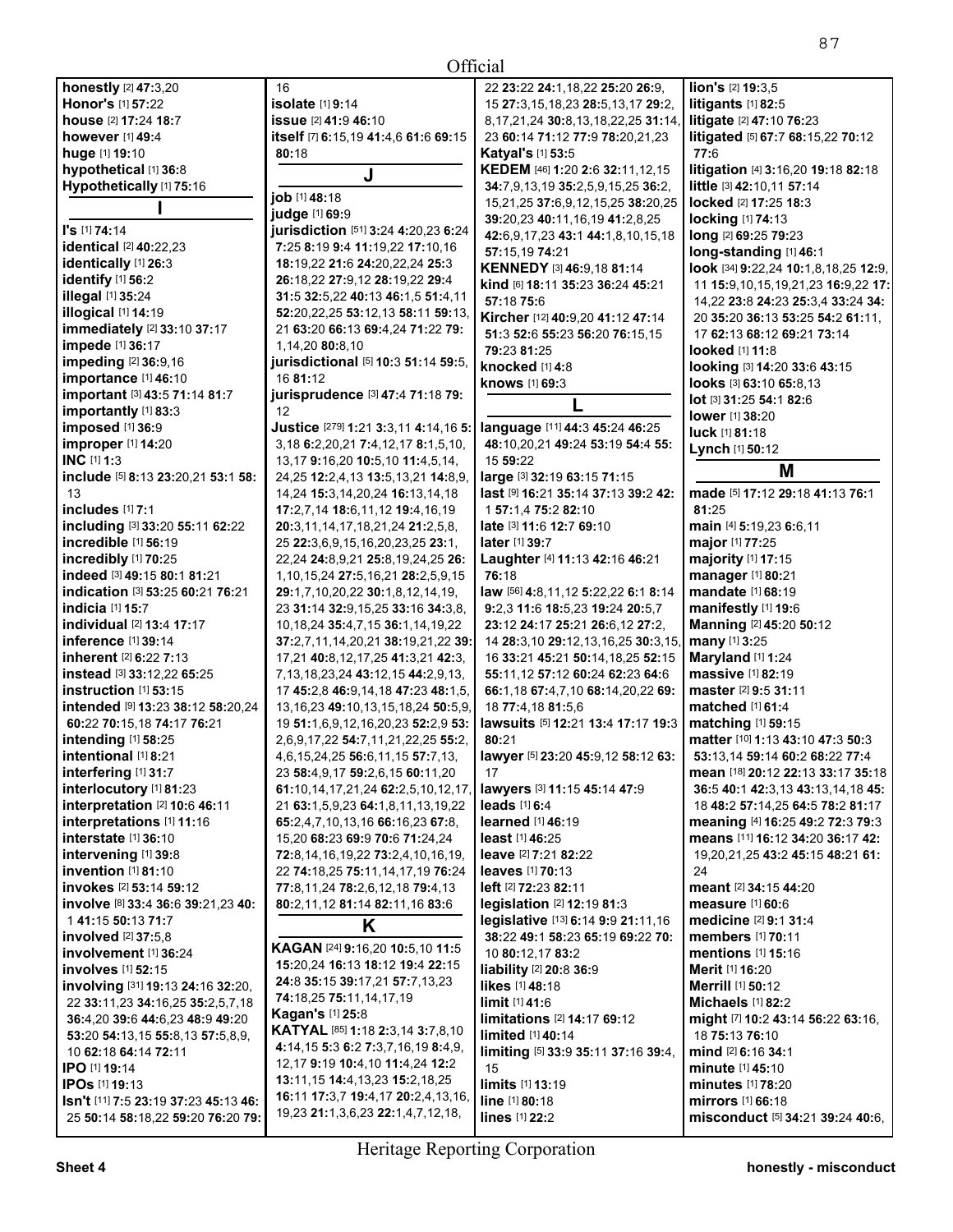Official

**honestly** [2] **47:**3,20
**Honor's** [1] **57:**22
**house** [2] **17:**24 **18:**7
**however** [1] **49:**4
**huge** [1] **19:**10
**hypothetical** [1] **36:**8
**Hypothetically** [1] **75:**16

## I

**I's** [1] **74:**14
**identical** [2] **40:**22,23
**identically** [1] **26:**3
**identify** [1] **56:**2
**illegal** [1] **35:**24
**illogical** [1] **14:**19
**immediately** [2] **33:**10 **37:**17
**impede** [1] **36:**17
**impeding** [2] **36:**9,16
**importance** [1] **46:**10
**important** [3] **43:**5 **71:**14 **81:**7
**importantly** [1] **83:**3
**imposed** [1] **36:**9
**improper** [1] **14:**20
**INC** [1] **1:**3
**include** [5] **8:**13 **23:**20,21 **53:**1 **58:**13
**includes** [1] **7:**1
**including** [3] **33:**20 **55:**11 **62:**22
**incredible** [1] **56:**19
**incredibly** [1] **70:**25
**indeed** [3] **49:**15 **80:**1 **81:**21
**indication** [3] **53:**25 **60:**21 **76:**21
**indicia** [1] **15:**7
**individual** [2] **13:**4 **17:**17
**inference** [1] **39:**14
**inherent** [2] **6:**22 **7:**13
**instead** [3] **33:**12,22 **65:**25
**instruction** [1] **53:**15
**intended** [9] **13:**23 **38:**12 **58:**20,24 **60:**22 **70:**15,18 **74:**17 **76:**21
**intending** [1] **58:**25
**intentional** [1] **8:**21
**interfering** [1] **31:**7
**interlocutory** [1] **81:**23
**interpretation** [2] **10:**6 **46:**11
**interpretations** [1] **11:**16
**interstate** [1] **36:**10
**intervening** [1] **39:**8
**invention** [1] **81:**10
**invokes** [2] **53:**14 **59:**12
**involve** [8] **33:**4 **36:**6 **39:**21,23 **40:**1 **41:**15 **50:**13 **71:**7
**involved** [2] **37:**5,8
**involvement** [1] **36:**24
**involves** [1] **52:**15
**involving** [31] **19:**13 **24:**16 **32:**20,22 **33:**11,23 **34:**16,25 **35:**2,5,7,18 **36:**4,20 **39:**6 **44:**6,23 **48:**9 **49:**20 **53:**20 **54:**13,15 **55:**8,13 **57:**5,8,9,10 **62:**18 **64:**14 **72:**11
**IPO** [1] **19:**14
**IPOs** [1] **19:**13
**Isn't** [11] **7:**5 **23:**19 **37:**23 **45:**13 **46:**25 **50:**14 **58:**18,22 **59:**20 **76:**20 **79:**16
**isolate** [1] **9:**14
**issue** [2] **41:**9 **46:**10
**itself** [7] **6:**15,19 **41:**4,6 **61:**6 **69:**15 **80:**18

## J

**job** [1] **48:**18
**judge** [1] **69:**9
**jurisdiction** [51] **3:**24 **4:**20,23 **6:**24 **7:**25 **8:**19 **9:**4 **11:**19,22 **17:**10,16 **18:**19,22 **21:**6 **24:**20,22,24 **25:**3 **26:**18,22 **27:**9,12 **28:**19,22 **29:**4 **31:**5 **32:**5,22 **40:**13 **46:**1,5 **51:**4,11 **52:**20,22,25 **53:**12,13 **58:**11 **59:**13,21 **63:**20 **66:**13 **69:**4,24 **71:**22 **79:**1,14,20 **80:**8,10
**jurisdictional** [5] **10:**3 **51:**14 **59:**5,16 **81:**12
**jurisprudence** [3] **47:**4 **71:**18 **79:**12
**Justice** [279] **1:**21 **3:**3,11 **4:**14,16 **5:**3,18 **6:**2,20,21 **7:**4,12,17 **8:**1,5,10,13,17 **9:**16,20 **10:**5,10 **11:**4,5,14,24,25 **12:**2,4,13 **13:**5,13,21 **14:**8,9,14,24 **15:**3,14,20,24 **16:**13,14,18 **17:**2,7,14 **18:**6,11,12 **19:**4,16,19 **20:**3,11,14,17,18,21,24 **21:**2,5,8,25 **22:**3,6,9,15,16,20,23,25 **23:**1,22,24 **24:**8,9,21 **25:**8,19,24,25 **26:**1,10,15,24 **27:**5,16,21 **28:**2,5,9,15 **29:**1,7,10,20,22 **30:**1,8,12,14,19,23 **31:**14 **32:**9,15,25 **33:**16 **34:**3,8,10,18,24 **35:**4,7,15 **36:**1,14,19,22 **37:**2,7,11,14,20,21 **38:**19,21,22 **39:**17,21 **40:**8,12,17,25 **41:**3,21 **42:**3,7,13,18,23,24 **43:**12,15 **44:**2,9,13,17 **45:**2,8 **46:**9,14,18 **47:**23 **48:**1,5,13,16,23 **49:**10,13,15,18,24 **50:**5,9,19 **51:**1,6,9,12,16,20,23 **52:**2,9 **53:**2,6,9,17,22 **54:**7,11,21,22,24 **55:**2,4,6,15,24,25 **56:**6,11,15 **57:**7,13,23 **58:**4,9,17 **59:**2,6,15 **60:**11,20 **61:**10,14,17,21,24 **62:**2,5,10,12,17,21 **63:**1,5,9,23 **64:**1,8,11,13,19,22 **65:**2,4,7,10,13,16 **66:**16,23 **67:**8,15,20 **68:**23 **69:**9 **70:**6 **71:**24,24 **72:**8,14,16,19,22 **73:**2,4,10,16,19,22 **74:**18,25 **75:**11,14,17,19 **76:**24 **77:**8,11,24 **78:**2,6,12,18 **79:**4,13 **80:**2,11,12 **81:**14 **82:**11,16 **83:**6

## K

**KAGAN** [24] **9:**16,20 **10:**5,10 **11:**5 **15:**20,24 **16:**13 **18:**12 **19:**4 **22:**15 **24:**8 **35:**15 **39:**17,21 **57:**7,13,23 **74:**18,25 **75:**11,14,17,19
**Kagan's** [1] **25:**8
**KATYAL** [85] **1:**18 **2:**3,14 **3:**7,8,10 **4:**14,15 **5:**3 **6:**2 **7:**3,7,16,19 **8:**4,9,12,17 **9:**19 **10:**4,10 **11:**4,24 **12:**2 **13:**11,15 **14:**4,13,23 **15:**2,18,25 **16:**11 **17:**3,7 **19:**4,17 **20:**2,4,13,16,19,23 **21:**1,3,6,23 **22:**1,4,7,12,18,22 **23:**22 **24:**1,18,22 **25:**20 **26:**9,15 **27:**3,15,18,23 **28:**5,13,17 **29:**2,8,17,21,24 **30:**8,13,18,22,25 **31:**14,23 **60:**14 **71:**12 **77:**9 **78:**20,21,23
**Katyal's** [1] **53:**5
**KEDEM** [46] **1:**20 **2:**6 **32:**11,12,15 **34:**7,9,13,19 **35:**2,5,9,15,25 **36:**2,15,21,25 **37:**6,9,12,15,25 **38:**20,25 **39:**20,23 **40:**11,16,19 **41:**2,8,25 **42:**6,9,17,23 **43:**1 **44:**1,8,10,15,18 **57:**15,19 **74:**21
**KENNEDY** [3] **46:**9,18 **81:**14
**kind** [6] **18:**11 **35:**23 **36:**24 **45:**21 **57:**18 **75:**6
**Kircher** [12] **40:**9,20 **41:**12 **47:**14 **51:**3 **52:**6 **55:**23 **56:**20 **76:**15,15 **79:**23 **81:**25
**knocked** [1] **4:**8
**knows** [1] **69:**3

## L

**language** [11] **44:**3 **45:**24 **46:**25 **48:**10,20,21 **49:**24 **53:**19 **54:**4 **55:**15 **59:**22
**large** [3] **32:**19 **63:**15 **71:**15
**last** [9] **16:**21 **35:**14 **37:**13 **39:**2 **42:**1 **57:**1,4 **75:**2 **82:**10
**late** [3] **11:**6 **12:**7 **69:**10
**later** [1] **39:**7
**Laughter** [4] **11:**13 **42:**16 **46:**21 **76:**18
**law** [56] **4:**8,11,12 **5:**22,22 **6:**1 **8:**14 **9:**2,3 **11:**6 **18:**5,23 **19:**24 **20:**5,7 **23:**12 **24:**17 **25:**21 **26:**6,12 **27:**2,14 **28:**3,10 **29:**12,13,16,25 **30:**3,15,16 **33:**21 **45:**21 **50:**14,18,25 **52:**15 **55:**11,12 **57:**12 **60:**24 **62:**23 **64:**6 **66:**1,18 **67:**4,7,10 **68:**14,20,22 **69:**18 **77:**4,18 **81:**5,6
**lawsuits** [5] **12:**21 **13:**4 **17:**17 **19:**3 **80:**21
**lawyer** [5] **23:**20 **45:**9,12 **58:**12 **63:**17
**lawyers** [3] **11:**15 **45:**14 **47:**9
**leads** [1] **6:**4
**learned** [1] **46:**19
**least** [1] **46:**25
**leave** [2] **7:**21 **82:**22
**leaves** [1] **70:**13
**left** [2] **72:**23 **82:**11
**legislation** [2] **12:**19 **81:**3
**legislative** [13] **6:**14 **9:**9 **21:**11,16 **38:**22 **49:**1 **58:**23 **65:**19 **69:**22 **70:**10 **80:**12,17 **83:**2
**liability** [2] **20:**8 **36:**9
**likes** [1] **48:**18
**limit** [1] **41:**6
**limitations** [2] **14:**17 **69:**12
**limited** [1] **40:**14
**limiting** [5] **33:**9 **35:**11 **37:**16 **39:**4,15
**limits** [1] **13:**19
**line** [1] **80:**18
**lines** [1] **22:**2
**lion's** [2] **19:**3,5
**litigants** [1] **82:**5
**litigate** [2] **47:**10 **76:**23
**litigated** [5] **67:**7 **68:**15,22 **70:**12 **77:**6
**litigation** [4] **3:**16,20 **19:**18 **82:**18
**little** [3] **42:**10,11 **57:**14
**locked** [2] **17:**25 **18:**3
**locking** [1] **74:**13
**long** [2] **69:**25 **79:**23
**long-standing** [1] **46:**1
**look** [34] **9:**22,24 **10:**1,8,18,25 **12:**9,11 **15:**9,10,15,19,21,23 **16:**9,22 **17:**14,22 **23:**8 **24:**23 **25:**3,4 **33:**24 **34:**20 **35:**20 **36:**13 **53:**25 **54:**2 **61:**11,17 **62:**13 **68:**12 **69:**21 **73:**14
**looked** [1] **11:**8
**looking** [3] **14:**20 **33:**6 **43:**15
**looks** [3] **63:**10 **65:**8,13
**lot** [3] **31:**25 **54:**1 **82:**6
**lower** [1] **38:**20
**luck** [1] **81:**18
**Lynch** [1] **50:**12

## M

**made** [5] **17:**12 **29:**18 **41:**13 **76:**1 **81:**25
**main** [4] **5:**19,23 **6:**6,11
**major** [1] **77:**25
**majority** [1] **17:**15
**manager** [1] **80:**21
**mandate** [1] **68:**19
**manifestly** [1] **19:**6
**Manning** [2] **45:**20 **50:**12
**many** [1] **3:**25
**Maryland** [1] **1:**24
**massive** [1] **82:**19
**master** [2] **9:**5 **31:**11
**matched** [1] **61:**4
**matching** [1] **59:**15
**matter** [10] **1:**13 **43:**10 **47:**3 **50:**3 **53:**13,14 **59:**14 **60:**2 **68:**22 **77:**4
**mean** [18] **20:**12 **22:**13 **33:**17 **35:**18 **36:**5 **40:**1 **42:**3,13 **43:**13,14,18 **45:**18 **48:**2 **57:**14,25 **64:**5 **78:**2 **81:**17
**meaning** [4] **16:**25 **49:**2 **72:**3 **79:**3
**means** [11] **16:**12 **34:**20 **36:**17 **42:**19,20,21,25 **43:**2 **45:**15 **48:**21 **61:**24
**meant** [2] **34:**15 **44:**20
**measure** [1] **60:**6
**medicine** [2] **9:**1 **31:**4
**members** [1] **70:**11
**mentions** [1] **15:**16
**Merit** [1] **16:**20
**Merrill** [1] **50:**12
**Michaels** [1] **82:**2
**might** [7] **10:**2 **43:**14 **56:**22 **63:**16,18 **75:**13 **76:**10
**mind** [2] **6:**16 **34:**1
**minute** [1] **45:**10
**minutes** [1] **78:**20
**mirrors** [1] **66:**18
**misconduct** [5] **34:**21 **39:**24 **40:**6,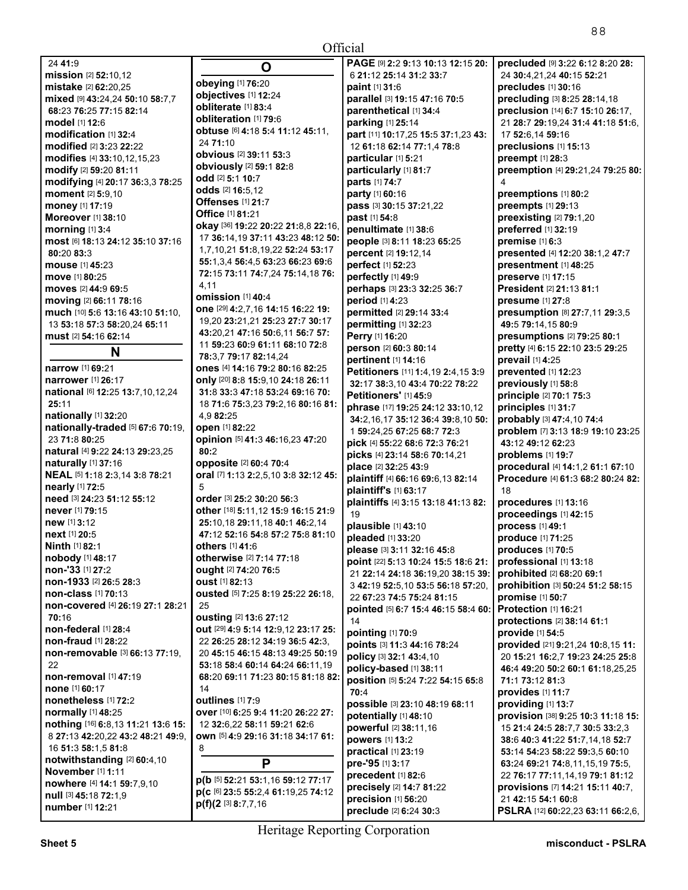24 **41:**9
**mission** [2] **52:**10,12
**mistake** [2] **62:**20,25
**mixed** [9] **43:**24,24 **50:**10 **58:**7,7 **68:**23 **76:**25 **77:**15 **82:**14
**model** [1] **12:**6
**modification** [1] **32:**4
**modified** [2] **3:**23 **22:**22
**modifies** [4] **33:**10,12,15,23
**modify** [2] **59:**20 **81:**11
**modifying** [4] **20:**17 **36:**3,3 **78:**25
**moment** [2] **5:**9,10
**money** [1] **17:**19
**Moreover** [1] **38:**10
**morning** [1] **3:**4
**most** [6] **18:**13 **24:**12 **35:**10 **37:**16 **80:**20 **83:**3
**mouse** [1] **45:**23
**move** [1] **80:**25
**moves** [2] **44:**9 **69:**5
**moving** [2] **66:**11 **78:**16
**much** [10] **5:**6 **13:**16 **43:**10 **51:**10, 13 **53:**18 **57:**3 **58:**20,24 **65:**11
**must** [2] **54:**16 **62:**14

## N

**narrow** [1] **69:**21
**narrower** [1] **26:**17
**national** [6] **12:**25 **13:**7,10,12,24 **25:**11
**nationally** [1] **32:**20
**nationally-traded** [5] **67:**6 **70:**19, 23 **71:**8 **80:**25
**natural** [4] **9:**22 **24:**13 **29:**23,25
**naturally** [1] **37:**16
**NEAL** [5] **1:**18 **2:**3,14 **3:**8 **78:**21
**nearly** [1] **72:**5
**need** [3] **24:**23 **51:**12 **55:**12
**never** [1] **79:**15
**new** [1] **3:**12
**next** [1] **20:**5
**Ninth** [1] **82:**1
**nobody** [1] **48:**17
**non-'33** [1] **27:**2
**non-1933** [2] **26:**5 **28:**3
**non-class** [1] **70:**13
**non-covered** [4] **26:**19 **27:**1 **28:**21 **70:**16
**non-federal** [1] **28:**4
**non-fraud** [1] **28:**22
**non-removable** [3] **66:**13 **77:**19, 22
**non-removal** [1] **47:**19
**none** [1] **60:**17
**nonetheless** [1] **72:**2
**normally** [1] **48:**25
**nothing** [16] **6:**8,13 **11:**21 **13:**6 **15:**8 **27:**13 **42:**20,22 **43:**2 **48:**21 **49:**9, 16 **51:**3 **58:**1,5 **81:**8
**notwithstanding** [2] **60:**4,10
**November** [1] **1:**11
**nowhere** [4] **14:**1 **59:**7,9,10
**null** [3] **45:**18 **72:**1,9
**number** [1] **12:**21

## O

**obeying** [1] **76:**20
**objectives** [1] **12:**24
**obliterate** [1] **83:**4
**obliteration** [1] **79:**6
**obtuse** [6] **4:**18 **5:**4 **11:**12 **45:**11, 24 **71:**10
**obvious** [2] **39:**11 **53:**3
**obviously** [2] **59:**1 **82:**8
**odd** [2] **5:**1 **10:**7
**odds** [2] **16:**5,12
**Offenses** [1] **21:**7
**Office** [1] **81:**21
**okay** [36] **19:**22 **20:**22 **21:**8,8 **22:**16, 17 **36:**14,19 **37:**11 **43:**23 **48:**12 **50:**1,7,10,21 **51:**8,19,22 **52:**24 **53:**17 **55:**1,3,4 **56:**4,5 **63:**23 **66:**23 **69:**6 **72:**15 **73:**11 **74:**7,24 **75:**14,18 **76:**4,11
**omission** [1] **40:**4
**one** [29] **4:**2,7,16 **14:**15 **16:**22 **19:**19,20 **23:**21,21 **25:**23 **27:**7 **30:**17 **43:**20,21 **47:**16 **50:**6,11 **56:**7 **57:**11 **59:**23 **60:**9 **61:**11 **68:**10 **72:**8 **78:**3,7 **79:**17 **82:**14,24
**ones** [4] **14:**16 **79:**2 **80:**16 **82:**25
**only** [20] **8:**8 **15:**9,10 **24:**18 **26:**11 **31:**8 **33:**3 **47:**18 **53:**24 **69:**16 **70:**18 **71:**6 **75:**3,23 **79:**2,16 **80:**16 **81:**4,9 **82:**25
**open** [1] **82:**22
**opinion** [5] **41:**3 **46:**16,23 **47:**20 **80:**2
**opposite** [2] **60:**4 **70:**4
**oral** [7] **1:**13 **2:**2,5,10 **3:**8 **32:**12 **45:**5
**order** [3] **25:**2 **30:**20 **56:**3
**other** [18] **5:**11,12 **15:**9 **16:**15 **21:**9 **25:**10,18 **29:**11,18 **40:**1 **46:**2,14 **47:**12 **52:**16 **54:**8 **57:**2 **75:**8 **81:**10
**others** [1] **41:**6
**otherwise** [2] **7:**14 **77:**18
**ought** [2] **74:**20 **76:**5
**oust** [1] **82:**13
**ousted** [5] **7:**25 **8:**19 **25:**22 **26:**18, 25
**ousting** [2] **13:**6 **27:**12
**out** [29] **4:**9 **5:**14 **12:**9,12 **23:**17 **25:**22 **26:**25 **28:**12 **34:**19 **36:**5 **42:**3, 20 **45:**15 **46:**15 **48:**13 **49:**25 **50:**19 **53:**18 **58:**4 **60:**14 **64:**24 **66:**11,19 **68:**20 **69:**11 **71:**23 **80:**15 **81:**18 **82:**14
**outlines** [1] **7:**9
**over** [10] **6:**25 **9:**4 **11:**20 **26:**22 **27:**12 **32:**6,22 **58:**11 **59:**21 **62:**6
**own** [5] **4:**9 **29:**16 **31:**18 **34:**17 **61:**8

## P

**p(b** [5] **52:**21 **53:**1,16 **59:**12 **77:**17
**p(c** [6] **23:**5 **55:**2,4 **61:**19,25 **74:**12
**p(f)(2** [3] **8:**7,7,16
**PAGE** [9] **2:**2 **9:**13 **10:**13 **12:**15 **20:**6 **21:**12 **25:**14 **31:**2 **33:**7
**paint** [1] **31:**6
**parallel** [3] **19:**15 **47:**16 **70:**5
**parenthetical** [1] **34:**4
**parking** [1] **25:**14
**part** [11] **10:**17,25 **15:**5 **37:**1,23 **43:**12 **61:**18 **62:**14 **77:**1,4 **78:**8
**particular** [1] **5:**21
**particularly** [1] **81:**7
**parts** [1] **74:**7
**party** [1] **60:**16
**pass** [3] **30:**15 **37:**21,22
**past** [1] **54:**8
**penultimate** [1] **38:**6
**people** [3] **8:**11 **18:**23 **65:**25
**percent** [2] **19:**12,14
**perfect** [1] **52:**23
**perfectly** [1] **49:**9
**perhaps** [3] **23:**3 **32:**25 **36:**7
**period** [1] **4:**23
**permitted** [2] **29:**14 **33:**4
**permitting** [1] **32:**23
**Perry** [1] **16:**20
**person** [2] **60:**3 **80:**14
**pertinent** [1] **14:**16
**Petitioners** [11] **1:**4,19 **2:**4,15 **3:**9 **32:**17 **38:**3,10 **43:**4 **70:**22 **78:**22
**Petitioners'** [1] **45:**9
**phrase** [17] **19:**25 **24:**12 **33:**10,12 **34:**2,16,17 **35:**12 **36:**4 **39:**8,10 **50:**1 **59:**24,25 **67:**25 **68:**7 **72:**3
**pick** [4] **55:**22 **68:**6 **72:**3 **76:**21
**picks** [4] **23:**14 **58:**6 **70:**14,21
**place** [2] **32:**25 **43:**9
**plaintiff** [4] **66:**16 **69:**6,13 **82:**14
**plaintiff's** [1] **63:**17
**plaintiffs** [4] **3:**15 **13:**18 **41:**13 **82:**19
**plausible** [1] **43:**10
**pleaded** [1] **33:**20
**please** [3] **3:**11 **32:**16 **45:**8
**point** [22] **5:**13 **10:**24 **15:**5 **18:**6 **21:**21 **22:**14 **24:**18 **36:**19,20 **38:**15 **39:**3 **42:**19 **52:**5,10 **53:**5 **56:**18 **57:**20, 22 **67:**23 **74:**5 **75:**24 **81:**15
**pointed** [5] **6:**7 **15:**4 **46:**15 **58:**4 **60:**14
**pointing** [1] **70:**9
**points** [3] **11:**3 **44:**16 **78:**24
**policy** [3] **32:**1 **43:**4,10
**policy-based** [1] **38:**11
**position** [5] **5:**24 **7:**22 **54:**15 **65:**8 **70:**4
**possible** [3] **23:**10 **48:**19 **68:**11
**potentially** [1] **48:**10
**powerful** [2] **38:**11,16
**powers** [1] **13:**2
**practical** [1] **23:**19
**pre-'95** [1] **3:**17
**precedent** [1] **82:**6
**precisely** [2] **14:**7 **81:**22
**precision** [1] **56:**20
**preclude** [2] **6:**24 **30:**3
**precluded** [9] **3:**22 **6:**12 **8:**20 **28:**24 **30:**4,21,24 **40:**15 **52:**21
**precludes** [1] **30:**16
**precluding** [3] **8:**25 **28:**14,18
**preclusion** [14] **6:**7 **15:**10 **26:**17, 21 **28:**7 **29:**19,24 **31:**4 **41:**18 **51:**6, 17 **52:**6,14 **59:**16
**preclusions** [1] **15:**13
**preempt** [1] **28:**3
**preemption** [4] **29:**21,24 **79:**25 **80:**4
**preemptions** [1] **80:**2
**preempts** [1] **29:**13
**preexisting** [2] **79:**1,20
**preferred** [1] **32:**19
**premise** [1] **6:**3
**presented** [4] **12:**20 **38:**1,2 **47:**7
**presentment** [1] **48:**25
**preserve** [1] **17:**15
**President** [2] **21:**13 **81:**1
**presume** [1] **27:**8
**presumption** [8] **27:**7,11 **29:**3,5 **49:**5 **79:**14,15 **80:**9
**presumptions** [2] **79:**25 **80:**1
**pretty** [4] **6:**15 **22:**10 **23:**5 **29:**25
**prevail** [1] **4:**25
**prevented** [1] **12:**23
**previously** [1] **58:**8
**principle** [2] **70:**1 **75:**3
**principles** [1] **31:**7
**probably** [3] **47:**4,10 **74:**4
**problem** [7] **3:**13 **18:**9 **19:**10 **23:**25 **43:**12 **49:**12 **62:**23
**problems** [1] **19:**7
**procedural** [4] **14:**1,2 **61:**1 **67:**10
**Procedure** [4] **61:**3 **68:**2 **80:**24 **82:**18
**procedures** [1] **13:**16
**proceedings** [1] **42:**15
**process** [1] **49:**1
**produce** [1] **71:**25
**produces** [1] **70:**5
**professional** [1] **13:**18
**prohibited** [2] **68:**20 **69:**1
**prohibition** [3] **50:**24 **51:**2 **58:**15
**promise** [1] **50:**7
**Protection** [1] **16:**21
**protections** [2] **38:**14 **61:**1
**provide** [1] **54:**5
**provided** [21] **9:**21,24 **10:**8,15 **11:**20 **15:**21 **16:**2,7 **19:**23 **24:**25 **25:**8 **46:**4 **49:**20 **50:**2 **60:**1 **61:**18,25,25 **71:**1 **73:**12 **81:**3
**provides** [1] **11:**7
**providing** [1] **13:**7
**provision** [38] **9:**25 **10:**3 **11:**18 **15:**15 **21:**4 **24:**5 **28:**7,7 **30:**5 **33:**2,3 **38:**6 **40:**3 **41:**22 **51:**7,14,18 **52:**7 **53:**14 **54:**23 **58:**22 **59:**3,5 **60:**10 **63:**24 **69:**21 **74:**8,11,15,19 **75:**5, 22 **76:**17 **77:**11,14,19 **79:**1 **81:**12
**provisions** [7] **14:**21 **15:**11 **40:**7, 21 **42:**15 **54:**1 **60:**8
**PSLRA** [12] **60:**22,23 **63:**11 **66:**2,6,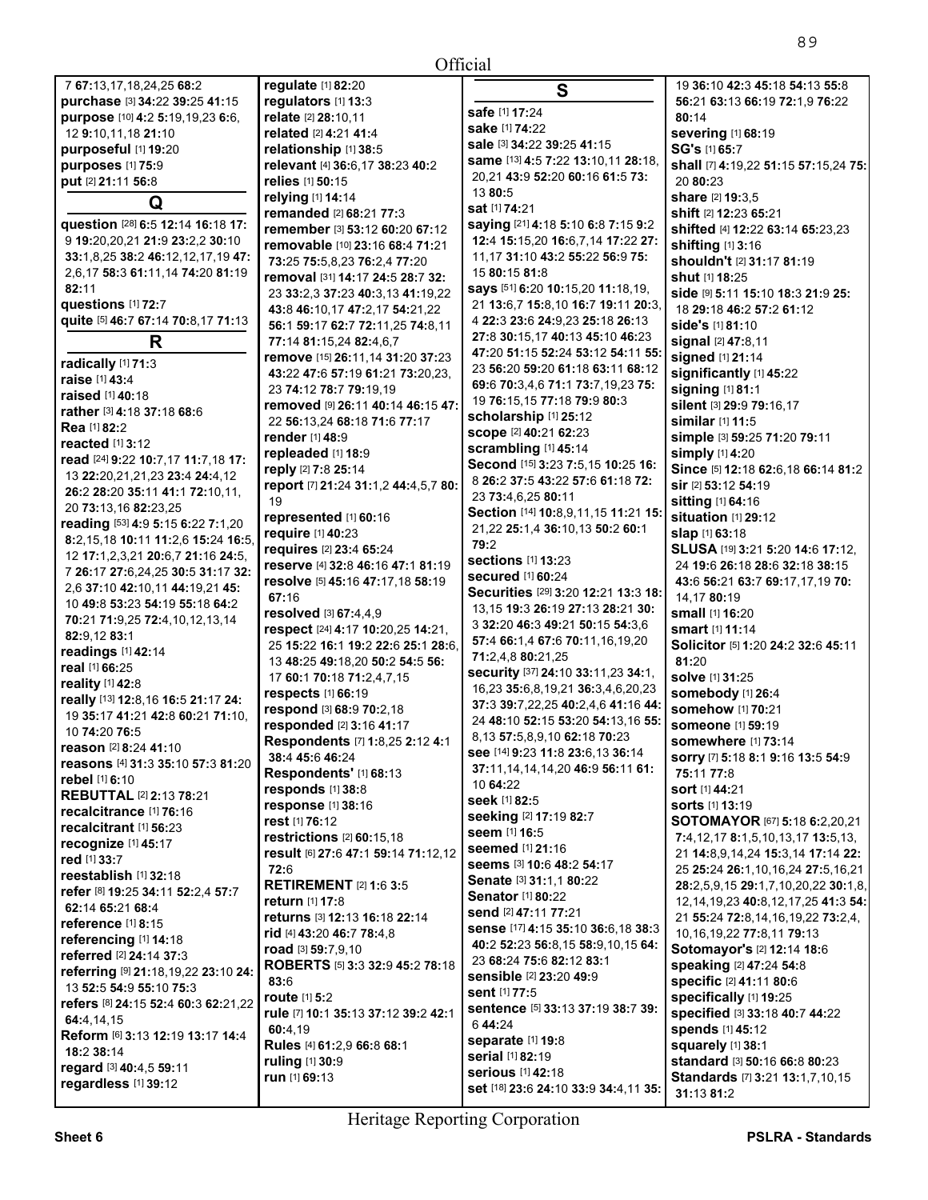Official

7 **67:**13,17,18,24,25 **68:**2
**purchase** [3] **34:**22 **39:**25 **41:**15
**purpose** [10] **4:**2 **5:**19,19,23 **6:**6, 12 **9:**10,11,18 **21:**10
**purposeful** [1] **19:**20
**purposes** [1] **75:**9
**put** [2] **21:**11 **56:**8

## Q

**question** [28] **6:**5 **12:**14 **16:**18 **17:** 9 **19:**20,20,21 **21:**9 **23:**2,2 **30:**10 **33:**1,8,25 **38:**2 **46:**12,12,17,19 **47:** 2,6,17 **58:**3 **61:**11,14 **74:**20 **81:**19 **82:**11
**questions** [1] **72:**7
**quite** [5] **46:**7 **67:**14 **70:**8,17 **71:**13

## R

**radically** [1] **71:**3
**raise** [1] **43:**4
**raised** [1] **40:**18
**rather** [3] **4:**18 **37:**18 **68:**6
**Rea** [1] **82:**2
**reacted** [1] **3:**12
**read** [24] **9:**22 **10:**7,17 **11:**7,18 **17:** 13 **22:**20,21,21,23 **23:**4 **24:**4,12 **26:**2 **28:**20 **35:**11 **41:**1 **72:**10,11, 20 **73:**13,16 **82:**23,25
**reading** [53] **4:**9 **5:**15 **6:**22 **7:**1,20 **8:**2,15,18 **10:**11 **11:**2,6 **15:**24 **16:**5, 12 **17:**1,2,3,21 **20:**6,7 **21:**16 **24:**5, 7 **26:**17 **27:**6,24,25 **30:**5 **31:**17 **32:** 2,6 **37:**10 **42:**10,11 **44:**19,21 **45:** 10 **49:**8 **53:**23 **54:**19 **55:**18 **64:**2 **70:**21 **71:**9,25 **72:**4,10,12,13,14 **82:**9,12 **83:**1
**readings** [1] **42:**14
**real** [1] **66:**25
**reality** [1] **42:**8
**really** [13] **12:**8,16 **16:**5 **21:**17 **24:** 19 **35:**17 **41:**21 **42:**8 **60:**21 **71:**10, 10 **74:**20 **76:**5
**reason** [2] **8:**24 **41:**10
**reasons** [4] **31:**3 **35:**10 **57:**3 **81:**20
**rebel** [1] **6:**10
**REBUTTAL** [2] **2:**13 **78:**21
**recalcitrance** [1] **76:**16
**recalcitrant** [1] **56:**23
**recognize** [1] **45:**17
**red** [1] **33:**7
**reestablish** [1] **32:**18
**refer** [8] **19:**25 **34:**11 **52:**2,4 **57:**7 **62:**14 **65:**21 **68:**4
**reference** [1] **8:**15
**referencing** [1] **14:**18
**referred** [2] **24:**14 **37:**3
**referring** [9] **21:**18,19,22 **23:**10 **24:** 13 **52:**5 **54:**9 **55:**10 **75:**3
**refers** [8] **24:**15 **52:**4 **60:**3 **62:**21,22 **64:**4,14,15
**Reform** [6] **3:**13 **12:**19 **13:**17 **14:**4 **18:**2 **38:**14
**regard** [3] **40:**4,5 **59:**11
**regardless** [1] **39:**12
**regulate** [1] **82:**20
**regulators** [1] **13:**3
**relate** [2] **28:**10,11
**related** [2] **4:**21 **41:**4
**relationship** [1] **38:**5
**relevant** [4] **36:**6,17 **38:**23 **40:**2
**relies** [1] **50:**15
**relying** [1] **14:**14
**remanded** [2] **68:**21 **77:**3
**remember** [3] **53:**12 **60:**20 **67:**12
**removable** [10] **23:**16 **68:**4 **71:**21 **73:**25 **75:**5,8,23 **76:**2,4 **77:**20
**removal** [31] **14:**17 **24:**5 **28:**7 **32:** 23 **33:**2,3 **37:**23 **40:**3,13 **41:**19,22 **43:**8 **46:**10,17 **47:**2,17 **54:**21,22 **56:**1 **59:**17 **62:**7 **72:**11,25 **74:**8,11 **77:**14 **81:**15,24 **82:**4,6,7
**remove** [15] **26:**11,14 **31:**20 **37:**23 **43:**22 **47:**6 **57:**19 **61:**21 **73:**20,23, 23 **74:**12 **78:**7 **79:**19,19
**removed** [9] **26:**11 **40:**14 **46:**15 **47:** 22 **56:**13,24 **68:**18 **71:**6 **77:**17
**render** [1] **48:**9
**repleaded** [1] **18:**9
**reply** [2] **7:**8 **25:**14
**report** [7] **21:**24 **31:**1,2 **44:**4,5,7 **80:** 19
**represented** [1] **60:**16
**require** [1] **40:**23
**requires** [2] **23:**4 **65:**24
**reserve** [4] **32:**8 **46:**16 **47:**1 **81:**19
**resolve** [5] **45:**16 **47:**17,18 **58:**19 **67:**16
**resolved** [3] **67:**4,4,9
**respect** [24] **4:**17 **10:**20,25 **14:**21, 25 **15:**22 **16:**1 **19:**2 **22:**6 **25:**1 **28:**6, 13 **48:**25 **49:**18,20 **50:**2 **54:**5 **56:** 17 **60:**1 **70:**18 **71:**2,4,7,15
**respects** [1] **66:**19
**respond** [3] **68:**9 **70:**2,18
**responded** [2] **3:**16 **41:**17
**Respondents** [7] **1:**8,25 **2:**12 **4:**1 **38:**4 **45:**6 **46:**24
**Respondents'** [1] **68:**13
**responds** [1] **38:**8
**response** [1] **38:**16
**rest** [1] **76:**12
**restrictions** [2] **60:**15,18
**result** [6] **27:**6 **47:**1 **59:**14 **71:**12,12 **72:**6
**RETIREMENT** [2] **1:**6 **3:**5
**return** [1] **17:**8
**returns** [3] **12:**13 **16:**18 **22:**14
**rid** [4] **43:**20 **46:**7 **78:**4,8
**road** [3] **59:**7,9,10
**ROBERTS** [5] **3:**3 **32:**9 **45:**2 **78:**18 **83:**6
**route** [1] **5:**2
**rule** [7] **10:**1 **35:**13 **37:**12 **39:**2 **42:**1 **60:**4,19
**Rules** [4] **61:**2,9 **66:**8 **68:**1
**ruling** [1] **30:**9
**run** [1] **69:**13

## S

**safe** [1] **17:**24
**sake** [1] **74:**22
**sale** [3] **34:**22 **39:**25 **41:**15
**same** [13] **4:**5 **7:**22 **13:**10,11 **28:**18, 20,21 **43:**9 **52:**20 **60:**16 **61:**5 **73:** 13 **80:**5
**sat** [1] **74:**21
**saying** [21] **4:**18 **5:**10 **6:**8 **7:**15 **9:**2 **12:**4 **15:**15,20 **16:**6,7,14 **17:**22 **27:** 11,17 **31:**10 **43:**2 **55:**22 **56:**9 **75:** 15 **80:**15 **81:**8
**says** [51] **6:**20 **10:**15,20 **11:**18,19, 21 **13:**6,7 **15:**8,10 **16:**7 **19:**11 **20:**3, 4 **22:**3 **23:**6 **24:**9,23 **25:**18 **26:**13 **27:**8 **30:**15,17 **40:**13 **45:**10 **46:**23 **47:**20 **51:**15 **52:**24 **53:**12 **54:**11 **55:** 23 **56:**20 **59:**20 **61:**18 **63:**11 **68:**12 **69:**6 **70:**3,4,6 **71:**1 **73:**7,19,23 **75:** 19 **76:**15,15 **77:**18 **79:**9 **80:**3
**scholarship** [1] **25:**12
**scope** [2] **40:**21 **62:**23
**scrambling** [1] **45:**14
**Second** [15] **3:**23 **7:**5,15 **10:**25 **16:** 8 **26:**3 **37:**5 **43:**22 **57:**6 **61:**18 **72:** 23 **73:**4,6,25 **80:**11
**Section** [14] **10:**8,9,11,15 **11:**21 **15:** 21,22 **25:**1,4 **36:**10,13 **50:**2 **60:**1 **79:**2
**sections** [1] **13:**23
**secured** [1] **60:**24
**Securities** [29] **3:**20 **12:**21 **13:**3 **18:** 13,15 **19:**3 **26:**19 **27:**13 **28:**21 **30:** 3 **32:**20 **46:**3 **49:**21 **50:**15 **54:**3,6 **57:**4 **66:**1,4 **67:**6 **70:**11,16,19,20 **71:**2,4,8 **80:**21,25
**security** [37] **24:**10 **33:**11,23 **34:**1, 16,23 **35:**6,8,19,21 **36:**3,4,6,20,23 **37:**3 **39:**7,22,25 **40:**2,4,6 **41:**16 **44:** 24 **48:**10 **52:**15 **53:**20 **54:**13,16 **55:** 8,13 **57:**5,8,9,10 **62:**18 **70:**23
**see** [14] **9:**23 **11:**8 **23:**6,13 **36:**14 **37:**11,14,14,14,20 **46:**9 **56:**11 **61:** 10 **64:**22
**seek** [1] **82:**5
**seeking** [2] **17:**19 **82:**7
**seem** [1] **16:**5
**seemed** [1] **21:**16
**seems** [3] **10:**6 **48:**2 **54:**17
**Senate** [3] **31:**1,1 **80:**22
**Senator** [1] **80:**22
**send** [2] **47:**11 **77:**21
**sense** [17] **4:**15 **35:**10 **36:**6,18 **38:**3 **40:**2 **52:**23 **56:**8,15 **58:**9,10,15 **64:** 23 **68:**24 **75:**6 **82:**13 **83:**1
**sensible** [2] **23:**20 **49:**9
**sent** [1] **77:**5
**sentence** [5] **33:**13 **37:**19 **38:**7 **39:** 6 **44:**24
**separate** [1] **19:**8
**serial** [1] **82:**19
**serious** [1] **42:**18
**set** [18] **23:**6 **24:**10 **33:**9 **34:**4,11 **35:** 19 **36:**10 **42:**3 **45:**18 **54:**13 **55:**8 **56:**21 **63:**13 **66:**19 **72:**1,9 **76:**22 **80:**14
**severing** [1] **68:**19
**SG's** [1] **65:**7
**shall** [7] **4:**19,22 **51:**15 **57:**15,24 **75:** 20 **80:**23
**share** [2] **19:**3,5
**shift** [2] **12:**23 **65:**21
**shifted** [4] **12:**22 **63:**14 **65:**23,23
**shifting** [1] **3:**16
**shouldn't** [2] **31:**17 **81:**19
**shut** [1] **18:**25
**side** [9] **5:**11 **15:**10 **18:**3 **21:**9 **25:** 18 **29:**18 **46:**2 **57:**2 **61:**12
**side's** [1] **81:**10
**signal** [2] **47:**8,11
**signed** [1] **21:**14
**significantly** [1] **45:**22
**signing** [1] **81:**1
**silent** [3] **29:**9 **79:**16,17
**similar** [1] **11:**5
**simple** [3] **59:**25 **71:**20 **79:**11
**simply** [1] **4:**20
**Since** [5] **12:**18 **62:**6,18 **66:**14 **81:**2
**sir** [2] **53:**12 **54:**19
**sitting** [1] **64:**16
**situation** [1] **29:**12
**slap** [1] **63:**18
**SLUSA** [19] **3:**21 **5:**20 **14:**6 **17:**12, 24 **19:**6 **26:**18 **28:**6 **32:**18 **38:**15 **43:**6 **56:**21 **63:**7 **69:**17,17,19 **70:** 14,17 **80:**19
**small** [1] **16:**20
**smart** [1] **11:**14
**Solicitor** [5] **1:**20 **24:**2 **32:**6 **45:**11 **81:**20
**solve** [1] **31:**25
**somebody** [1] **26:**4
**somehow** [1] **70:**21
**someone** [1] **59:**19
**somewhere** [1] **73:**14
**sorry** [7] **5:**18 **8:**1 **9:**16 **13:**5 **54:**9 **75:**11 **77:**8
**sort** [1] **44:**21
**sorts** [1] **13:**19
**SOTOMAYOR** [67] **5:**18 **6:**2,20,21 **7:**4,12,17 **8:**1,5,10,13,17 **13:**5,13, 21 **14:**8,9,14,24 **15:**3,14 **17:**14 **22:** 25 **25:**24 **26:**1,10,16,24 **27:**5,16,21 **28:**2,5,9,15 **29:**1,7,10,20,22 **30:**1,8, 12,14,19,23 **40:**8,12,17,25 **41:**3 **54:** 21 **55:**24 **72:**8,14,16,19,22 **73:**2,4, 10,16,19,22 **77:**8,11 **79:**13
**Sotomayor's** [2] **12:**14 **18:**6
**speaking** [2] **47:**24 **54:**8
**specific** [2] **41:**11 **80:**6
**specifically** [1] **19:**25
**specified** [3] **33:**18 **40:**7 **44:**22
**spends** [1] **45:**12
**squarely** [1] **38:**1
**standard** [3] **50:**16 **66:**8 **80:**23
**Standards** [7] **3:**21 **13:**1,7,10,15 **31:**13 **81:**2

Heritage Reporting Corporation

Sheet 6 PSLRA - Standards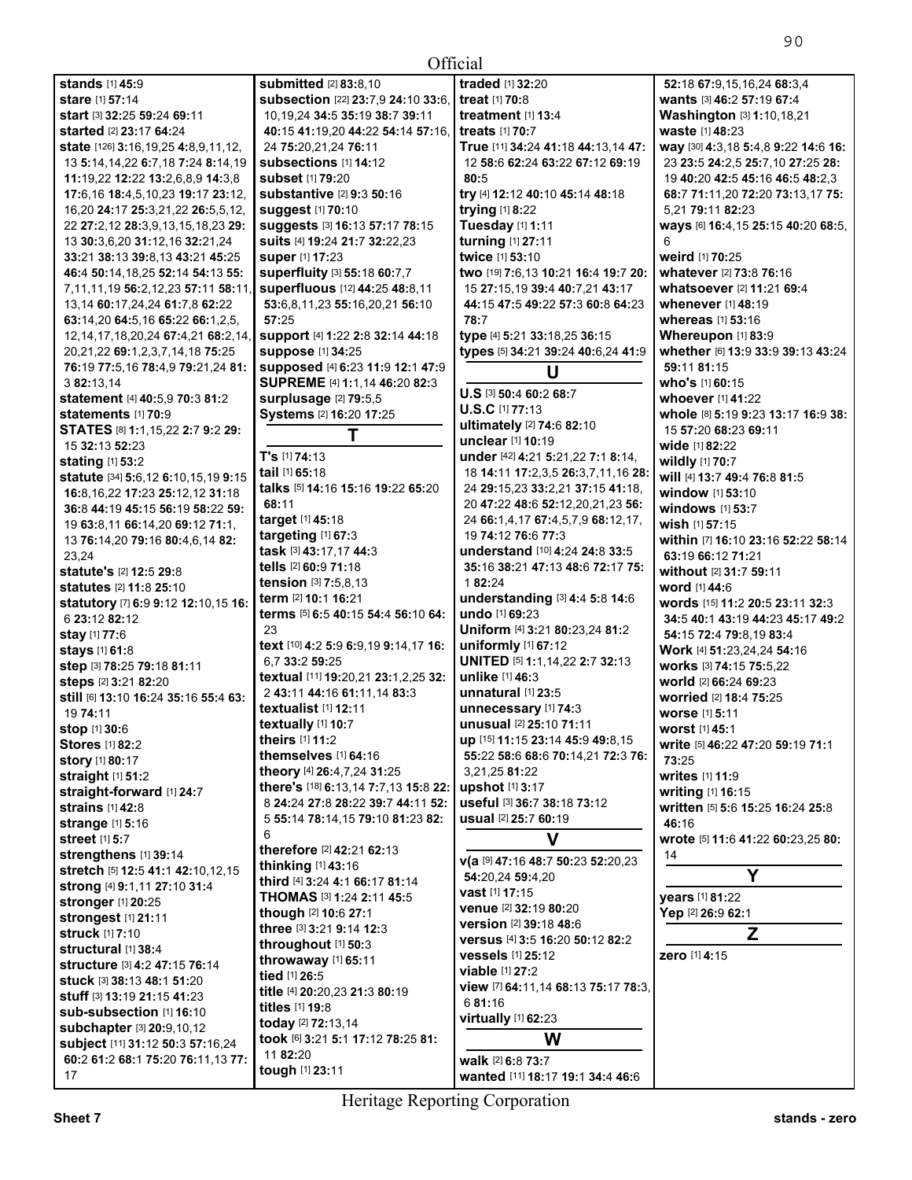Official

**stands** [1] **45:**9
**stare** [1] **57:**14
**start** [3] **32:**25 **59:**24 **69:**11
**started** [2] **23:**17 **64:**24
**state** [126] **3:**16,19,25 **4:**8,9,11,12, 13 **5:**14,14,22 **6:**7,18 **7:**24 **8:**14,19 **11:**19,22 **12:**22 **13:**2,6,8,9 **14:**3,8 **17:**6,16 **18:**4,5,10,23 **19:**17 **23:**12, 16,20 **24:**17 **25:**3,21,22 **26:**5,5,12, 22 **27:**2,12 **28:**3,9,13,15,18,23 **29:** 13 **30:**3,6,20 **31:**12,16 **32:**21,24 **33:**21 **38:**13 **39:**8,13 **43:**21 **45:**25 **46:**4 **50:**14,18,25 **52:**14 **54:**13 **55:** 7,11,11,19 **56:**2,12,23 **57:**11 **58:**11, 13,14 **60:**17,24,24 **61:**7,8 **62:**22 **63:**14,20 **64:**5,16 **65:**22 **66:**1,2,5, 12,14,17,18,20,24 **67:**4,21 **68:**2,14, 20,21,22 **69:**1,2,3,7,14,18 **75:**25 **76:**19 **77:**5,16 **78:**4,9 **79:**21,24 **81:** 3 **82:**13,14
**statement** [4] **40:**5,9 **70:**3 **81:**2
**statements** [1] **70:**9
**STATES** [8] **1:**1,15,22 **2:**7 **9:**2 **29:** 15 **32:**13 **52:**23
**stating** [1] **53:**2
**statute** [34] **5:**6,12 **6:**10,15,19 **9:**15 **16:**8,16,22 **17:**23 **25:**12,12 **31:**18 **36:**8 **44:**19 **45:**15 **56:**19 **58:**22 **59:** 19 **63:**8,11 **66:**14,20 **69:**12 **71:**1, 13 **76:**14,20 **79:**16 **80:**4,6,14 **82:** 23,24
**statute's** [2] **12:**5 **29:**8
**statutes** [2] **11:**8 **25:**10
**statutory** [7] **6:**9 **9:**12 **12:**10,15 **16:** 6 **23:**12 **82:**12
**stay** [1] **77:**6
**stays** [1] **61:**8
**step** [3] **78:**25 **79:**18 **81:**11
**steps** [2] **3:**21 **82:**20
**still** [6] **13:**10 **16:**24 **35:**16 **55:**4 **63:** 19 **74:**11
**stop** [1] **30:**6
**Stores** [1] **82:**2
**story** [1] **80:**17
**straight** [1] **51:**2
**straight-forward** [1] **24:**7
**strains** [1] **42:**8
**strange** [1] **5:**16
**street** [1] **5:**7
**strengthens** [1] **39:**14
**stretch** [5] **12:**5 **41:**1 **42:**10,12,15
**strong** [4] **9:**1,11 **27:**10 **31:**4
**stronger** [1] **20:**25
**strongest** [1] **21:**11
**struck** [1] **7:**10
**structural** [1] **38:**4
**structure** [3] **4:**2 **47:**15 **76:**14
**stuck** [3] **38:**13 **48:**1 **51:**20
**stuff** [3] **13:**19 **21:**15 **41:**23
**sub-subsection** [1] **16:**10
**subchapter** [3] **20:**9,10,12
**subject** [11] **31:**12 **50:**3 **57:**16,24 **60:**2 **61:**2 **68:**1 **75:**20 **76:**11,13 **77:** 17
**submitted** [2] **83:**8,10
**subsection** [22] **23:**7,9 **24:**10 **33:**6, 10,19,24 **34:**5 **35:**19 **38:**7 **39:**11 **40:**15 **41:**19,20 **44:**22 **54:**14 **57:**16, 24 **75:**20,21,24 **76:**11
**subsections** [1] **14:**12
**subset** [1] **79:**20
**substantive** [2] **9:**3 **50:**16
**suggest** [1] **70:**10
**suggests** [3] **16:**13 **57:**17 **78:**15
**suits** [4] **19:**24 **21:**7 **32:**22,23
**super** [1] **17:**23
**superfluity** [3] **55:**18 **60:**7,7
**superfluous** [12] **44:**25 **48:**8,11 **53:**6,8,11,23 **55:**16,20,21 **56:**10 **57:**25
**support** [4] **1:**22 **2:**8 **32:**14 **44:**18
**suppose** [1] **34:**25
**supposed** [4] **6:**23 **11:**9 **12:**1 **47:**9
**SUPREME** [4] **1:**1,14 **46:**20 **82:**3
**surplusage** [2] **79:**5,5
**Systems** [2] **16:**20 **17:**25

## T

**T's** [1] **74:**13
**tail** [1] **65:**18
**talks** [5] **14:**16 **15:**16 **19:**22 **65:**20 **68:**11
**target** [1] **45:**18
**targeting** [1] **67:**3
**task** [3] **43:**17,17 **44:**3
**tells** [2] **60:**9 **71:**18
**tension** [3] **7:**5,8,13
**term** [2] **10:**1 **16:**21
**terms** [5] **6:**5 **40:**15 **54:**4 **56:**10 **64:** 23
**text** [10] **4:**2 **5:**9 **6:**9,19 **9:**14,17 **16:** 6,7 **33:**2 **59:**25
**textual** [11] **19:**20,21 **23:**1,2,25 **32:** 2 **43:**11 **44:**16 **61:**11,14 **83:**3
**textualist** [1] **12:**11
**textually** [1] **10:**7
**theirs** [1] **11:**2
**themselves** [1] **64:**16
**theory** [4] **26:**4,7,24 **31:**25
**there's** [18] **6:**13,14 **7:**7,13 **15:**8 **22:** 8 **24:**24 **27:**8 **28:**22 **39:**7 **44:**11 **52:** 5 **55:**14 **78:**14,15 **79:**10 **81:**23 **82:** 6
**therefore** [2] **42:**21 **62:**13
**thinking** [1] **43:**16
**third** [4] **3:**24 **4:**1 **66:**17 **81:**14
**THOMAS** [3] **1:**24 **2:**11 **45:**5
**though** [2] **10:**6 **27:**1
**three** [3] **3:**21 **9:**14 **12:**3
**throughout** [1] **50:**3
**throwaway** [1] **65:**11
**tied** [1] **26:**5
**title** [4] **20:**20,23 **21:**3 **80:**19
**titles** [1] **19:**8
**today** [2] **72:**13,14
**took** [6] **3:**21 **5:**1 **17:**12 **78:**25 **81:** 11 **82:**20
**tough** [1] **23:**11
**traded** [1] **32:**20
**treat** [1] **70:**8
**treatment** [1] **13:**4
**treats** [1] **70:**7
**True** [11] **34:**24 **41:**18 **44:**13,14 **47:** 12 **58:**6 **62:**24 **63:**22 **67:**12 **69:**19 **80:**5
**try** [4] **12:**12 **40:**10 **45:**14 **48:**18
**trying** [1] **8:**22
**Tuesday** [1] **1:**11
**turning** [1] **27:**11
**twice** [1] **53:**10
**two** [19] **7:**6,13 **10:**21 **16:**4 **19:**7 **20:** 15 **27:**15,19 **39:**4 **40:**7,21 **43:**17 **44:**15 **47:**5 **49:**22 **57:**3 **60:**8 **64:**23 **78:**7
**type** [4] **5:**21 **33:**18,25 **36:**15
**types** [5] **34:**21 **39:**24 **40:**6,24 **41:**9

## U

**U.S** [3] **50:**4 **60:**2 **68:**7
**U.S.C** [1] **77:**13
**ultimately** [2] **74:**6 **82:**10
**unclear** [1] **10:**19
**under** [42] **4:**21 **5:**21,22 **7:**1 **8:**14, 18 **14:**11 **17:**2,3,5 **26:**3,7,11,16 **28:** 24 **29:**15,23 **33:**2,21 **37:**15 **41:**18, 20 **47:**22 **48:**6 **52:**12,20,21,23 **56:** 24 **66:**1,4,17 **67:**4,5,7,9 **68:**12,17, 19 **74:**12 **76:**6 **77:**3
**understand** [10] **4:**24 **24:**8 **33:**5 **35:**16 **38:**21 **47:**13 **48:**6 **72:**17 **75:** 1 **82:**24
**understanding** [3] **4:**4 **5:**8 **14:**6
**undo** [1] **69:**23
**Uniform** [4] **3:**21 **80:**23,24 **81:**2
**uniformly** [1] **67:**12
**UNITED** [5] **1:**1,14,22 **2:**7 **32:**13
**unlike** [1] **46:**3
**unnatural** [1] **23:**5
**unnecessary** [1] **74:**3
**unusual** [2] **25:**10 **71:**11
**up** [15] **11:**15 **23:**14 **45:**9 **49:**8,15 **55:**22 **58:**6 **68:**6 **70:**14,21 **72:**3 **76:** 3,21,25 **81:**22
**upshot** [1] **3:**17
**useful** [3] **36:**7 **38:**18 **73:**12
**usual** [2] **25:**7 **60:**19

## V

**v(a** [9] **47:**16 **48:**7 **50:**23 **52:**20,23 **54:**20,24 **59:**4,20
**vast** [1] **17:**15
**venue** [2] **32:**19 **80:**20
**version** [2] **39:**18 **48:**6
**versus** [4] **3:**5 **16:**20 **50:**12 **82:**2
**vessels** [1] **25:**12
**viable** [1] **27:**2
**view** [7] **64:**11,14 **68:**13 **75:**17 **78:**3, 6 **81:**16
**virtually** [1] **62:**23

## W

**walk** [2] **6:**8 **73:**7
**wanted** [11] **18:**17 **19:**1 **34:**4 **46:**6 **52:**18 **67:**9,15,16,24 **68:**3,4
**wants** [3] **46:**2 **57:**19 **67:**4
**Washington** [3] **1:**10,18,21
**waste** [1] **48:**23
**way** [30] **4:**3,18 **5:**4,8 **9:**22 **14:**6 **16:** 23 **23:**5 **24:**2,5 **25:**7,10 **27:**25 **28:** 19 **40:**20 **42:**5 **45:**16 **46:**5 **48:**2,3 **68:**7 **71:**11,20 **72:**20 **73:**13,17 **75:** 5,21 **79:**11 **82:**23
**ways** [6] **16:**4,15 **25:**15 **40:**20 **68:**5, 6
**weird** [1] **70:**25
**whatever** [2] **73:**8 **76:**16
**whatsoever** [2] **11:**21 **69:**4
**whenever** [1] **48:**19
**whereas** [1] **53:**16
**Whereupon** [1] **83:**9
**whether** [6] **13:**9 **33:**9 **39:**13 **43:**24 **59:**11 **81:**15
**who's** [1] **60:**15
**whoever** [1] **41:**22
**whole** [8] **5:**19 **9:**23 **13:**17 **16:**9 **38:** 15 **57:**20 **68:**23 **69:**11
**wide** [1] **82:**22
**wildly** [1] **70:**7
**will** [4] **13:**7 **49:**4 **76:**8 **81:**5
**window** [1] **53:**10
**windows** [1] **53:**7
**wish** [1] **57:**15
**within** [7] **16:**10 **23:**16 **52:**22 **58:**14 **63:**19 **66:**12 **71:**21
**without** [2] **31:**7 **59:**11
**word** [1] **44:**6
**words** [15] **11:**2 **20:**5 **23:**11 **32:**3 **34:**5 **40:**1 **43:**19 **44:**23 **45:**17 **49:**2 **54:**15 **72:**4 **79:**8,19 **83:**4
**Work** [4] **51:**23,24,24 **54:**16
**works** [3] **74:**15 **75:**5,22
**world** [2] **66:**24 **69:**23
**worried** [2] **18:**4 **75:**25
**worse** [1] **5:**11
**worst** [1] **45:**1
**write** [5] **46:**22 **47:**20 **59:**19 **71:**1 **73:**25
**writes** [1] **11:**9
**writing** [1] **16:**15
**written** [5] **5:**6 **15:**25 **16:**24 **25:**8 **46:**16
**wrote** [5] **11:**6 **41:**22 **60:**23,25 **80:** 14

## Y

**years** [1] **81:**22
**Yep** [2] **26:**9 **62:**1

## Z

**zero** [1] **4:**15

Heritage Reporting Corporation

**Sheet 7** **stands - zero**